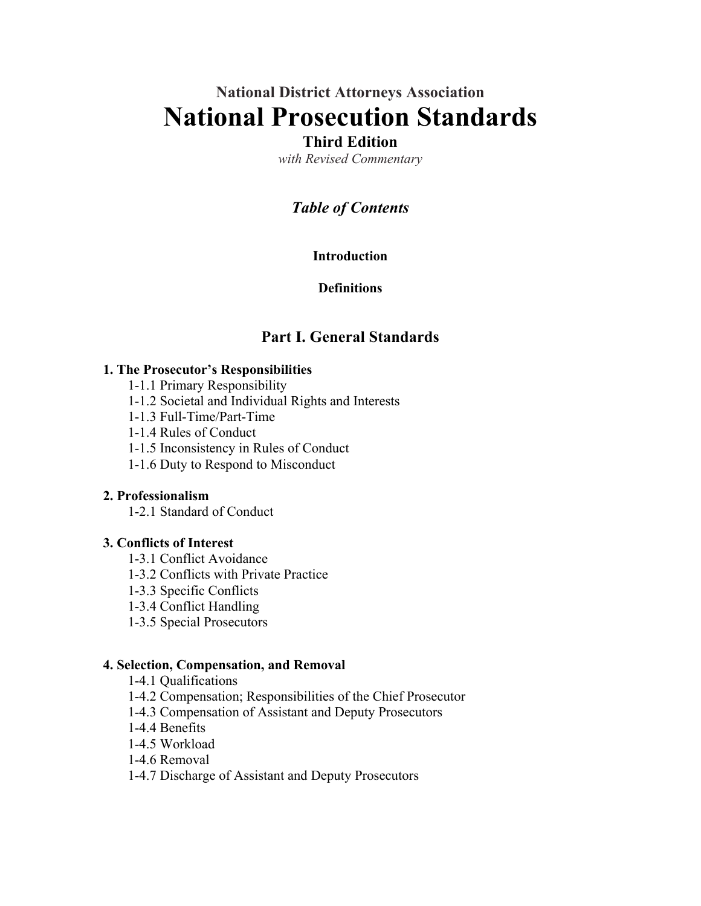**National District Attorneys Association**

# National Prosecution Standards

**Third Edition**

*with Revised Commentary*

## *Table of Contents*

**Introduction**

**Definitions**

## Part I. General Standards

**1. The Prosecutor's Responsibilities**

- 1-1.1 Primary Responsibility
- 1-1.2 Societal and Individual Rights and Interests
- 1-1.3 Full-Time/Part-Time
- 1-1.4 Rules of Conduct
- 1-1.5 Inconsistency in Rules of Conduct
- 1-1.6 Duty to Respond to Misconduct

**2. Professionalism**

- 1-2.1 Standard of Conduct

**3. Conflicts of Interest**

- 1-3.1 Conflict Avoidance
- 1-3.2 Conflicts with Private Practice
- 1-3.3 Specific Conflicts
- 1-3.4 Conflict Handling
- 1-3.5 Special Prosecutors

**4. Selection, Compensation, and Removal**

- 1-4.1 Qualifications
- 1-4.2 Compensation; Responsibilities of the Chief Prosecutor
- 1-4.3 Compensation of Assistant and Deputy Prosecutors
- 1-4.4 Benefits
- 1-4.5 Workload
- 1-4.6 Removal
- 1-4.7 Discharge of Assistant and Deputy Prosecutors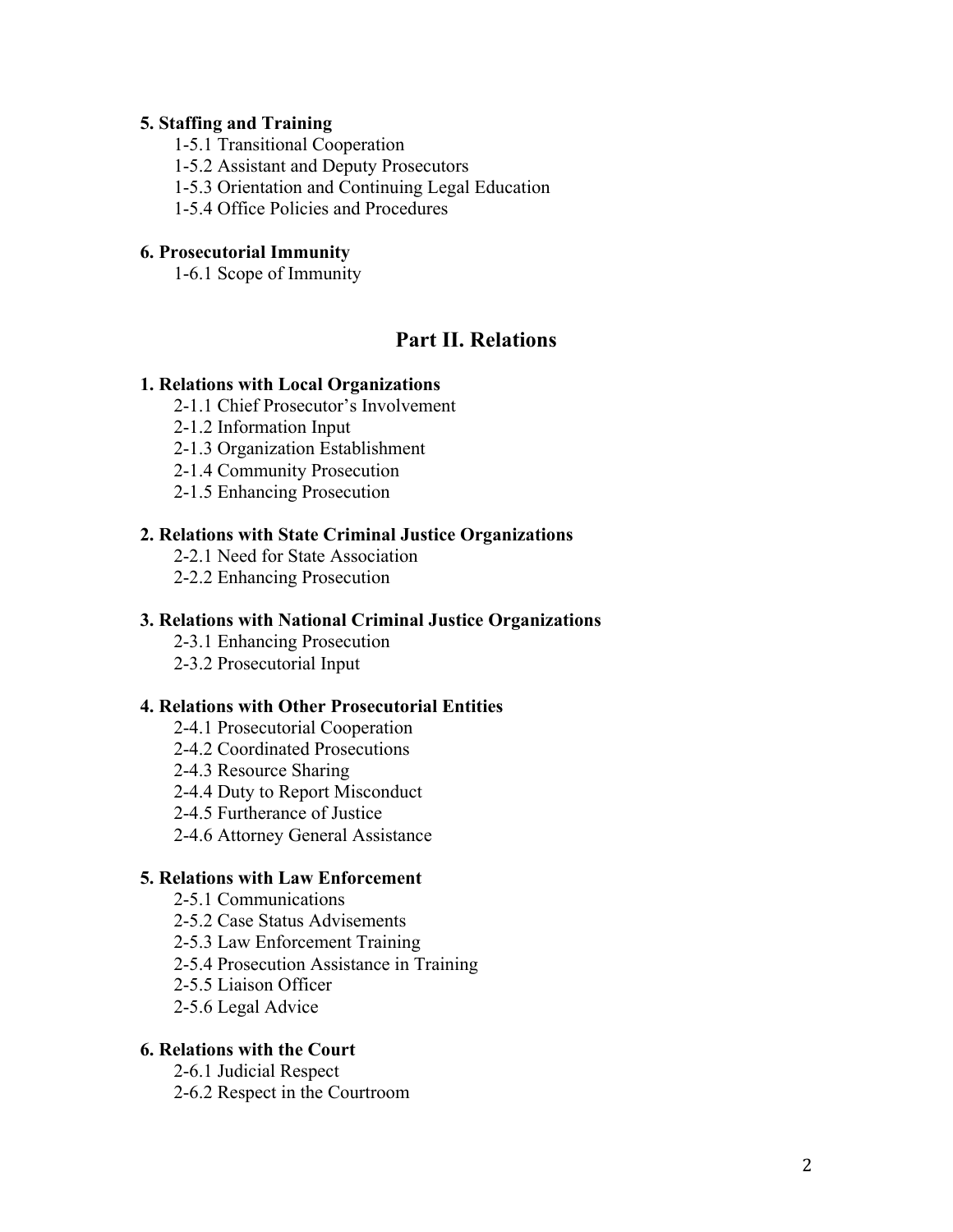**5. Staffing and Training**

1-5.1 Transitional Cooperation
1-5.2 Assistant and Deputy Prosecutors
1-5.3 Orientation and Continuing Legal Education
1-5.4 Office Policies and Procedures

**6. Prosecutorial Immunity**

1-6.1 Scope of Immunity

## Part II. Relations

**1. Relations with Local Organizations**

2-1.1 Chief Prosecutor's Involvement
2-1.2 Information Input
2-1.3 Organization Establishment
2-1.4 Community Prosecution
2-1.5 Enhancing Prosecution

**2. Relations with State Criminal Justice Organizations**

2-2.1 Need for State Association
2-2.2 Enhancing Prosecution

**3. Relations with National Criminal Justice Organizations**

2-3.1 Enhancing Prosecution
2-3.2 Prosecutorial Input

**4. Relations with Other Prosecutorial Entities**

2-4.1 Prosecutorial Cooperation
2-4.2 Coordinated Prosecutions
2-4.3 Resource Sharing
2-4.4 Duty to Report Misconduct
2-4.5 Furtherance of Justice
2-4.6 Attorney General Assistance

**5. Relations with Law Enforcement**

2-5.1 Communications
2-5.2 Case Status Advisements
2-5.3 Law Enforcement Training
2-5.4 Prosecution Assistance in Training
2-5.5 Liaison Officer
2-5.6 Legal Advice

**6. Relations with the Court**

2-6.1 Judicial Respect
2-6.2 Respect in the Courtroom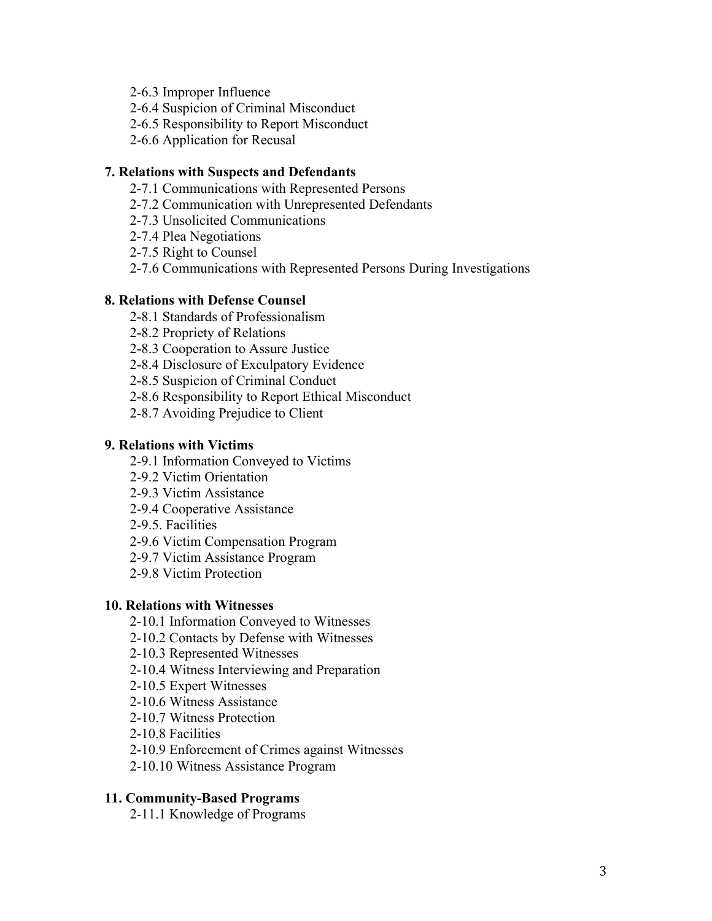- 2-6.3 Improper Influence
- 2-6.4 Suspicion of Criminal Misconduct
- 2-6.5 Responsibility to Report Misconduct
- 2-6.6 Application for Recusal

**7. Relations with Suspects and Defendants**

- 2-7.1 Communications with Represented Persons
- 2-7.2 Communication with Unrepresented Defendants
- 2-7.3 Unsolicited Communications
- 2-7.4 Plea Negotiations
- 2-7.5 Right to Counsel
- 2-7.6 Communications with Represented Persons During Investigations

**8. Relations with Defense Counsel**

- 2-8.1 Standards of Professionalism
- 2-8.2 Propriety of Relations
- 2-8.3 Cooperation to Assure Justice
- 2-8.4 Disclosure of Exculpatory Evidence
- 2-8.5 Suspicion of Criminal Conduct
- 2-8.6 Responsibility to Report Ethical Misconduct
- 2-8.7 Avoiding Prejudice to Client

**9. Relations with Victims**

- 2-9.1 Information Conveyed to Victims
- 2-9.2 Victim Orientation
- 2-9.3 Victim Assistance
- 2-9.4 Cooperative Assistance
- 2-9.5. Facilities
- 2-9.6 Victim Compensation Program
- 2-9.7 Victim Assistance Program
- 2-9.8 Victim Protection

**10. Relations with Witnesses**

- 2-10.1 Information Conveyed to Witnesses
- 2-10.2 Contacts by Defense with Witnesses
- 2-10.3 Represented Witnesses
- 2-10.4 Witness Interviewing and Preparation
- 2-10.5 Expert Witnesses
- 2-10.6 Witness Assistance
- 2-10.7 Witness Protection
- 2-10.8 Facilities
- 2-10.9 Enforcement of Crimes against Witnesses
- 2-10.10 Witness Assistance Program

**11. Community-Based Programs**

- 2-11.1 Knowledge of Programs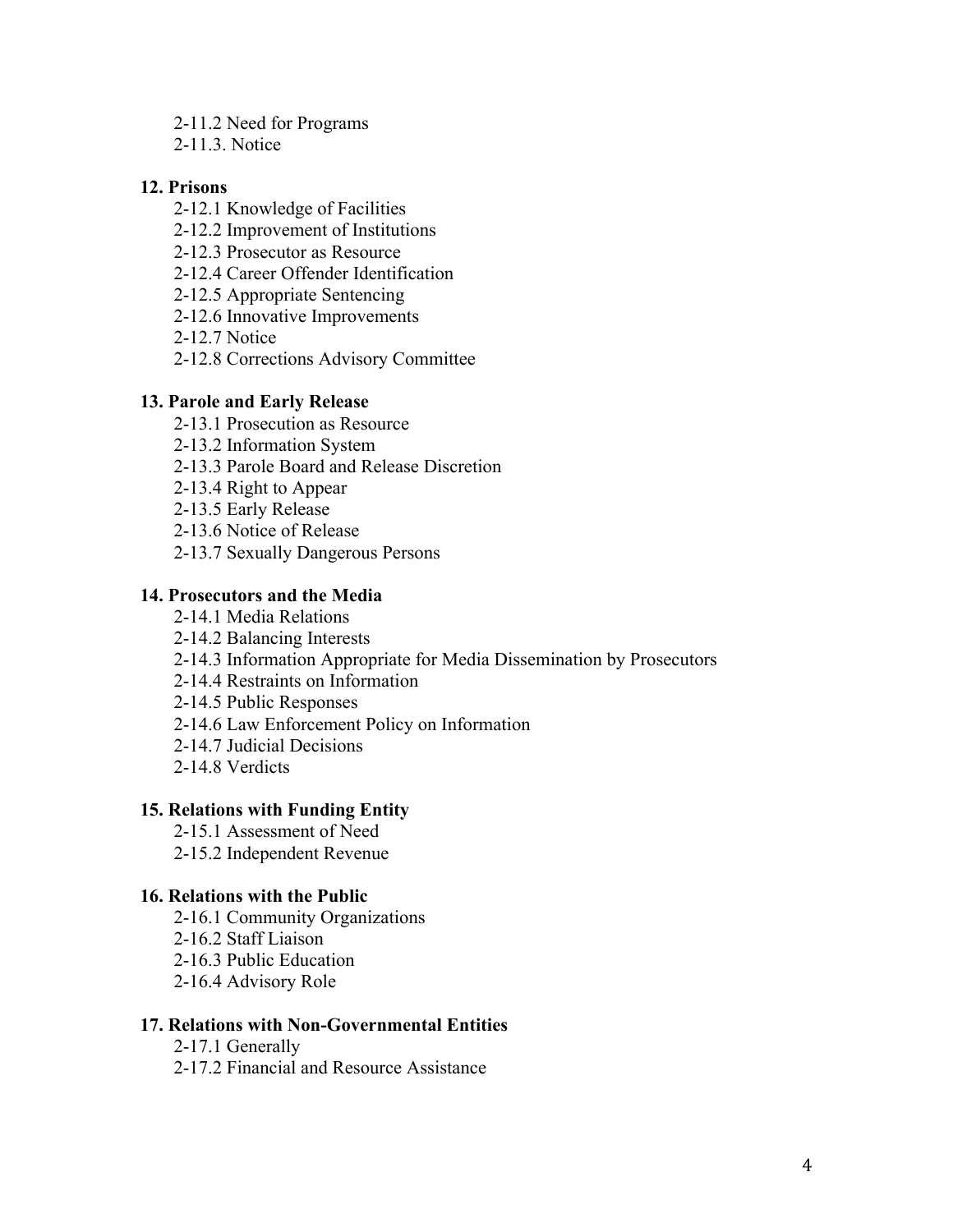2-11.2 Need for Programs
2-11.3. Notice

**12. Prisons**

2-12.1 Knowledge of Facilities
2-12.2 Improvement of Institutions
2-12.3 Prosecutor as Resource
2-12.4 Career Offender Identification
2-12.5 Appropriate Sentencing
2-12.6 Innovative Improvements
2-12.7 Notice
2-12.8 Corrections Advisory Committee

**13. Parole and Early Release**

2-13.1 Prosecution as Resource
2-13.2 Information System
2-13.3 Parole Board and Release Discretion
2-13.4 Right to Appear
2-13.5 Early Release
2-13.6 Notice of Release
2-13.7 Sexually Dangerous Persons

**14. Prosecutors and the Media**

2-14.1 Media Relations
2-14.2 Balancing Interests
2-14.3 Information Appropriate for Media Dissemination by Prosecutors
2-14.4 Restraints on Information
2-14.5 Public Responses
2-14.6 Law Enforcement Policy on Information
2-14.7 Judicial Decisions
2-14.8 Verdicts

**15. Relations with Funding Entity**

2-15.1 Assessment of Need
2-15.2 Independent Revenue

**16. Relations with the Public**

2-16.1 Community Organizations
2-16.2 Staff Liaison
2-16.3 Public Education
2-16.4 Advisory Role

**17. Relations with Non-Governmental Entities**

2-17.1 Generally
2-17.2 Financial and Resource Assistance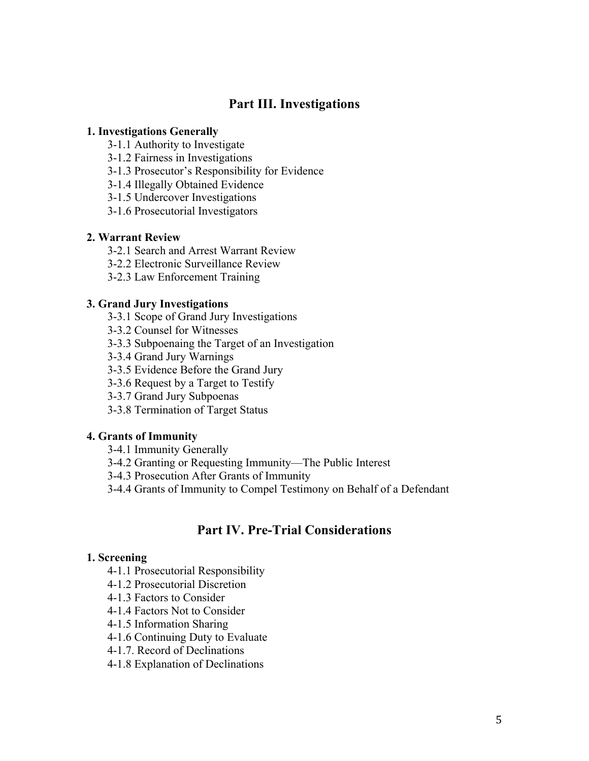## Part III. Investigations

**1. Investigations Generally**

- 3-1.1 Authority to Investigate
- 3-1.2 Fairness in Investigations
- 3-1.3 Prosecutor's Responsibility for Evidence
- 3-1.4 Illegally Obtained Evidence
- 3-1.5 Undercover Investigations
- 3-1.6 Prosecutorial Investigators

**2. Warrant Review**

- 3-2.1 Search and Arrest Warrant Review
- 3-2.2 Electronic Surveillance Review
- 3-2.3 Law Enforcement Training

**3. Grand Jury Investigations**

- 3-3.1 Scope of Grand Jury Investigations
- 3-3.2 Counsel for Witnesses
- 3-3.3 Subpoenaing the Target of an Investigation
- 3-3.4 Grand Jury Warnings
- 3-3.5 Evidence Before the Grand Jury
- 3-3.6 Request by a Target to Testify
- 3-3.7 Grand Jury Subpoenas
- 3-3.8 Termination of Target Status

**4. Grants of Immunity**

- 3-4.1 Immunity Generally
- 3-4.2 Granting or Requesting Immunity—The Public Interest
- 3-4.3 Prosecution After Grants of Immunity
- 3-4.4 Grants of Immunity to Compel Testimony on Behalf of a Defendant

## Part IV. Pre-Trial Considerations

**1. Screening**

- 4-1.1 Prosecutorial Responsibility
- 4-1.2 Prosecutorial Discretion
- 4-1.3 Factors to Consider
- 4-1.4 Factors Not to Consider
- 4-1.5 Information Sharing
- 4-1.6 Continuing Duty to Evaluate
- 4-1.7. Record of Declinations
- 4-1.8 Explanation of Declinations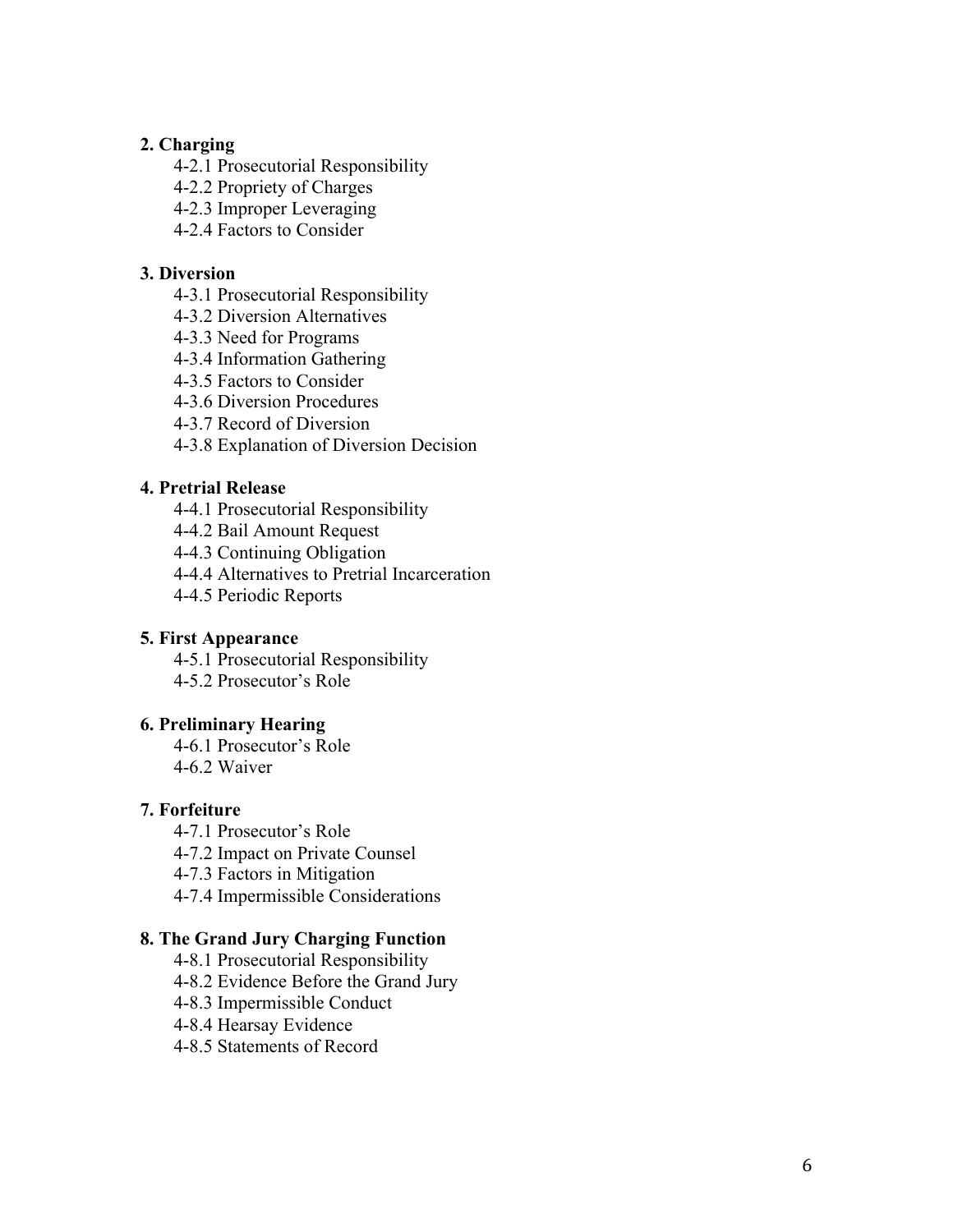**2. Charging**

- 4-2.1 Prosecutorial Responsibility
- 4-2.2 Propriety of Charges
- 4-2.3 Improper Leveraging
- 4-2.4 Factors to Consider

**3. Diversion**

- 4-3.1 Prosecutorial Responsibility
- 4-3.2 Diversion Alternatives
- 4-3.3 Need for Programs
- 4-3.4 Information Gathering
- 4-3.5 Factors to Consider
- 4-3.6 Diversion Procedures
- 4-3.7 Record of Diversion
- 4-3.8 Explanation of Diversion Decision

**4. Pretrial Release**

- 4-4.1 Prosecutorial Responsibility
- 4-4.2 Bail Amount Request
- 4-4.3 Continuing Obligation
- 4-4.4 Alternatives to Pretrial Incarceration
- 4-4.5 Periodic Reports

**5. First Appearance**

- 4-5.1 Prosecutorial Responsibility
- 4-5.2 Prosecutor's Role

**6. Preliminary Hearing**

- 4-6.1 Prosecutor's Role
- 4-6.2 Waiver

**7. Forfeiture**

- 4-7.1 Prosecutor's Role
- 4-7.2 Impact on Private Counsel
- 4-7.3 Factors in Mitigation
- 4-7.4 Impermissible Considerations

**8. The Grand Jury Charging Function**

- 4-8.1 Prosecutorial Responsibility
- 4-8.2 Evidence Before the Grand Jury
- 4-8.3 Impermissible Conduct
- 4-8.4 Hearsay Evidence
- 4-8.5 Statements of Record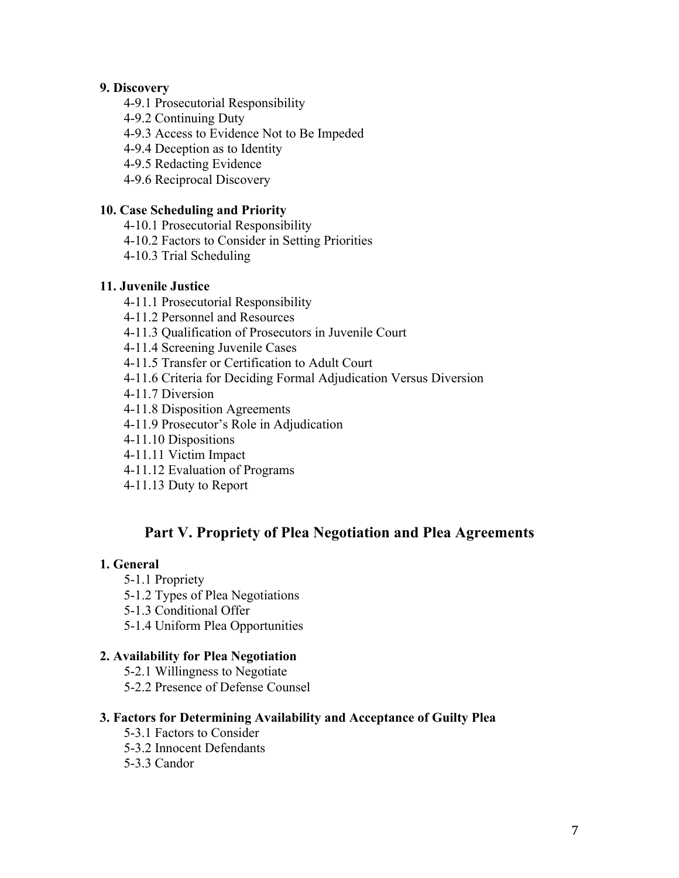**9. Discovery**

- 4-9.1 Prosecutorial Responsibility
- 4-9.2 Continuing Duty
- 4-9.3 Access to Evidence Not to Be Impeded
- 4-9.4 Deception as to Identity
- 4-9.5 Redacting Evidence
- 4-9.6 Reciprocal Discovery

**10. Case Scheduling and Priority**

- 4-10.1 Prosecutorial Responsibility
- 4-10.2 Factors to Consider in Setting Priorities
- 4-10.3 Trial Scheduling

**11. Juvenile Justice**

- 4-11.1 Prosecutorial Responsibility
- 4-11.2 Personnel and Resources
- 4-11.3 Qualification of Prosecutors in Juvenile Court
- 4-11.4 Screening Juvenile Cases
- 4-11.5 Transfer or Certification to Adult Court
- 4-11.6 Criteria for Deciding Formal Adjudication Versus Diversion
- 4-11.7 Diversion
- 4-11.8 Disposition Agreements
- 4-11.9 Prosecutor's Role in Adjudication
- 4-11.10 Dispositions
- 4-11.11 Victim Impact
- 4-11.12 Evaluation of Programs
- 4-11.13 Duty to Report

## Part V. Propriety of Plea Negotiation and Plea Agreements

**1. General**

- 5-1.1 Propriety
- 5-1.2 Types of Plea Negotiations
- 5-1.3 Conditional Offer
- 5-1.4 Uniform Plea Opportunities

**2. Availability for Plea Negotiation**

- 5-2.1 Willingness to Negotiate
- 5-2.2 Presence of Defense Counsel

**3. Factors for Determining Availability and Acceptance of Guilty Plea**

- 5-3.1 Factors to Consider
- 5-3.2 Innocent Defendants
- 5-3.3 Candor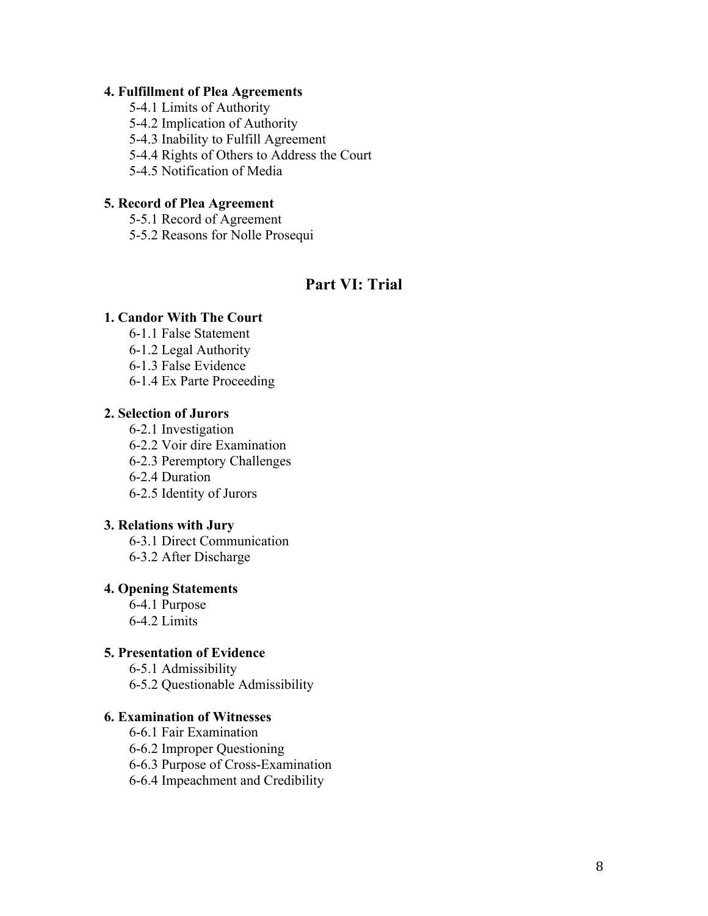**4. Fulfillment of Plea Agreements**

- 5-4.1 Limits of Authority
- 5-4.2 Implication of Authority
- 5-4.3 Inability to Fulfill Agreement
- 5-4.4 Rights of Others to Address the Court
- 5-4.5 Notification of Media

**5. Record of Plea Agreement**

- 5-5.1 Record of Agreement
- 5-5.2 Reasons for Nolle Prosequi

## Part VI: Trial

**1. Candor With The Court**

- 6-1.1 False Statement
- 6-1.2 Legal Authority
- 6-1.3 False Evidence
- 6-1.4 Ex Parte Proceeding

**2. Selection of Jurors**

- 6-2.1 Investigation
- 6-2.2 Voir dire Examination
- 6-2.3 Peremptory Challenges
- 6-2.4 Duration
- 6-2.5 Identity of Jurors

**3. Relations with Jury**

- 6-3.1 Direct Communication
- 6-3.2 After Discharge

**4. Opening Statements**

- 6-4.1 Purpose
- 6-4.2 Limits

**5. Presentation of Evidence**

- 6-5.1 Admissibility
- 6-5.2 Questionable Admissibility

**6. Examination of Witnesses**

- 6-6.1 Fair Examination
- 6-6.2 Improper Questioning
- 6-6.3 Purpose of Cross-Examination
- 6-6.4 Impeachment and Credibility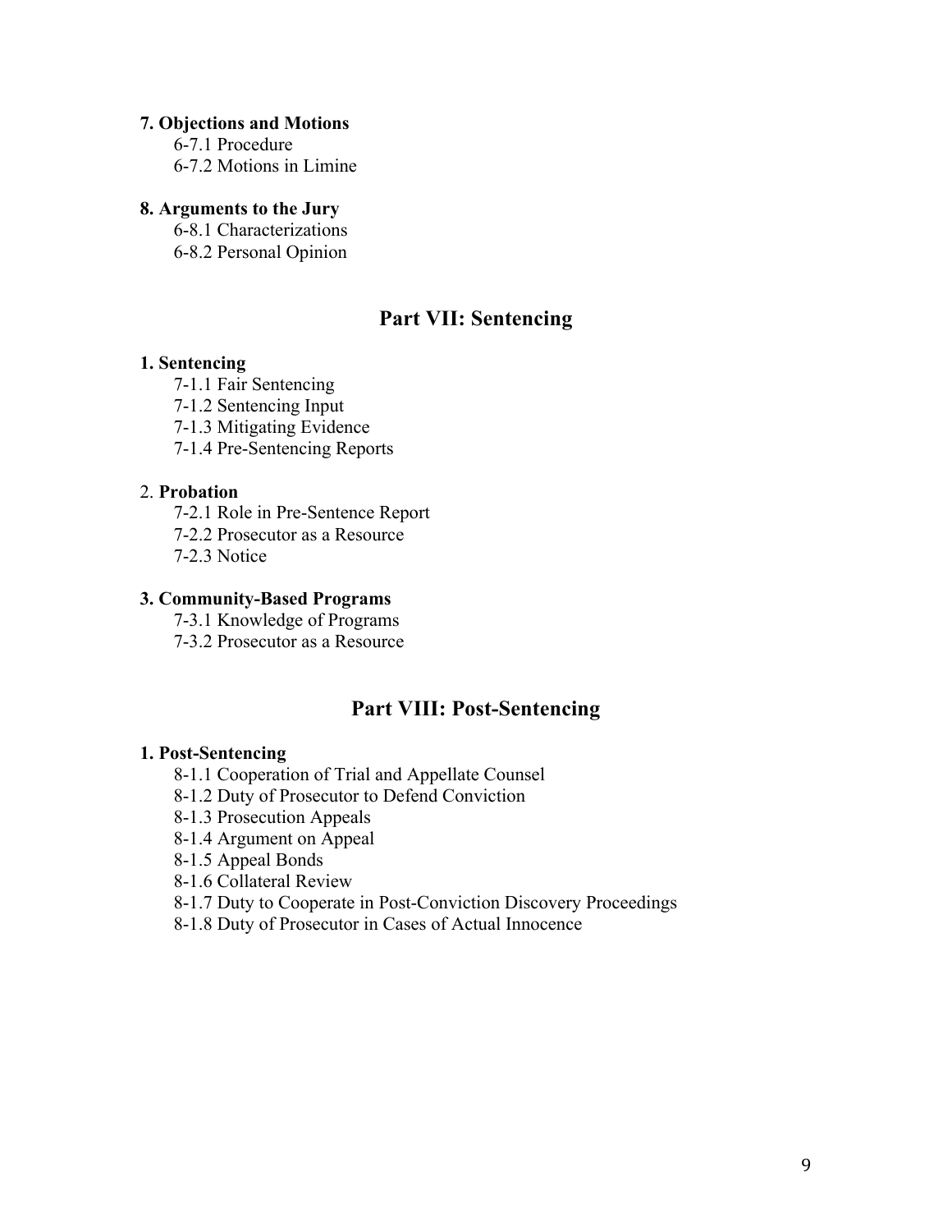**7. Objections and Motions**

6-7.1 Procedure
6-7.2 Motions in Limine

**8. Arguments to the Jury**

6-8.1 Characterizations
6-8.2 Personal Opinion

## Part VII: Sentencing

**1. Sentencing**

7-1.1 Fair Sentencing
7-1.2 Sentencing Input
7-1.3 Mitigating Evidence
7-1.4 Pre-Sentencing Reports

2. **Probation**

7-2.1 Role in Pre-Sentence Report
7-2.2 Prosecutor as a Resource
7-2.3 Notice

**3. Community-Based Programs**

7-3.1 Knowledge of Programs
7-3.2 Prosecutor as a Resource

## Part VIII: Post-Sentencing

**1. Post-Sentencing**

8-1.1 Cooperation of Trial and Appellate Counsel
8-1.2 Duty of Prosecutor to Defend Conviction
8-1.3 Prosecution Appeals
8-1.4 Argument on Appeal
8-1.5 Appeal Bonds
8-1.6 Collateral Review
8-1.7 Duty to Cooperate in Post-Conviction Discovery Proceedings
8-1.8 Duty of Prosecutor in Cases of Actual Innocence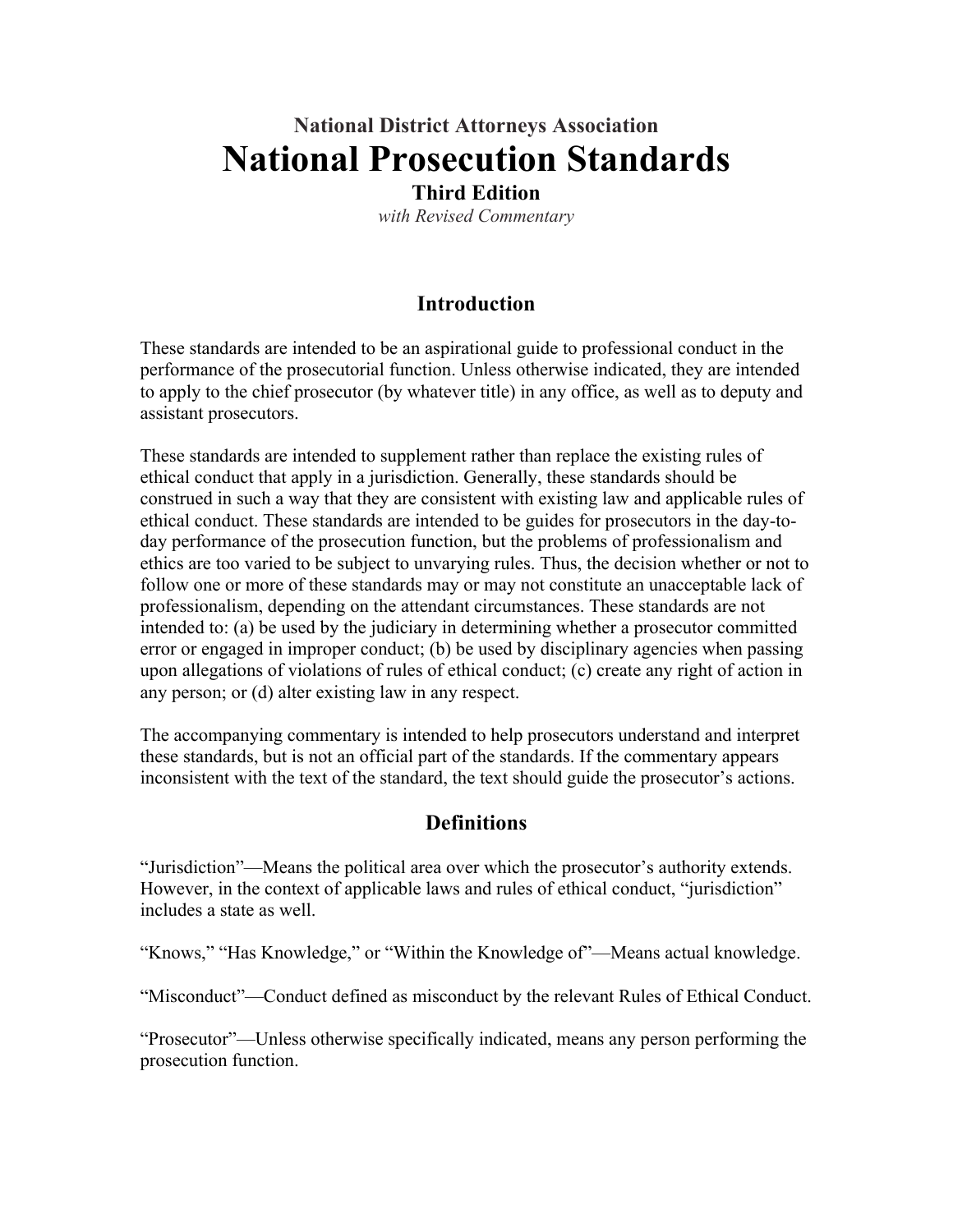**National District Attorneys Association**

# National Prosecution Standards

**Third Edition**

*with Revised Commentary*

## Introduction

These standards are intended to be an aspirational guide to professional conduct in the performance of the prosecutorial function. Unless otherwise indicated, they are intended to apply to the chief prosecutor (by whatever title) in any office, as well as to deputy and assistant prosecutors.

These standards are intended to supplement rather than replace the existing rules of ethical conduct that apply in a jurisdiction. Generally, these standards should be construed in such a way that they are consistent with existing law and applicable rules of ethical conduct. These standards are intended to be guides for prosecutors in the day-to-day performance of the prosecution function, but the problems of professionalism and ethics are too varied to be subject to unvarying rules. Thus, the decision whether or not to follow one or more of these standards may or may not constitute an unacceptable lack of professionalism, depending on the attendant circumstances. These standards are not intended to: (a) be used by the judiciary in determining whether a prosecutor committed error or engaged in improper conduct; (b) be used by disciplinary agencies when passing upon allegations of violations of rules of ethical conduct; (c) create any right of action in any person; or (d) alter existing law in any respect.

The accompanying commentary is intended to help prosecutors understand and interpret these standards, but is not an official part of the standards. If the commentary appears inconsistent with the text of the standard, the text should guide the prosecutor's actions.

## Definitions

"Jurisdiction"—Means the political area over which the prosecutor's authority extends. However, in the context of applicable laws and rules of ethical conduct, "jurisdiction" includes a state as well.

"Knows," "Has Knowledge," or "Within the Knowledge of"—Means actual knowledge.

"Misconduct"—Conduct defined as misconduct by the relevant Rules of Ethical Conduct.

"Prosecutor"—Unless otherwise specifically indicated, means any person performing the prosecution function.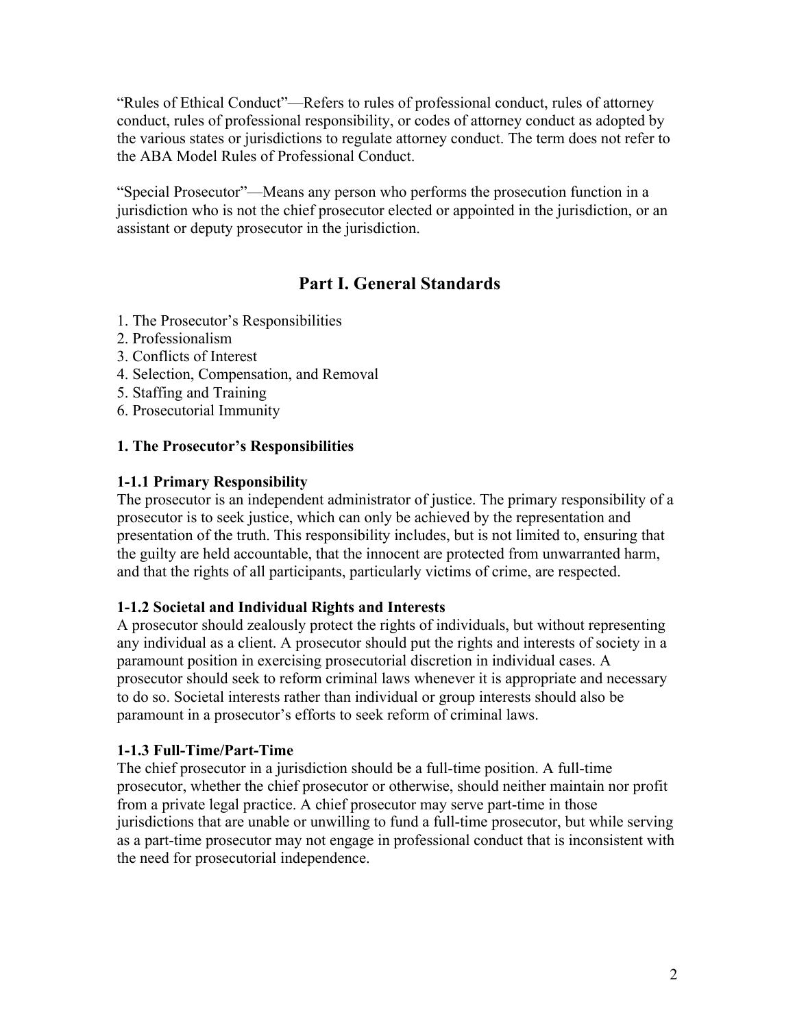"Rules of Ethical Conduct"—Refers to rules of professional conduct, rules of attorney conduct, rules of professional responsibility, or codes of attorney conduct as adopted by the various states or jurisdictions to regulate attorney conduct. The term does not refer to the ABA Model Rules of Professional Conduct.

"Special Prosecutor"—Means any person who performs the prosecution function in a jurisdiction who is not the chief prosecutor elected or appointed in the jurisdiction, or an assistant or deputy prosecutor in the jurisdiction.

## Part I. General Standards

1. The Prosecutor's Responsibilities
2. Professionalism
3. Conflicts of Interest
4. Selection, Compensation, and Removal
5. Staffing and Training
6. Prosecutorial Immunity

### 1. The Prosecutor's Responsibilities

#### 1-1.1 Primary Responsibility

The prosecutor is an independent administrator of justice. The primary responsibility of a prosecutor is to seek justice, which can only be achieved by the representation and presentation of the truth. This responsibility includes, but is not limited to, ensuring that the guilty are held accountable, that the innocent are protected from unwarranted harm, and that the rights of all participants, particularly victims of crime, are respected.

#### 1-1.2 Societal and Individual Rights and Interests

A prosecutor should zealously protect the rights of individuals, but without representing any individual as a client. A prosecutor should put the rights and interests of society in a paramount position in exercising prosecutorial discretion in individual cases. A prosecutor should seek to reform criminal laws whenever it is appropriate and necessary to do so. Societal interests rather than individual or group interests should also be paramount in a prosecutor's efforts to seek reform of criminal laws.

#### 1-1.3 Full-Time/Part-Time

The chief prosecutor in a jurisdiction should be a full-time position. A full-time prosecutor, whether the chief prosecutor or otherwise, should neither maintain nor profit from a private legal practice. A chief prosecutor may serve part-time in those jurisdictions that are unable or unwilling to fund a full-time prosecutor, but while serving as a part-time prosecutor may not engage in professional conduct that is inconsistent with the need for prosecutorial independence.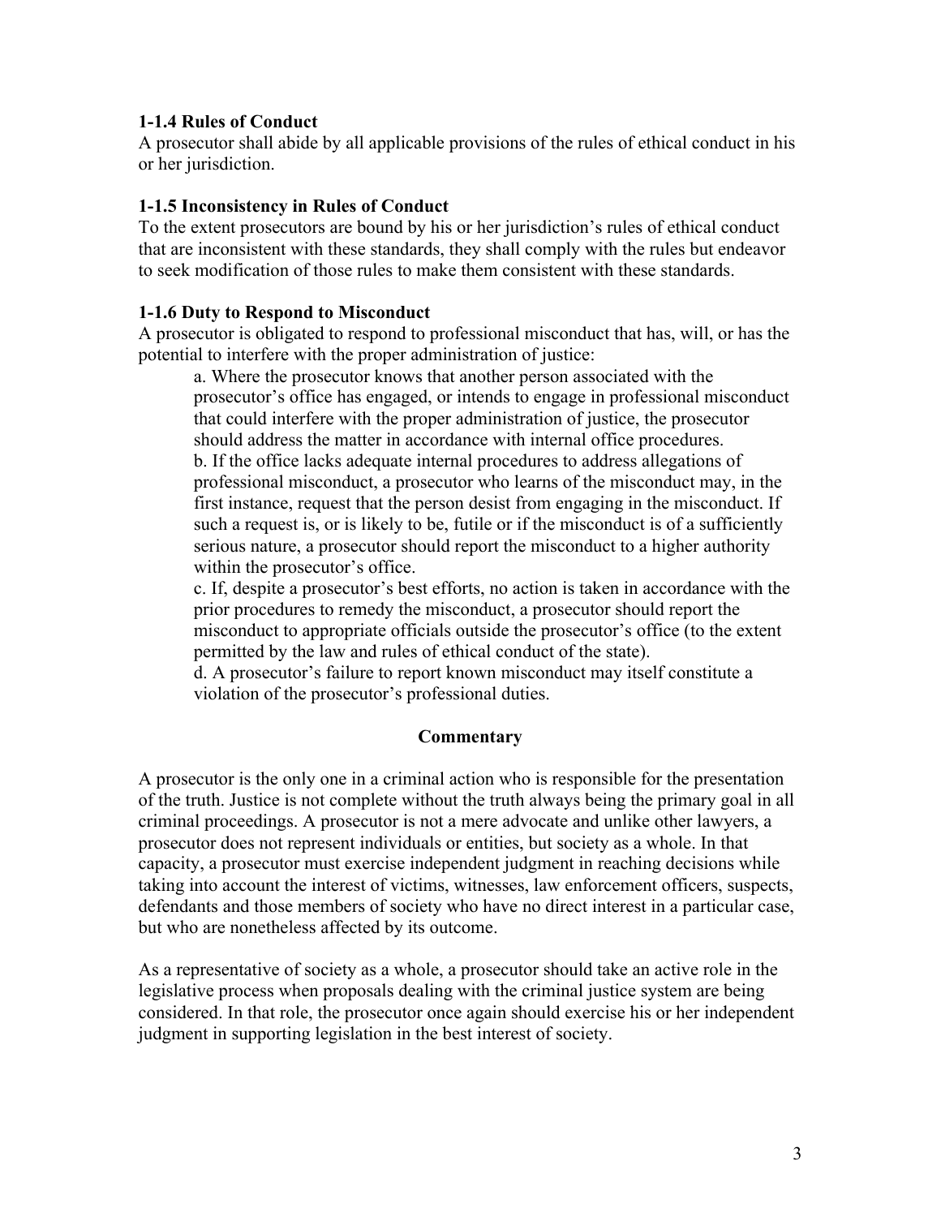**1-1.4 Rules of Conduct**
A prosecutor shall abide by all applicable provisions of the rules of ethical conduct in his or her jurisdiction.

**1-1.5 Inconsistency in Rules of Conduct**
To the extent prosecutors are bound by his or her jurisdiction's rules of ethical conduct that are inconsistent with these standards, they shall comply with the rules but endeavor to seek modification of those rules to make them consistent with these standards.

**1-1.6 Duty to Respond to Misconduct**
A prosecutor is obligated to respond to professional misconduct that has, will, or has the potential to interfere with the proper administration of justice:

a. Where the prosecutor knows that another person associated with the prosecutor's office has engaged, or intends to engage in professional misconduct that could interfere with the proper administration of justice, the prosecutor should address the matter in accordance with internal office procedures.

b. If the office lacks adequate internal procedures to address allegations of professional misconduct, a prosecutor who learns of the misconduct may, in the first instance, request that the person desist from engaging in the misconduct. If such a request is, or is likely to be, futile or if the misconduct is of a sufficiently serious nature, a prosecutor should report the misconduct to a higher authority within the prosecutor's office.

c. If, despite a prosecutor's best efforts, no action is taken in accordance with the prior procedures to remedy the misconduct, a prosecutor should report the misconduct to appropriate officials outside the prosecutor's office (to the extent permitted by the law and rules of ethical conduct of the state).

d. A prosecutor's failure to report known misconduct may itself constitute a violation of the prosecutor's professional duties.

**Commentary**

A prosecutor is the only one in a criminal action who is responsible for the presentation of the truth. Justice is not complete without the truth always being the primary goal in all criminal proceedings. A prosecutor is not a mere advocate and unlike other lawyers, a prosecutor does not represent individuals or entities, but society as a whole. In that capacity, a prosecutor must exercise independent judgment in reaching decisions while taking into account the interest of victims, witnesses, law enforcement officers, suspects, defendants and those members of society who have no direct interest in a particular case, but who are nonetheless affected by its outcome.

As a representative of society as a whole, a prosecutor should take an active role in the legislative process when proposals dealing with the criminal justice system are being considered. In that role, the prosecutor once again should exercise his or her independent judgment in supporting legislation in the best interest of society.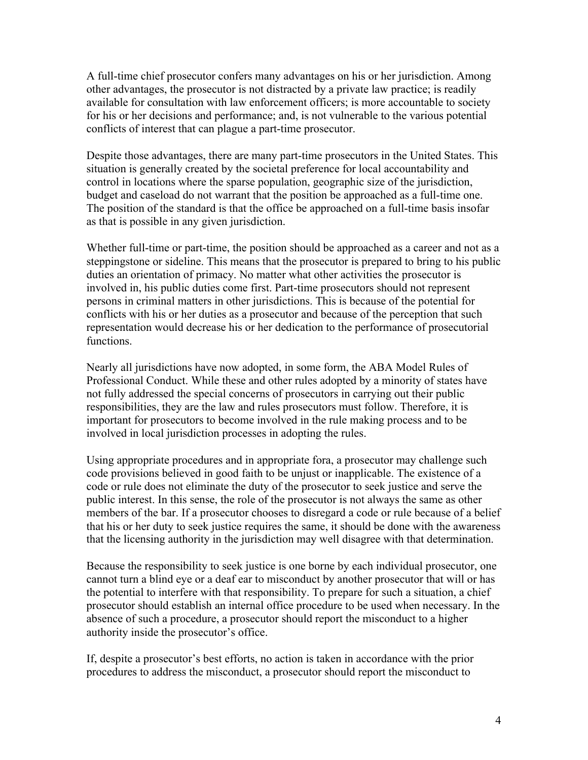A full-time chief prosecutor confers many advantages on his or her jurisdiction. Among other advantages, the prosecutor is not distracted by a private law practice; is readily available for consultation with law enforcement officers; is more accountable to society for his or her decisions and performance; and, is not vulnerable to the various potential conflicts of interest that can plague a part-time prosecutor.

Despite those advantages, there are many part-time prosecutors in the United States. This situation is generally created by the societal preference for local accountability and control in locations where the sparse population, geographic size of the jurisdiction, budget and caseload do not warrant that the position be approached as a full-time one. The position of the standard is that the office be approached on a full-time basis insofar as that is possible in any given jurisdiction.

Whether full-time or part-time, the position should be approached as a career and not as a steppingstone or sideline. This means that the prosecutor is prepared to bring to his public duties an orientation of primacy. No matter what other activities the prosecutor is involved in, his public duties come first. Part-time prosecutors should not represent persons in criminal matters in other jurisdictions. This is because of the potential for conflicts with his or her duties as a prosecutor and because of the perception that such representation would decrease his or her dedication to the performance of prosecutorial functions.

Nearly all jurisdictions have now adopted, in some form, the ABA Model Rules of Professional Conduct. While these and other rules adopted by a minority of states have not fully addressed the special concerns of prosecutors in carrying out their public responsibilities, they are the law and rules prosecutors must follow. Therefore, it is important for prosecutors to become involved in the rule making process and to be involved in local jurisdiction processes in adopting the rules.

Using appropriate procedures and in appropriate fora, a prosecutor may challenge such code provisions believed in good faith to be unjust or inapplicable. The existence of a code or rule does not eliminate the duty of the prosecutor to seek justice and serve the public interest. In this sense, the role of the prosecutor is not always the same as other members of the bar. If a prosecutor chooses to disregard a code or rule because of a belief that his or her duty to seek justice requires the same, it should be done with the awareness that the licensing authority in the jurisdiction may well disagree with that determination.

Because the responsibility to seek justice is one borne by each individual prosecutor, one cannot turn a blind eye or a deaf ear to misconduct by another prosecutor that will or has the potential to interfere with that responsibility. To prepare for such a situation, a chief prosecutor should establish an internal office procedure to be used when necessary. In the absence of such a procedure, a prosecutor should report the misconduct to a higher authority inside the prosecutor's office.

If, despite a prosecutor's best efforts, no action is taken in accordance with the prior procedures to address the misconduct, a prosecutor should report the misconduct to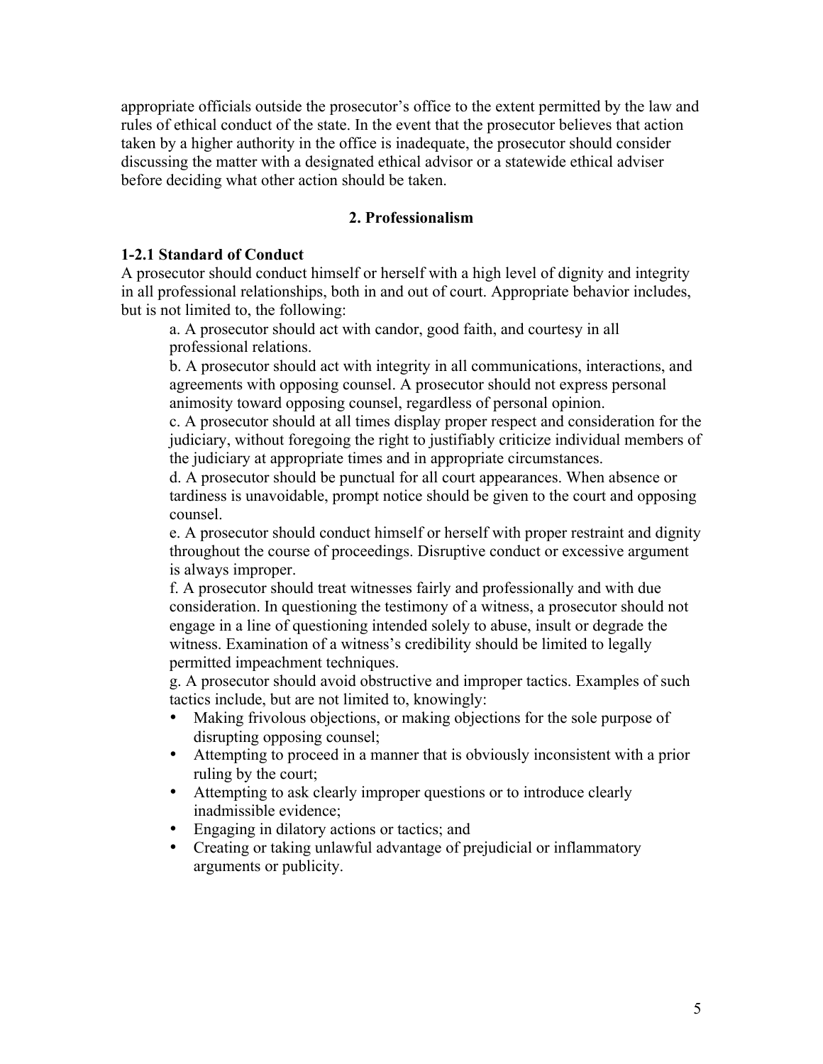appropriate officials outside the prosecutor's office to the extent permitted by the law and rules of ethical conduct of the state. In the event that the prosecutor believes that action taken by a higher authority in the office is inadequate, the prosecutor should consider discussing the matter with a designated ethical advisor or a statewide ethical adviser before deciding what other action should be taken.

## 2. Professionalism

### 1-2.1 Standard of Conduct

A prosecutor should conduct himself or herself with a high level of dignity and integrity in all professional relationships, both in and out of court. Appropriate behavior includes, but is not limited to, the following:

a. A prosecutor should act with candor, good faith, and courtesy in all professional relations.

b. A prosecutor should act with integrity in all communications, interactions, and agreements with opposing counsel. A prosecutor should not express personal animosity toward opposing counsel, regardless of personal opinion.

c. A prosecutor should at all times display proper respect and consideration for the judiciary, without foregoing the right to justifiably criticize individual members of the judiciary at appropriate times and in appropriate circumstances.

d. A prosecutor should be punctual for all court appearances. When absence or tardiness is unavoidable, prompt notice should be given to the court and opposing counsel.

e. A prosecutor should conduct himself or herself with proper restraint and dignity throughout the course of proceedings. Disruptive conduct or excessive argument is always improper.

f. A prosecutor should treat witnesses fairly and professionally and with due consideration. In questioning the testimony of a witness, a prosecutor should not engage in a line of questioning intended solely to abuse, insult or degrade the witness. Examination of a witness's credibility should be limited to legally permitted impeachment techniques.

g. A prosecutor should avoid obstructive and improper tactics. Examples of such tactics include, but are not limited to, knowingly:

- Making frivolous objections, or making objections for the sole purpose of disrupting opposing counsel;
- Attempting to proceed in a manner that is obviously inconsistent with a prior ruling by the court;
- Attempting to ask clearly improper questions or to introduce clearly inadmissible evidence;
- Engaging in dilatory actions or tactics; and
- Creating or taking unlawful advantage of prejudicial or inflammatory arguments or publicity.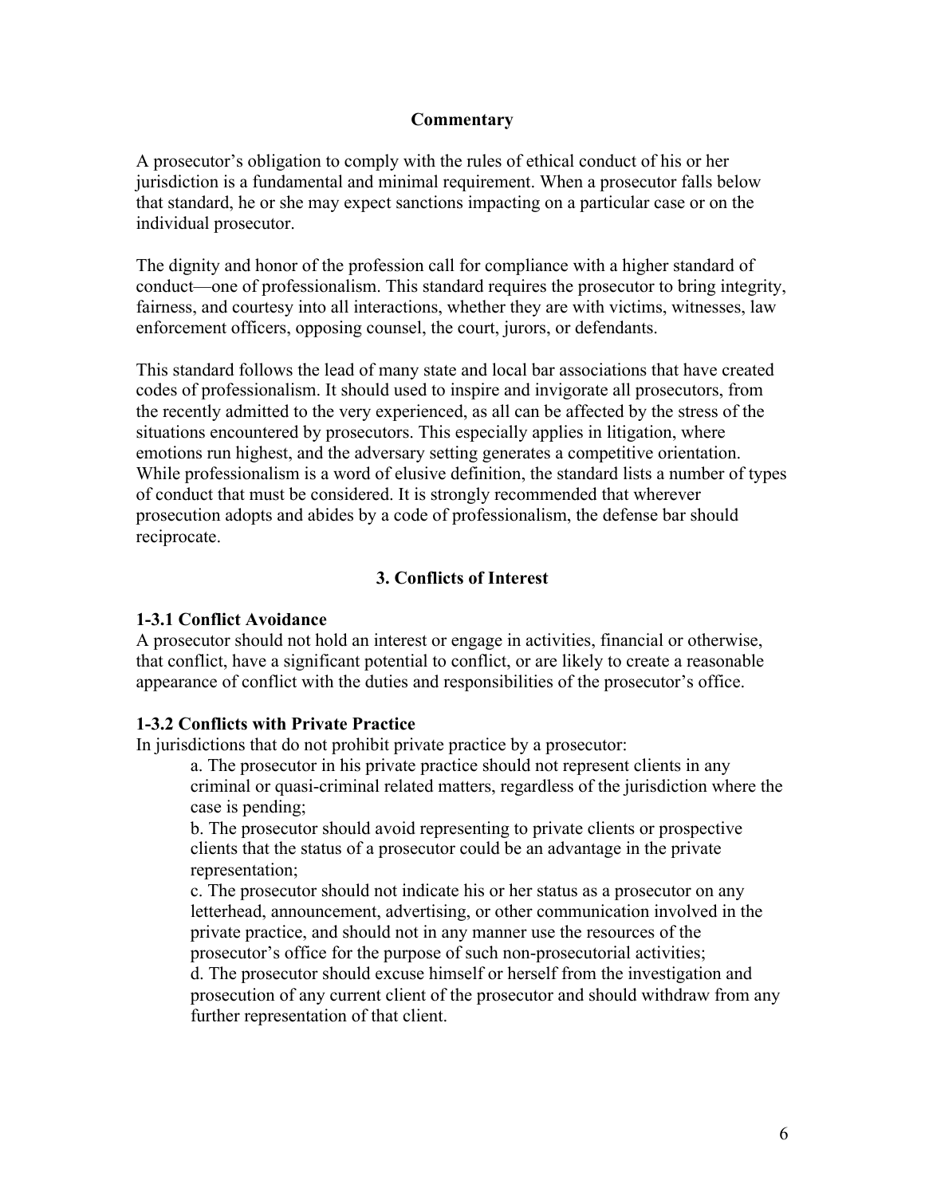**Commentary**

A prosecutor's obligation to comply with the rules of ethical conduct of his or her jurisdiction is a fundamental and minimal requirement. When a prosecutor falls below that standard, he or she may expect sanctions impacting on a particular case or on the individual prosecutor.

The dignity and honor of the profession call for compliance with a higher standard of conduct—one of professionalism. This standard requires the prosecutor to bring integrity, fairness, and courtesy into all interactions, whether they are with victims, witnesses, law enforcement officers, opposing counsel, the court, jurors, or defendants.

This standard follows the lead of many state and local bar associations that have created codes of professionalism. It should used to inspire and invigorate all prosecutors, from the recently admitted to the very experienced, as all can be affected by the stress of the situations encountered by prosecutors. This especially applies in litigation, where emotions run highest, and the adversary setting generates a competitive orientation. While professionalism is a word of elusive definition, the standard lists a number of types of conduct that must be considered. It is strongly recommended that wherever prosecution adopts and abides by a code of professionalism, the defense bar should reciprocate.

## 3. Conflicts of Interest

**1-3.1 Conflict Avoidance**
A prosecutor should not hold an interest or engage in activities, financial or otherwise, that conflict, have a significant potential to conflict, or are likely to create a reasonable appearance of conflict with the duties and responsibilities of the prosecutor's office.

**1-3.2 Conflicts with Private Practice**
In jurisdictions that do not prohibit private practice by a prosecutor:

a. The prosecutor in his private practice should not represent clients in any criminal or quasi-criminal related matters, regardless of the jurisdiction where the case is pending;

b. The prosecutor should avoid representing to private clients or prospective clients that the status of a prosecutor could be an advantage in the private representation;

c. The prosecutor should not indicate his or her status as a prosecutor on any letterhead, announcement, advertising, or other communication involved in the private practice, and should not in any manner use the resources of the prosecutor's office for the purpose of such non-prosecutorial activities;

d. The prosecutor should excuse himself or herself from the investigation and prosecution of any current client of the prosecutor and should withdraw from any further representation of that client.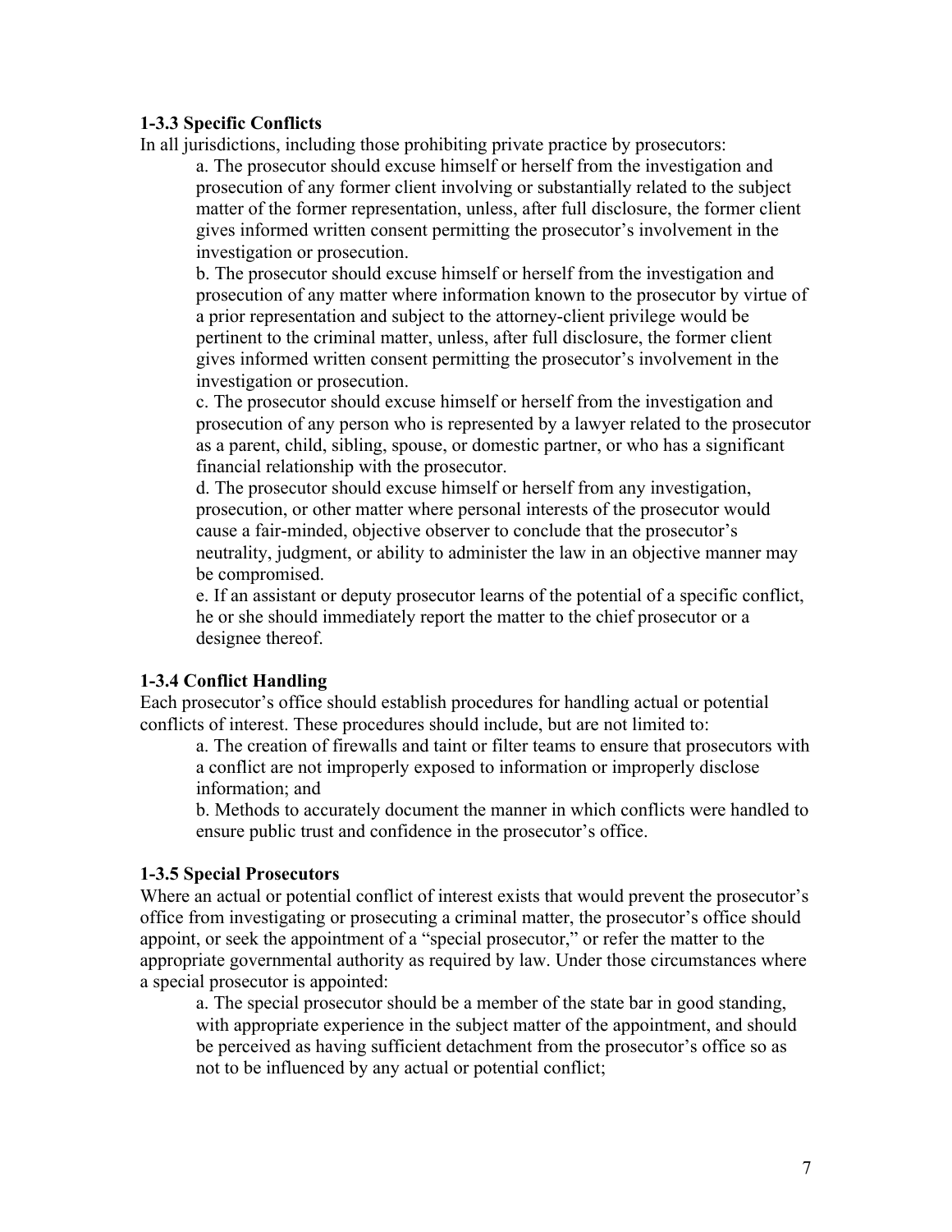**1-3.3 Specific Conflicts**

In all jurisdictions, including those prohibiting private practice by prosecutors:

a. The prosecutor should excuse himself or herself from the investigation and prosecution of any former client involving or substantially related to the subject matter of the former representation, unless, after full disclosure, the former client gives informed written consent permitting the prosecutor's involvement in the investigation or prosecution.

b. The prosecutor should excuse himself or herself from the investigation and prosecution of any matter where information known to the prosecutor by virtue of a prior representation and subject to the attorney-client privilege would be pertinent to the criminal matter, unless, after full disclosure, the former client gives informed written consent permitting the prosecutor's involvement in the investigation or prosecution.

c. The prosecutor should excuse himself or herself from the investigation and prosecution of any person who is represented by a lawyer related to the prosecutor as a parent, child, sibling, spouse, or domestic partner, or who has a significant financial relationship with the prosecutor.

d. The prosecutor should excuse himself or herself from any investigation, prosecution, or other matter where personal interests of the prosecutor would cause a fair-minded, objective observer to conclude that the prosecutor's neutrality, judgment, or ability to administer the law in an objective manner may be compromised.

e. If an assistant or deputy prosecutor learns of the potential of a specific conflict, he or she should immediately report the matter to the chief prosecutor or a designee thereof.

**1-3.4 Conflict Handling**

Each prosecutor's office should establish procedures for handling actual or potential conflicts of interest. These procedures should include, but are not limited to:

a. The creation of firewalls and taint or filter teams to ensure that prosecutors with a conflict are not improperly exposed to information or improperly disclose information; and

b. Methods to accurately document the manner in which conflicts were handled to ensure public trust and confidence in the prosecutor's office.

**1-3.5 Special Prosecutors**

Where an actual or potential conflict of interest exists that would prevent the prosecutor's office from investigating or prosecuting a criminal matter, the prosecutor's office should appoint, or seek the appointment of a "special prosecutor," or refer the matter to the appropriate governmental authority as required by law. Under those circumstances where a special prosecutor is appointed:

a. The special prosecutor should be a member of the state bar in good standing, with appropriate experience in the subject matter of the appointment, and should be perceived as having sufficient detachment from the prosecutor's office so as not to be influenced by any actual or potential conflict;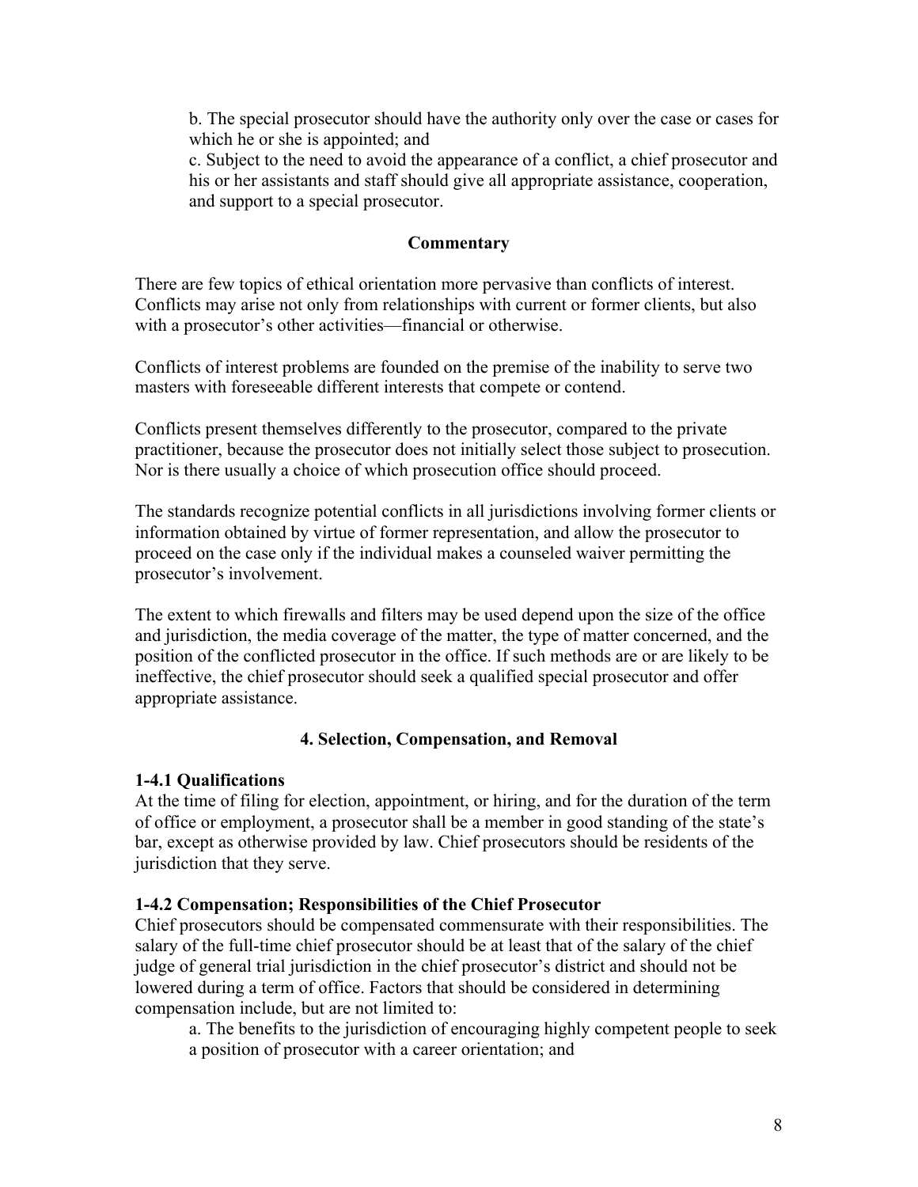b. The special prosecutor should have the authority only over the case or cases for which he or she is appointed; and

c. Subject to the need to avoid the appearance of a conflict, a chief prosecutor and his or her assistants and staff should give all appropriate assistance, cooperation, and support to a special prosecutor.

**Commentary**

There are few topics of ethical orientation more pervasive than conflicts of interest. Conflicts may arise not only from relationships with current or former clients, but also with a prosecutor's other activities—financial or otherwise.

Conflicts of interest problems are founded on the premise of the inability to serve two masters with foreseeable different interests that compete or contend.

Conflicts present themselves differently to the prosecutor, compared to the private practitioner, because the prosecutor does not initially select those subject to prosecution. Nor is there usually a choice of which prosecution office should proceed.

The standards recognize potential conflicts in all jurisdictions involving former clients or information obtained by virtue of former representation, and allow the prosecutor to proceed on the case only if the individual makes a counseled waiver permitting the prosecutor's involvement.

The extent to which firewalls and filters may be used depend upon the size of the office and jurisdiction, the media coverage of the matter, the type of matter concerned, and the position of the conflicted prosecutor in the office. If such methods are or are likely to be ineffective, the chief prosecutor should seek a qualified special prosecutor and offer appropriate assistance.

## 4. Selection, Compensation, and Removal

### 1-4.1 Qualifications

At the time of filing for election, appointment, or hiring, and for the duration of the term of office or employment, a prosecutor shall be a member in good standing of the state's bar, except as otherwise provided by law. Chief prosecutors should be residents of the jurisdiction that they serve.

### 1-4.2 Compensation; Responsibilities of the Chief Prosecutor

Chief prosecutors should be compensated commensurate with their responsibilities. The salary of the full-time chief prosecutor should be at least that of the salary of the chief judge of general trial jurisdiction in the chief prosecutor's district and should not be lowered during a term of office. Factors that should be considered in determining compensation include, but are not limited to:

a. The benefits to the jurisdiction of encouraging highly competent people to seek a position of prosecutor with a career orientation; and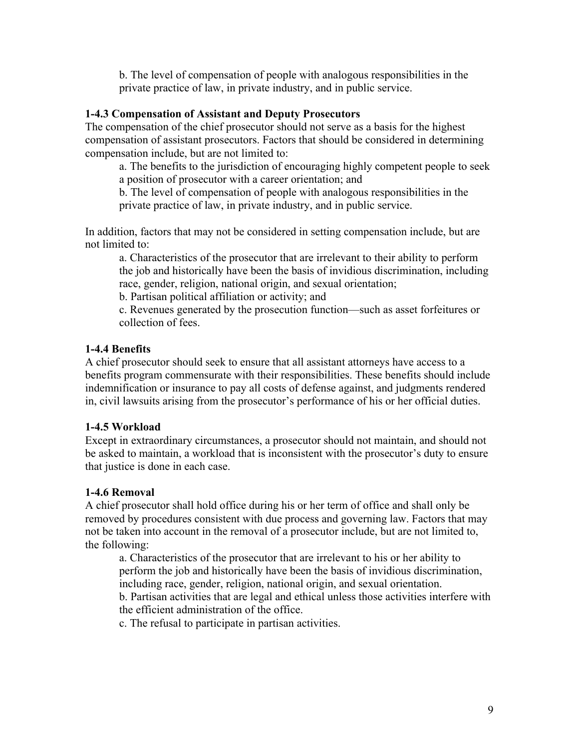b. The level of compensation of people with analogous responsibilities in the private practice of law, in private industry, and in public service.

### 1-4.3 Compensation of Assistant and Deputy Prosecutors

The compensation of the chief prosecutor should not serve as a basis for the highest compensation of assistant prosecutors. Factors that should be considered in determining compensation include, but are not limited to:

a. The benefits to the jurisdiction of encouraging highly competent people to seek a position of prosecutor with a career orientation; and

b. The level of compensation of people with analogous responsibilities in the private practice of law, in private industry, and in public service.

In addition, factors that may not be considered in setting compensation include, but are not limited to:

a. Characteristics of the prosecutor that are irrelevant to their ability to perform the job and historically have been the basis of invidious discrimination, including race, gender, religion, national origin, and sexual orientation;

b. Partisan political affiliation or activity; and

c. Revenues generated by the prosecution function—such as asset forfeitures or collection of fees.

### 1-4.4 Benefits

A chief prosecutor should seek to ensure that all assistant attorneys have access to a benefits program commensurate with their responsibilities. These benefits should include indemnification or insurance to pay all costs of defense against, and judgments rendered in, civil lawsuits arising from the prosecutor's performance of his or her official duties.

### 1-4.5 Workload

Except in extraordinary circumstances, a prosecutor should not maintain, and should not be asked to maintain, a workload that is inconsistent with the prosecutor's duty to ensure that justice is done in each case.

### 1-4.6 Removal

A chief prosecutor shall hold office during his or her term of office and shall only be removed by procedures consistent with due process and governing law. Factors that may not be taken into account in the removal of a prosecutor include, but are not limited to, the following:

a. Characteristics of the prosecutor that are irrelevant to his or her ability to perform the job and historically have been the basis of invidious discrimination, including race, gender, religion, national origin, and sexual orientation.

b. Partisan activities that are legal and ethical unless those activities interfere with the efficient administration of the office.

c. The refusal to participate in partisan activities.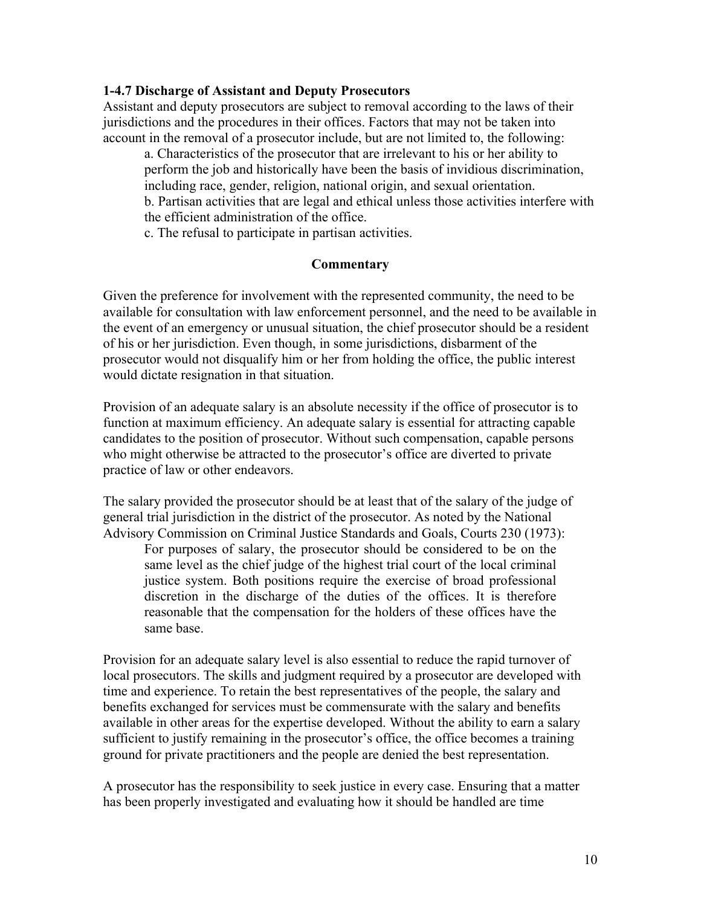### 1-4.7 Discharge of Assistant and Deputy Prosecutors

Assistant and deputy prosecutors are subject to removal according to the laws of their jurisdictions and the procedures in their offices. Factors that may not be taken into account in the removal of a prosecutor include, but are not limited to, the following:

> a. Characteristics of the prosecutor that are irrelevant to his or her ability to perform the job and historically have been the basis of invidious discrimination, including race, gender, religion, national origin, and sexual orientation.
>
> b. Partisan activities that are legal and ethical unless those activities interfere with the efficient administration of the office.
>
> c. The refusal to participate in partisan activities.

**Commentary**

Given the preference for involvement with the represented community, the need to be available for consultation with law enforcement personnel, and the need to be available in the event of an emergency or unusual situation, the chief prosecutor should be a resident of his or her jurisdiction. Even though, in some jurisdictions, disbarment of the prosecutor would not disqualify him or her from holding the office, the public interest would dictate resignation in that situation.

Provision of an adequate salary is an absolute necessity if the office of prosecutor is to function at maximum efficiency. An adequate salary is essential for attracting capable candidates to the position of prosecutor. Without such compensation, capable persons who might otherwise be attracted to the prosecutor's office are diverted to private practice of law or other endeavors.

The salary provided the prosecutor should be at least that of the salary of the judge of general trial jurisdiction in the district of the prosecutor. As noted by the National Advisory Commission on Criminal Justice Standards and Goals, Courts 230 (1973):

> For purposes of salary, the prosecutor should be considered to be on the same level as the chief judge of the highest trial court of the local criminal justice system. Both positions require the exercise of broad professional discretion in the discharge of the duties of the offices. It is therefore reasonable that the compensation for the holders of these offices have the same base.

Provision for an adequate salary level is also essential to reduce the rapid turnover of local prosecutors. The skills and judgment required by a prosecutor are developed with time and experience. To retain the best representatives of the people, the salary and benefits exchanged for services must be commensurate with the salary and benefits available in other areas for the expertise developed. Without the ability to earn a salary sufficient to justify remaining in the prosecutor's office, the office becomes a training ground for private practitioners and the people are denied the best representation.

A prosecutor has the responsibility to seek justice in every case. Ensuring that a matter has been properly investigated and evaluating how it should be handled are time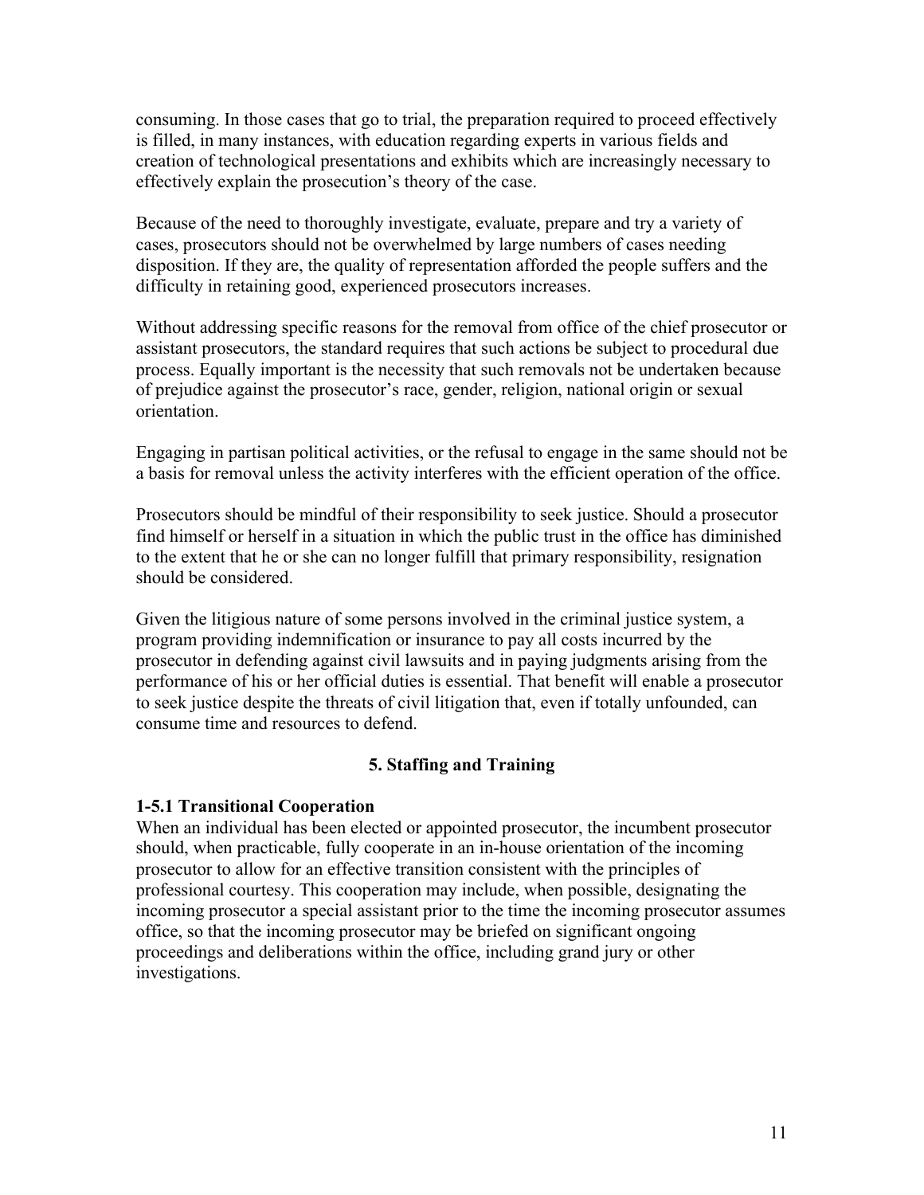consuming. In those cases that go to trial, the preparation required to proceed effectively is filled, in many instances, with education regarding experts in various fields and creation of technological presentations and exhibits which are increasingly necessary to effectively explain the prosecution's theory of the case.

Because of the need to thoroughly investigate, evaluate, prepare and try a variety of cases, prosecutors should not be overwhelmed by large numbers of cases needing disposition. If they are, the quality of representation afforded the people suffers and the difficulty in retaining good, experienced prosecutors increases.

Without addressing specific reasons for the removal from office of the chief prosecutor or assistant prosecutors, the standard requires that such actions be subject to procedural due process. Equally important is the necessity that such removals not be undertaken because of prejudice against the prosecutor's race, gender, religion, national origin or sexual orientation.

Engaging in partisan political activities, or the refusal to engage in the same should not be a basis for removal unless the activity interferes with the efficient operation of the office.

Prosecutors should be mindful of their responsibility to seek justice. Should a prosecutor find himself or herself in a situation in which the public trust in the office has diminished to the extent that he or she can no longer fulfill that primary responsibility, resignation should be considered.

Given the litigious nature of some persons involved in the criminal justice system, a program providing indemnification or insurance to pay all costs incurred by the prosecutor in defending against civil lawsuits and in paying judgments arising from the performance of his or her official duties is essential. That benefit will enable a prosecutor to seek justice despite the threats of civil litigation that, even if totally unfounded, can consume time and resources to defend.

## 5. Staffing and Training

### 1-5.1 Transitional Cooperation

When an individual has been elected or appointed prosecutor, the incumbent prosecutor should, when practicable, fully cooperate in an in-house orientation of the incoming prosecutor to allow for an effective transition consistent with the principles of professional courtesy. This cooperation may include, when possible, designating the incoming prosecutor a special assistant prior to the time the incoming prosecutor assumes office, so that the incoming prosecutor may be briefed on significant ongoing proceedings and deliberations within the office, including grand jury or other investigations.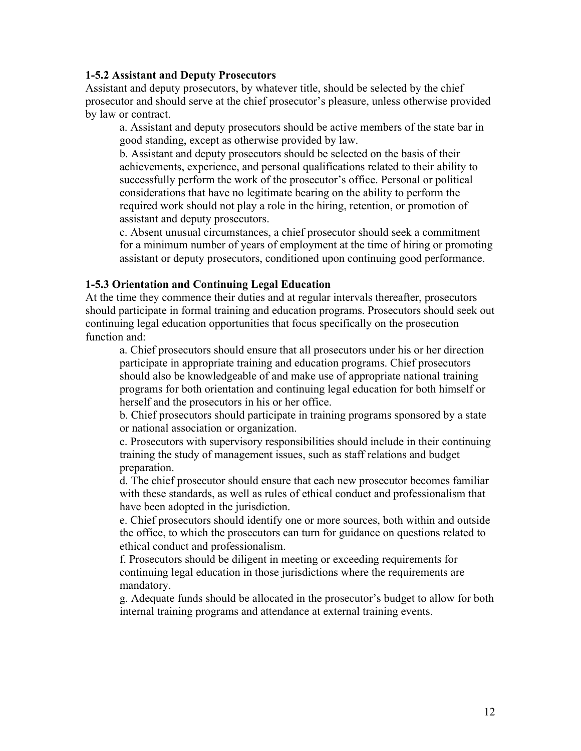**1-5.2 Assistant and Deputy Prosecutors**

Assistant and deputy prosecutors, by whatever title, should be selected by the chief prosecutor and should serve at the chief prosecutor's pleasure, unless otherwise provided by law or contract.

a. Assistant and deputy prosecutors should be active members of the state bar in good standing, except as otherwise provided by law.

b. Assistant and deputy prosecutors should be selected on the basis of their achievements, experience, and personal qualifications related to their ability to successfully perform the work of the prosecutor's office. Personal or political considerations that have no legitimate bearing on the ability to perform the required work should not play a role in the hiring, retention, or promotion of assistant and deputy prosecutors.

c. Absent unusual circumstances, a chief prosecutor should seek a commitment for a minimum number of years of employment at the time of hiring or promoting assistant or deputy prosecutors, conditioned upon continuing good performance.

**1-5.3 Orientation and Continuing Legal Education**

At the time they commence their duties and at regular intervals thereafter, prosecutors should participate in formal training and education programs. Prosecutors should seek out continuing legal education opportunities that focus specifically on the prosecution function and:

a. Chief prosecutors should ensure that all prosecutors under his or her direction participate in appropriate training and education programs. Chief prosecutors should also be knowledgeable of and make use of appropriate national training programs for both orientation and continuing legal education for both himself or herself and the prosecutors in his or her office.

b. Chief prosecutors should participate in training programs sponsored by a state or national association or organization.

c. Prosecutors with supervisory responsibilities should include in their continuing training the study of management issues, such as staff relations and budget preparation.

d. The chief prosecutor should ensure that each new prosecutor becomes familiar with these standards, as well as rules of ethical conduct and professionalism that have been adopted in the jurisdiction.

e. Chief prosecutors should identify one or more sources, both within and outside the office, to which the prosecutors can turn for guidance on questions related to ethical conduct and professionalism.

f. Prosecutors should be diligent in meeting or exceeding requirements for continuing legal education in those jurisdictions where the requirements are mandatory.

g. Adequate funds should be allocated in the prosecutor's budget to allow for both internal training programs and attendance at external training events.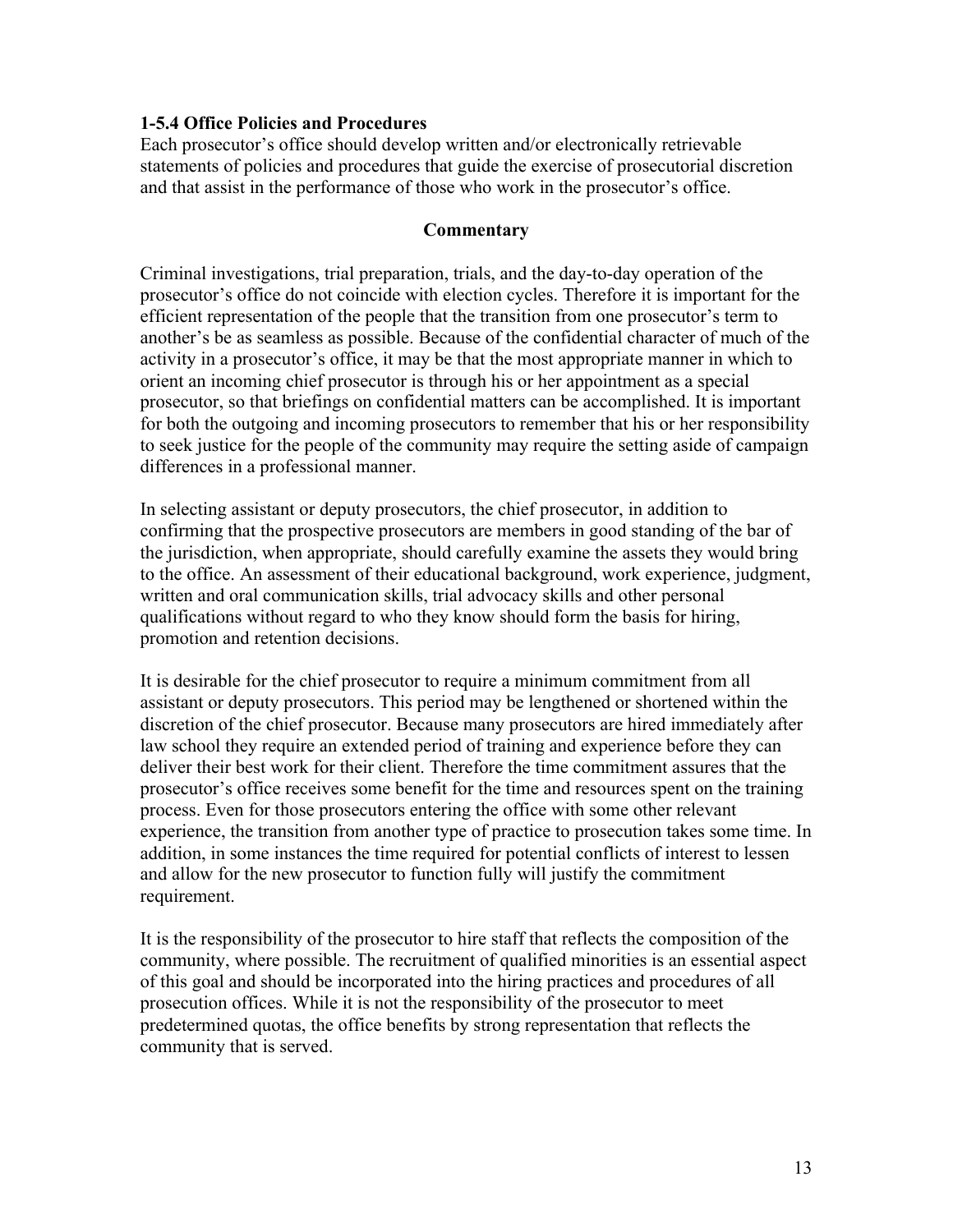### 1-5.4 Office Policies and Procedures

Each prosecutor's office should develop written and/or electronically retrievable statements of policies and procedures that guide the exercise of prosecutorial discretion and that assist in the performance of those who work in the prosecutor's office.

**Commentary**

Criminal investigations, trial preparation, trials, and the day-to-day operation of the prosecutor's office do not coincide with election cycles. Therefore it is important for the efficient representation of the people that the transition from one prosecutor's term to another's be as seamless as possible. Because of the confidential character of much of the activity in a prosecutor's office, it may be that the most appropriate manner in which to orient an incoming chief prosecutor is through his or her appointment as a special prosecutor, so that briefings on confidential matters can be accomplished. It is important for both the outgoing and incoming prosecutors to remember that his or her responsibility to seek justice for the people of the community may require the setting aside of campaign differences in a professional manner.

In selecting assistant or deputy prosecutors, the chief prosecutor, in addition to confirming that the prospective prosecutors are members in good standing of the bar of the jurisdiction, when appropriate, should carefully examine the assets they would bring to the office. An assessment of their educational background, work experience, judgment, written and oral communication skills, trial advocacy skills and other personal qualifications without regard to who they know should form the basis for hiring, promotion and retention decisions.

It is desirable for the chief prosecutor to require a minimum commitment from all assistant or deputy prosecutors. This period may be lengthened or shortened within the discretion of the chief prosecutor. Because many prosecutors are hired immediately after law school they require an extended period of training and experience before they can deliver their best work for their client. Therefore the time commitment assures that the prosecutor's office receives some benefit for the time and resources spent on the training process. Even for those prosecutors entering the office with some other relevant experience, the transition from another type of practice to prosecution takes some time. In addition, in some instances the time required for potential conflicts of interest to lessen and allow for the new prosecutor to function fully will justify the commitment requirement.

It is the responsibility of the prosecutor to hire staff that reflects the composition of the community, where possible. The recruitment of qualified minorities is an essential aspect of this goal and should be incorporated into the hiring practices and procedures of all prosecution offices. While it is not the responsibility of the prosecutor to meet predetermined quotas, the office benefits by strong representation that reflects the community that is served.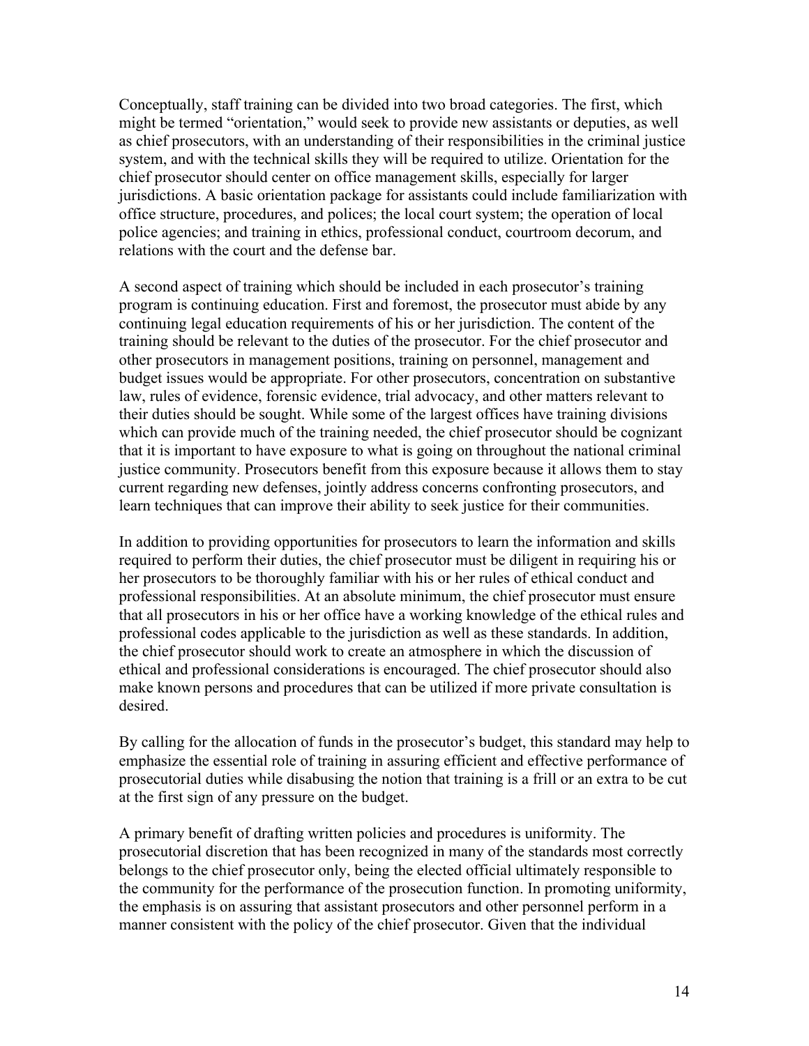Conceptually, staff training can be divided into two broad categories. The first, which might be termed "orientation," would seek to provide new assistants or deputies, as well as chief prosecutors, with an understanding of their responsibilities in the criminal justice system, and with the technical skills they will be required to utilize. Orientation for the chief prosecutor should center on office management skills, especially for larger jurisdictions. A basic orientation package for assistants could include familiarization with office structure, procedures, and polices; the local court system; the operation of local police agencies; and training in ethics, professional conduct, courtroom decorum, and relations with the court and the defense bar.

A second aspect of training which should be included in each prosecutor's training program is continuing education. First and foremost, the prosecutor must abide by any continuing legal education requirements of his or her jurisdiction. The content of the training should be relevant to the duties of the prosecutor. For the chief prosecutor and other prosecutors in management positions, training on personnel, management and budget issues would be appropriate. For other prosecutors, concentration on substantive law, rules of evidence, forensic evidence, trial advocacy, and other matters relevant to their duties should be sought. While some of the largest offices have training divisions which can provide much of the training needed, the chief prosecutor should be cognizant that it is important to have exposure to what is going on throughout the national criminal justice community. Prosecutors benefit from this exposure because it allows them to stay current regarding new defenses, jointly address concerns confronting prosecutors, and learn techniques that can improve their ability to seek justice for their communities.

In addition to providing opportunities for prosecutors to learn the information and skills required to perform their duties, the chief prosecutor must be diligent in requiring his or her prosecutors to be thoroughly familiar with his or her rules of ethical conduct and professional responsibilities. At an absolute minimum, the chief prosecutor must ensure that all prosecutors in his or her office have a working knowledge of the ethical rules and professional codes applicable to the jurisdiction as well as these standards. In addition, the chief prosecutor should work to create an atmosphere in which the discussion of ethical and professional considerations is encouraged. The chief prosecutor should also make known persons and procedures that can be utilized if more private consultation is desired.

By calling for the allocation of funds in the prosecutor's budget, this standard may help to emphasize the essential role of training in assuring efficient and effective performance of prosecutorial duties while disabusing the notion that training is a frill or an extra to be cut at the first sign of any pressure on the budget.

A primary benefit of drafting written policies and procedures is uniformity. The prosecutorial discretion that has been recognized in many of the standards most correctly belongs to the chief prosecutor only, being the elected official ultimately responsible to the community for the performance of the prosecution function. In promoting uniformity, the emphasis is on assuring that assistant prosecutors and other personnel perform in a manner consistent with the policy of the chief prosecutor. Given that the individual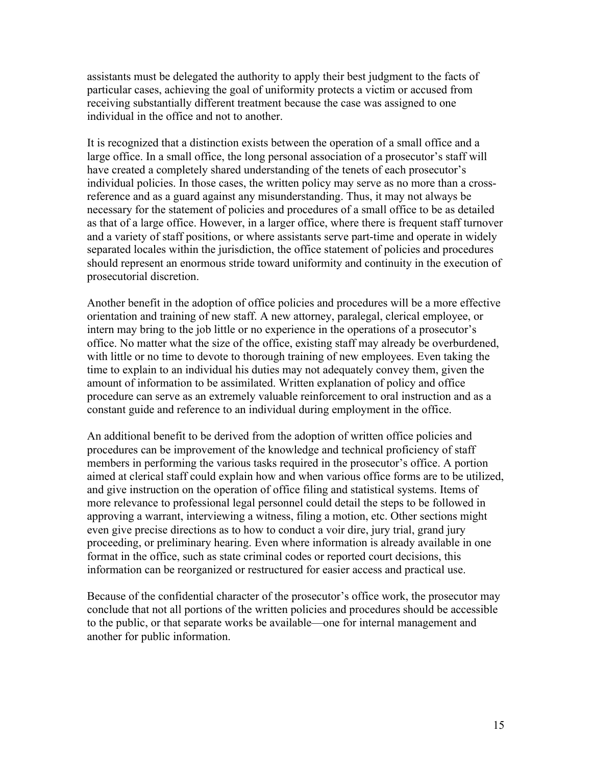assistants must be delegated the authority to apply their best judgment to the facts of particular cases, achieving the goal of uniformity protects a victim or accused from receiving substantially different treatment because the case was assigned to one individual in the office and not to another.

It is recognized that a distinction exists between the operation of a small office and a large office. In a small office, the long personal association of a prosecutor's staff will have created a completely shared understanding of the tenets of each prosecutor's individual policies. In those cases, the written policy may serve as no more than a cross-reference and as a guard against any misunderstanding. Thus, it may not always be necessary for the statement of policies and procedures of a small office to be as detailed as that of a large office. However, in a larger office, where there is frequent staff turnover and a variety of staff positions, or where assistants serve part-time and operate in widely separated locales within the jurisdiction, the office statement of policies and procedures should represent an enormous stride toward uniformity and continuity in the execution of prosecutorial discretion.

Another benefit in the adoption of office policies and procedures will be a more effective orientation and training of new staff. A new attorney, paralegal, clerical employee, or intern may bring to the job little or no experience in the operations of a prosecutor's office. No matter what the size of the office, existing staff may already be overburdened, with little or no time to devote to thorough training of new employees. Even taking the time to explain to an individual his duties may not adequately convey them, given the amount of information to be assimilated. Written explanation of policy and office procedure can serve as an extremely valuable reinforcement to oral instruction and as a constant guide and reference to an individual during employment in the office.

An additional benefit to be derived from the adoption of written office policies and procedures can be improvement of the knowledge and technical proficiency of staff members in performing the various tasks required in the prosecutor's office. A portion aimed at clerical staff could explain how and when various office forms are to be utilized, and give instruction on the operation of office filing and statistical systems. Items of more relevance to professional legal personnel could detail the steps to be followed in approving a warrant, interviewing a witness, filing a motion, etc. Other sections might even give precise directions as to how to conduct a voir dire, jury trial, grand jury proceeding, or preliminary hearing. Even where information is already available in one format in the office, such as state criminal codes or reported court decisions, this information can be reorganized or restructured for easier access and practical use.

Because of the confidential character of the prosecutor's office work, the prosecutor may conclude that not all portions of the written policies and procedures should be accessible to the public, or that separate works be available—one for internal management and another for public information.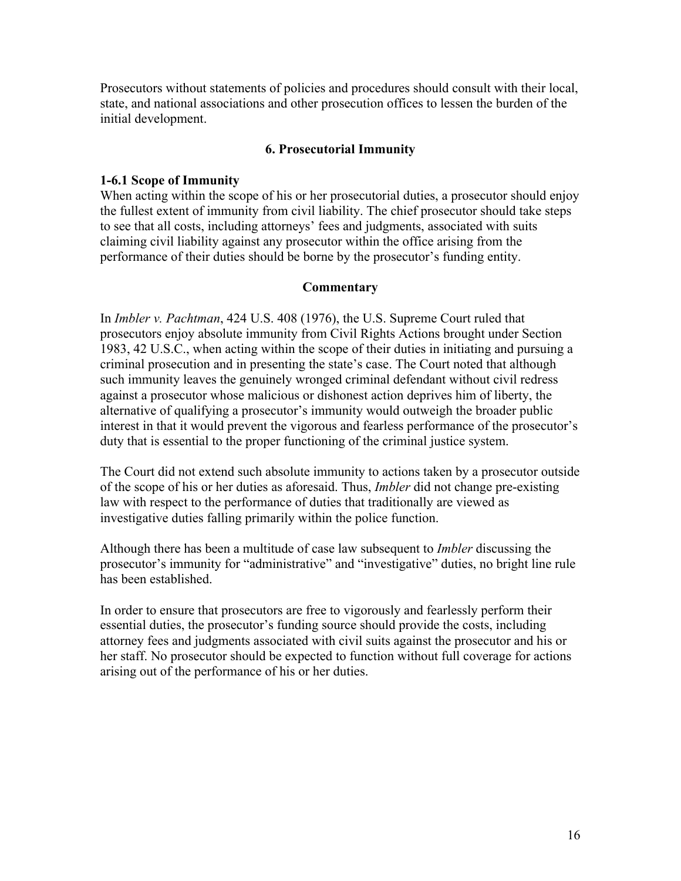Prosecutors without statements of policies and procedures should consult with their local, state, and national associations and other prosecution offices to lessen the burden of the initial development.

## 6. Prosecutorial Immunity

### 1-6.1 Scope of Immunity

When acting within the scope of his or her prosecutorial duties, a prosecutor should enjoy the fullest extent of immunity from civil liability. The chief prosecutor should take steps to see that all costs, including attorneys' fees and judgments, associated with suits claiming civil liability against any prosecutor within the office arising from the performance of their duties should be borne by the prosecutor's funding entity.

#### Commentary

In *Imbler v. Pachtman*, 424 U.S. 408 (1976), the U.S. Supreme Court ruled that prosecutors enjoy absolute immunity from Civil Rights Actions brought under Section 1983, 42 U.S.C., when acting within the scope of their duties in initiating and pursuing a criminal prosecution and in presenting the state's case. The Court noted that although such immunity leaves the genuinely wronged criminal defendant without civil redress against a prosecutor whose malicious or dishonest action deprives him of liberty, the alternative of qualifying a prosecutor's immunity would outweigh the broader public interest in that it would prevent the vigorous and fearless performance of the prosecutor's duty that is essential to the proper functioning of the criminal justice system.

The Court did not extend such absolute immunity to actions taken by a prosecutor outside of the scope of his or her duties as aforesaid. Thus, *Imbler* did not change pre-existing law with respect to the performance of duties that traditionally are viewed as investigative duties falling primarily within the police function.

Although there has been a multitude of case law subsequent to *Imbler* discussing the prosecutor's immunity for "administrative" and "investigative" duties, no bright line rule has been established.

In order to ensure that prosecutors are free to vigorously and fearlessly perform their essential duties, the prosecutor's funding source should provide the costs, including attorney fees and judgments associated with civil suits against the prosecutor and his or her staff. No prosecutor should be expected to function without full coverage for actions arising out of the performance of his or her duties.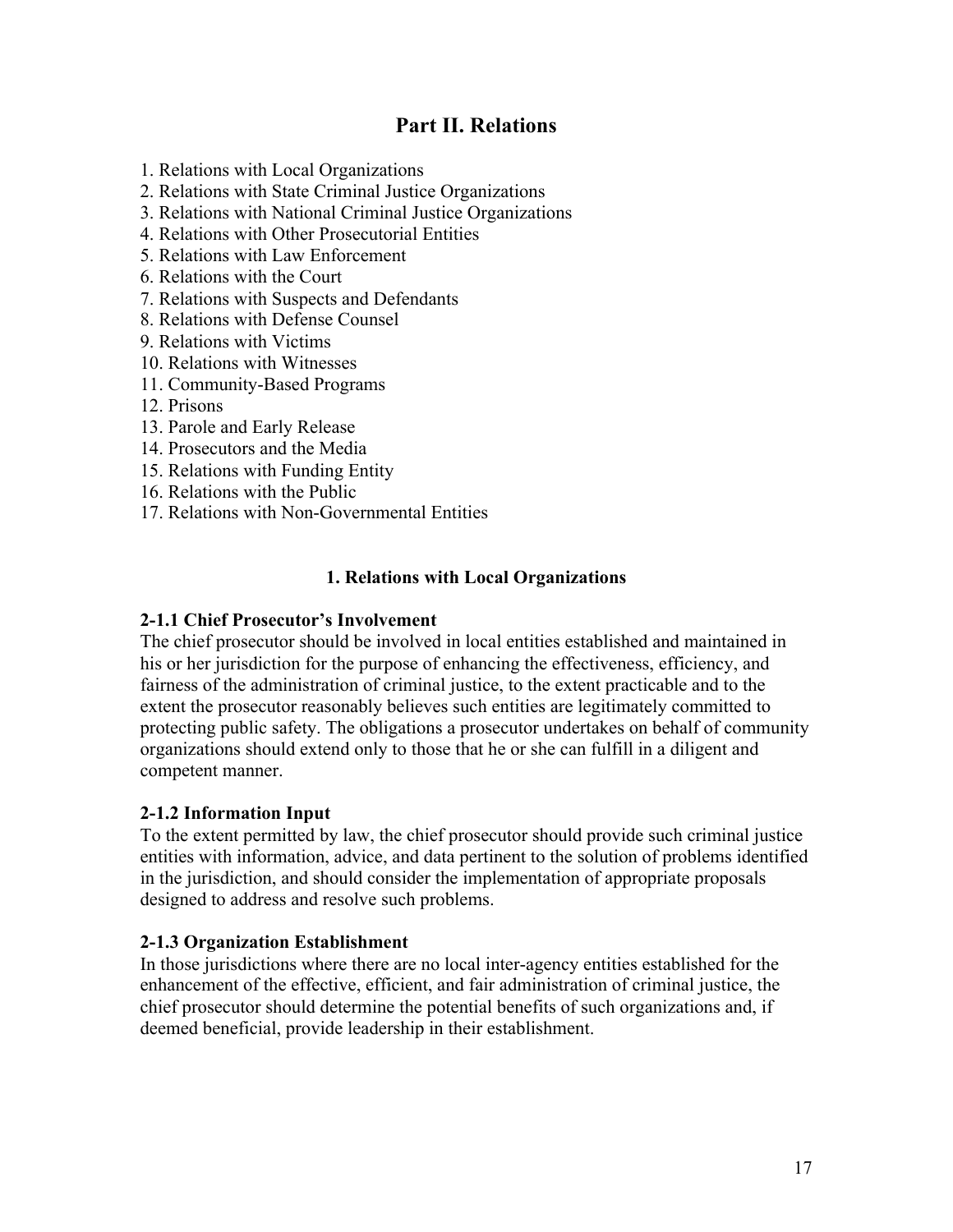# Part II. Relations

1. Relations with Local Organizations
2. Relations with State Criminal Justice Organizations
3. Relations with National Criminal Justice Organizations
4. Relations with Other Prosecutorial Entities
5. Relations with Law Enforcement
6. Relations with the Court
7. Relations with Suspects and Defendants
8. Relations with Defense Counsel
9. Relations with Victims
10. Relations with Witnesses
11. Community-Based Programs
12. Prisons
13. Parole and Early Release
14. Prosecutors and the Media
15. Relations with Funding Entity
16. Relations with the Public
17. Relations with Non-Governmental Entities

## 1. Relations with Local Organizations

### 2-1.1 Chief Prosecutor's Involvement

The chief prosecutor should be involved in local entities established and maintained in his or her jurisdiction for the purpose of enhancing the effectiveness, efficiency, and fairness of the administration of criminal justice, to the extent practicable and to the extent the prosecutor reasonably believes such entities are legitimately committed to protecting public safety. The obligations a prosecutor undertakes on behalf of community organizations should extend only to those that he or she can fulfill in a diligent and competent manner.

### 2-1.2 Information Input

To the extent permitted by law, the chief prosecutor should provide such criminal justice entities with information, advice, and data pertinent to the solution of problems identified in the jurisdiction, and should consider the implementation of appropriate proposals designed to address and resolve such problems.

### 2-1.3 Organization Establishment

In those jurisdictions where there are no local inter-agency entities established for the enhancement of the effective, efficient, and fair administration of criminal justice, the chief prosecutor should determine the potential benefits of such organizations and, if deemed beneficial, provide leadership in their establishment.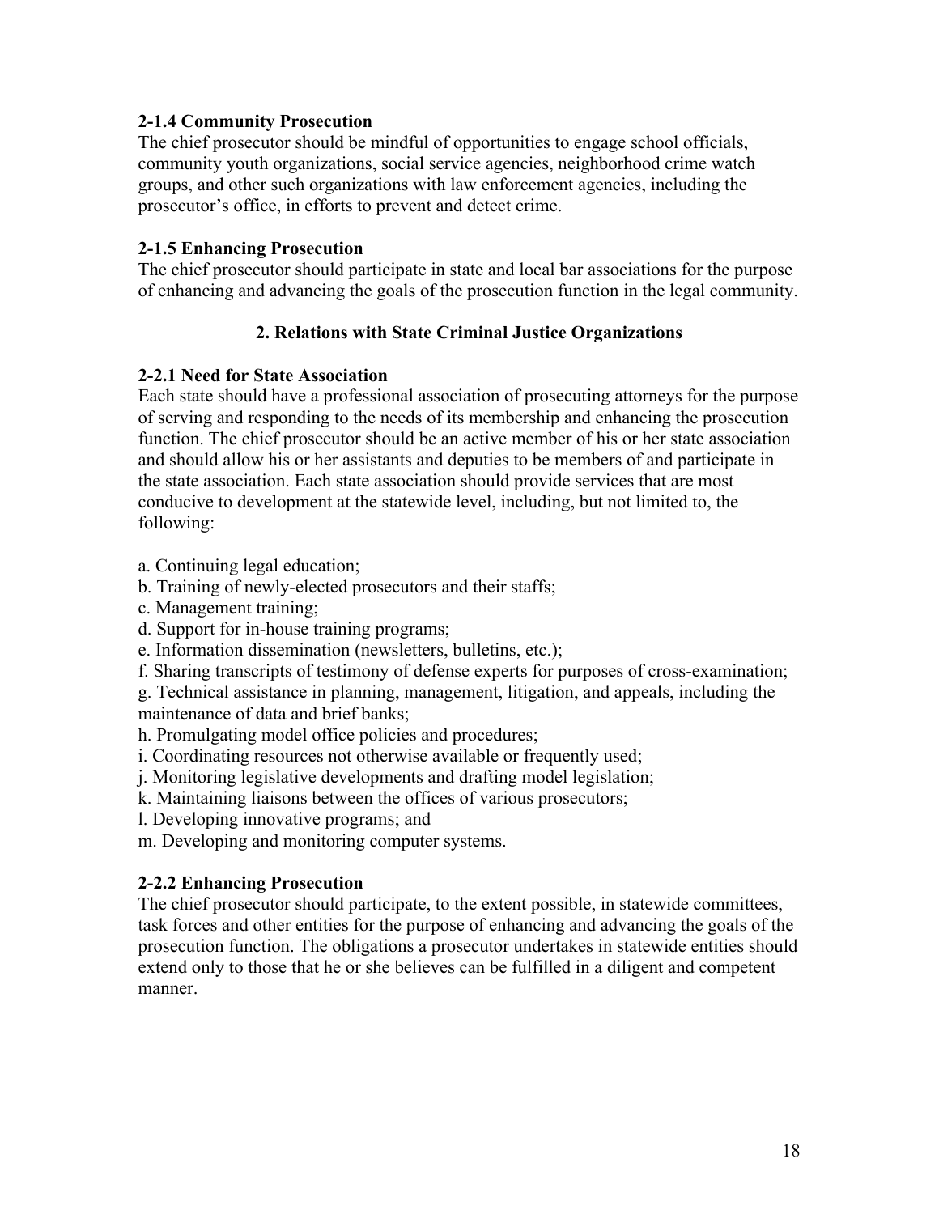### 2-1.4 Community Prosecution

The chief prosecutor should be mindful of opportunities to engage school officials, community youth organizations, social service agencies, neighborhood crime watch groups, and other such organizations with law enforcement agencies, including the prosecutor's office, in efforts to prevent and detect crime.

### 2-1.5 Enhancing Prosecution

The chief prosecutor should participate in state and local bar associations for the purpose of enhancing and advancing the goals of the prosecution function in the legal community.

## 2. Relations with State Criminal Justice Organizations

### 2-2.1 Need for State Association

Each state should have a professional association of prosecuting attorneys for the purpose of serving and responding to the needs of its membership and enhancing the prosecution function. The chief prosecutor should be an active member of his or her state association and should allow his or her assistants and deputies to be members of and participate in the state association. Each state association should provide services that are most conducive to development at the statewide level, including, but not limited to, the following:

a. Continuing legal education;
b. Training of newly-elected prosecutors and their staffs;
c. Management training;
d. Support for in-house training programs;
e. Information dissemination (newsletters, bulletins, etc.);
f. Sharing transcripts of testimony of defense experts for purposes of cross-examination;
g. Technical assistance in planning, management, litigation, and appeals, including the maintenance of data and brief banks;
h. Promulgating model office policies and procedures;
i. Coordinating resources not otherwise available or frequently used;
j. Monitoring legislative developments and drafting model legislation;
k. Maintaining liaisons between the offices of various prosecutors;
l. Developing innovative programs; and
m. Developing and monitoring computer systems.

### 2-2.2 Enhancing Prosecution

The chief prosecutor should participate, to the extent possible, in statewide committees, task forces and other entities for the purpose of enhancing and advancing the goals of the prosecution function. The obligations a prosecutor undertakes in statewide entities should extend only to those that he or she believes can be fulfilled in a diligent and competent manner.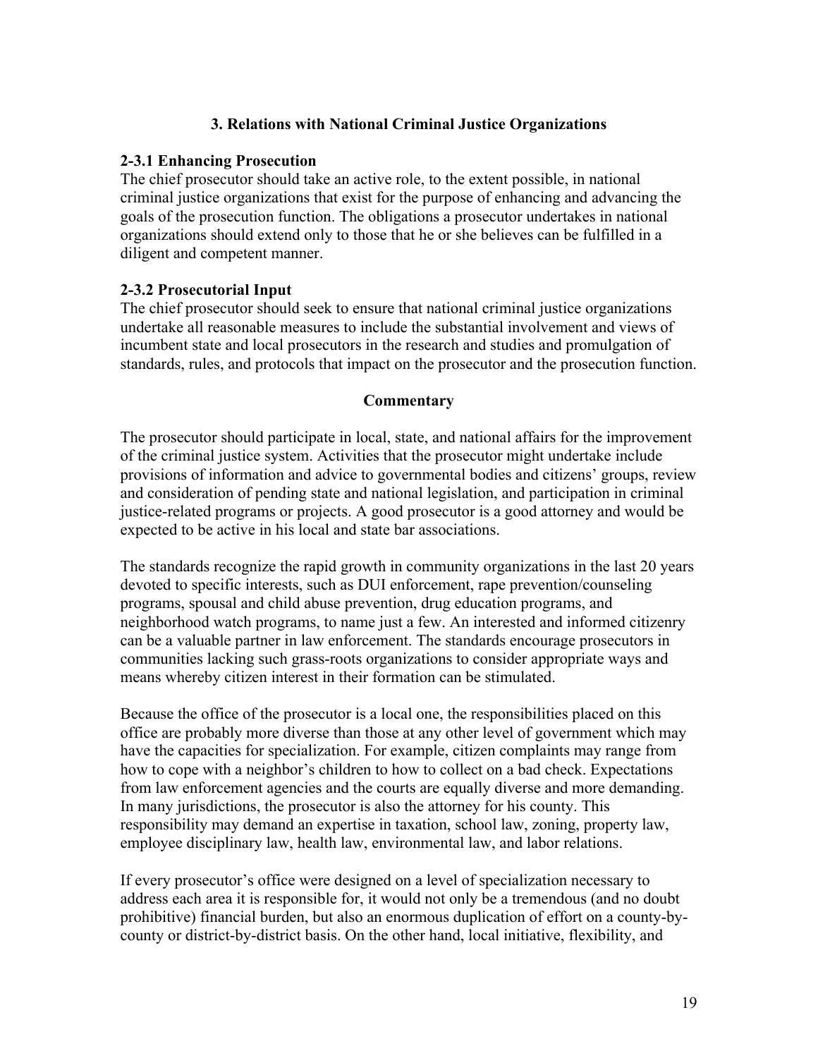### 3. Relations with National Criminal Justice Organizations

**2-3.1 Enhancing Prosecution**
The chief prosecutor should take an active role, to the extent possible, in national criminal justice organizations that exist for the purpose of enhancing and advancing the goals of the prosecution function. The obligations a prosecutor undertakes in national organizations should extend only to those that he or she believes can be fulfilled in a diligent and competent manner.

**2-3.2 Prosecutorial Input**
The chief prosecutor should seek to ensure that national criminal justice organizations undertake all reasonable measures to include the substantial involvement and views of incumbent state and local prosecutors in the research and studies and promulgation of standards, rules, and protocols that impact on the prosecutor and the prosecution function.

**Commentary**

The prosecutor should participate in local, state, and national affairs for the improvement of the criminal justice system. Activities that the prosecutor might undertake include provisions of information and advice to governmental bodies and citizens' groups, review and consideration of pending state and national legislation, and participation in criminal justice-related programs or projects. A good prosecutor is a good attorney and would be expected to be active in his local and state bar associations.

The standards recognize the rapid growth in community organizations in the last 20 years devoted to specific interests, such as DUI enforcement, rape prevention/counseling programs, spousal and child abuse prevention, drug education programs, and neighborhood watch programs, to name just a few. An interested and informed citizenry can be a valuable partner in law enforcement. The standards encourage prosecutors in communities lacking such grass-roots organizations to consider appropriate ways and means whereby citizen interest in their formation can be stimulated.

Because the office of the prosecutor is a local one, the responsibilities placed on this office are probably more diverse than those at any other level of government which may have the capacities for specialization. For example, citizen complaints may range from how to cope with a neighbor's children to how to collect on a bad check. Expectations from law enforcement agencies and the courts are equally diverse and more demanding. In many jurisdictions, the prosecutor is also the attorney for his county. This responsibility may demand an expertise in taxation, school law, zoning, property law, employee disciplinary law, health law, environmental law, and labor relations.

If every prosecutor's office were designed on a level of specialization necessary to address each area it is responsible for, it would not only be a tremendous (and no doubt prohibitive) financial burden, but also an enormous duplication of effort on a county-by-county or district-by-district basis. On the other hand, local initiative, flexibility, and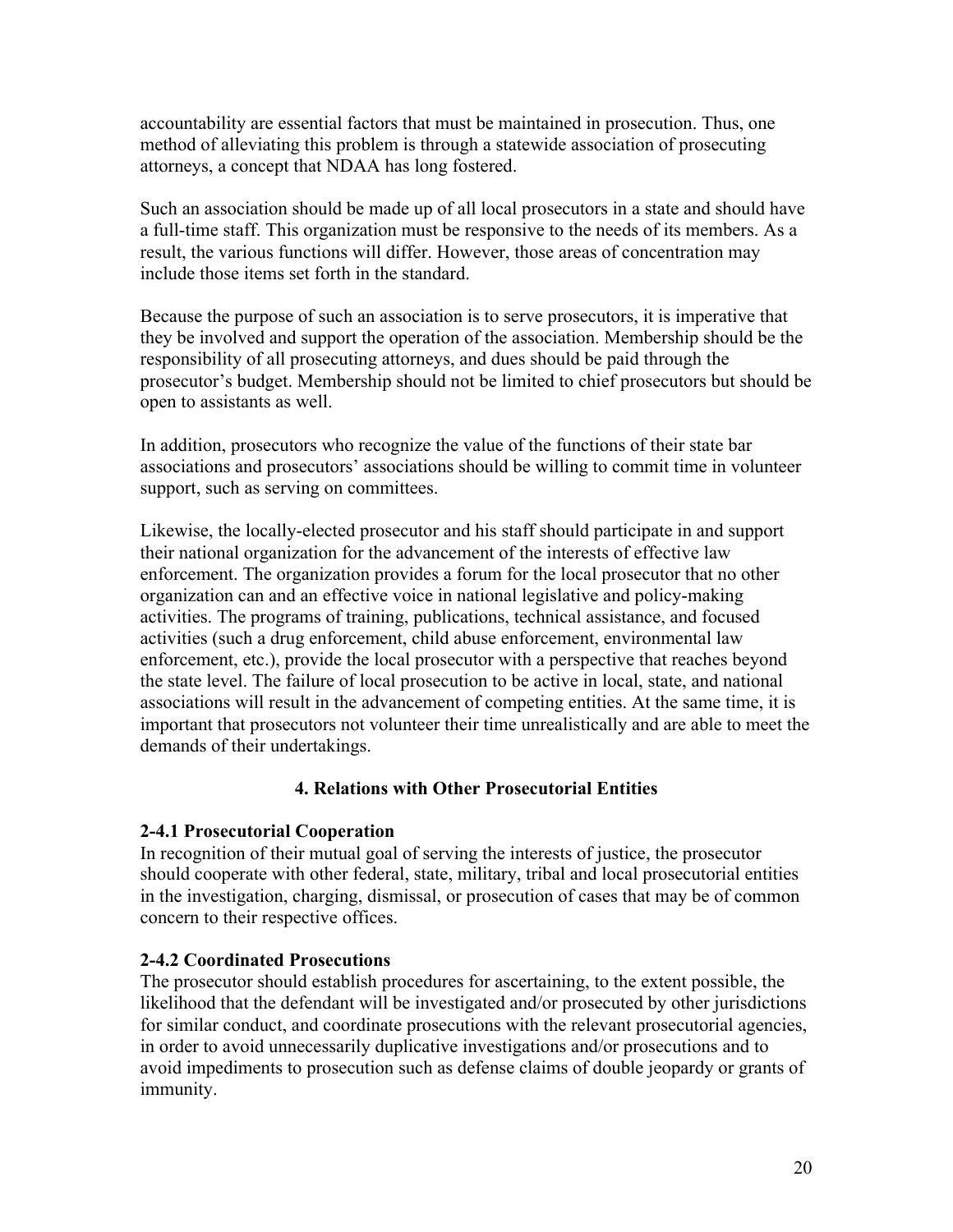accountability are essential factors that must be maintained in prosecution. Thus, one method of alleviating this problem is through a statewide association of prosecuting attorneys, a concept that NDAA has long fostered.

Such an association should be made up of all local prosecutors in a state and should have a full-time staff. This organization must be responsive to the needs of its members. As a result, the various functions will differ. However, those areas of concentration may include those items set forth in the standard.

Because the purpose of such an association is to serve prosecutors, it is imperative that they be involved and support the operation of the association. Membership should be the responsibility of all prosecuting attorneys, and dues should be paid through the prosecutor's budget. Membership should not be limited to chief prosecutors but should be open to assistants as well.

In addition, prosecutors who recognize the value of the functions of their state bar associations and prosecutors' associations should be willing to commit time in volunteer support, such as serving on committees.

Likewise, the locally-elected prosecutor and his staff should participate in and support their national organization for the advancement of the interests of effective law enforcement. The organization provides a forum for the local prosecutor that no other organization can and an effective voice in national legislative and policy-making activities. The programs of training, publications, technical assistance, and focused activities (such a drug enforcement, child abuse enforcement, environmental law enforcement, etc.), provide the local prosecutor with a perspective that reaches beyond the state level. The failure of local prosecution to be active in local, state, and national associations will result in the advancement of competing entities. At the same time, it is important that prosecutors not volunteer their time unrealistically and are able to meet the demands of their undertakings.

## 4. Relations with Other Prosecutorial Entities

### 2-4.1 Prosecutorial Cooperation

In recognition of their mutual goal of serving the interests of justice, the prosecutor should cooperate with other federal, state, military, tribal and local prosecutorial entities in the investigation, charging, dismissal, or prosecution of cases that may be of common concern to their respective offices.

### 2-4.2 Coordinated Prosecutions

The prosecutor should establish procedures for ascertaining, to the extent possible, the likelihood that the defendant will be investigated and/or prosecuted by other jurisdictions for similar conduct, and coordinate prosecutions with the relevant prosecutorial agencies, in order to avoid unnecessarily duplicative investigations and/or prosecutions and to avoid impediments to prosecution such as defense claims of double jeopardy or grants of immunity.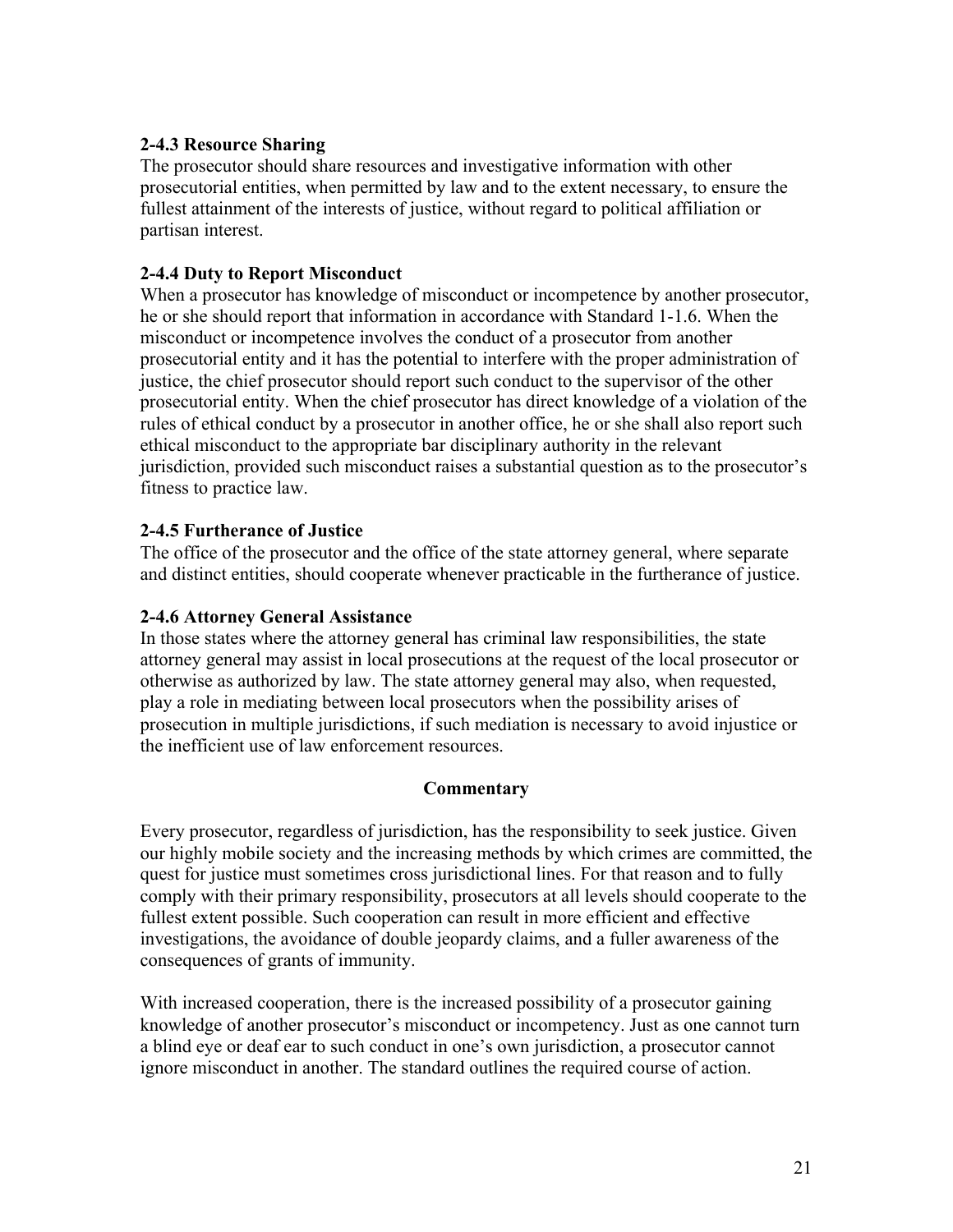### 2-4.3 Resource Sharing

The prosecutor should share resources and investigative information with other prosecutorial entities, when permitted by law and to the extent necessary, to ensure the fullest attainment of the interests of justice, without regard to political affiliation or partisan interest.

### 2-4.4 Duty to Report Misconduct

When a prosecutor has knowledge of misconduct or incompetence by another prosecutor, he or she should report that information in accordance with Standard 1-1.6. When the misconduct or incompetence involves the conduct of a prosecutor from another prosecutorial entity and it has the potential to interfere with the proper administration of justice, the chief prosecutor should report such conduct to the supervisor of the other prosecutorial entity. When the chief prosecutor has direct knowledge of a violation of the rules of ethical conduct by a prosecutor in another office, he or she shall also report such ethical misconduct to the appropriate bar disciplinary authority in the relevant jurisdiction, provided such misconduct raises a substantial question as to the prosecutor's fitness to practice law.

### 2-4.5 Furtherance of Justice

The office of the prosecutor and the office of the state attorney general, where separate and distinct entities, should cooperate whenever practicable in the furtherance of justice.

### 2-4.6 Attorney General Assistance

In those states where the attorney general has criminal law responsibilities, the state attorney general may assist in local prosecutions at the request of the local prosecutor or otherwise as authorized by law. The state attorney general may also, when requested, play a role in mediating between local prosecutors when the possibility arises of prosecution in multiple jurisdictions, if such mediation is necessary to avoid injustice or the inefficient use of law enforcement resources.

**Commentary**

Every prosecutor, regardless of jurisdiction, has the responsibility to seek justice. Given our highly mobile society and the increasing methods by which crimes are committed, the quest for justice must sometimes cross jurisdictional lines. For that reason and to fully comply with their primary responsibility, prosecutors at all levels should cooperate to the fullest extent possible. Such cooperation can result in more efficient and effective investigations, the avoidance of double jeopardy claims, and a fuller awareness of the consequences of grants of immunity.

With increased cooperation, there is the increased possibility of a prosecutor gaining knowledge of another prosecutor's misconduct or incompetency. Just as one cannot turn a blind eye or deaf ear to such conduct in one's own jurisdiction, a prosecutor cannot ignore misconduct in another. The standard outlines the required course of action.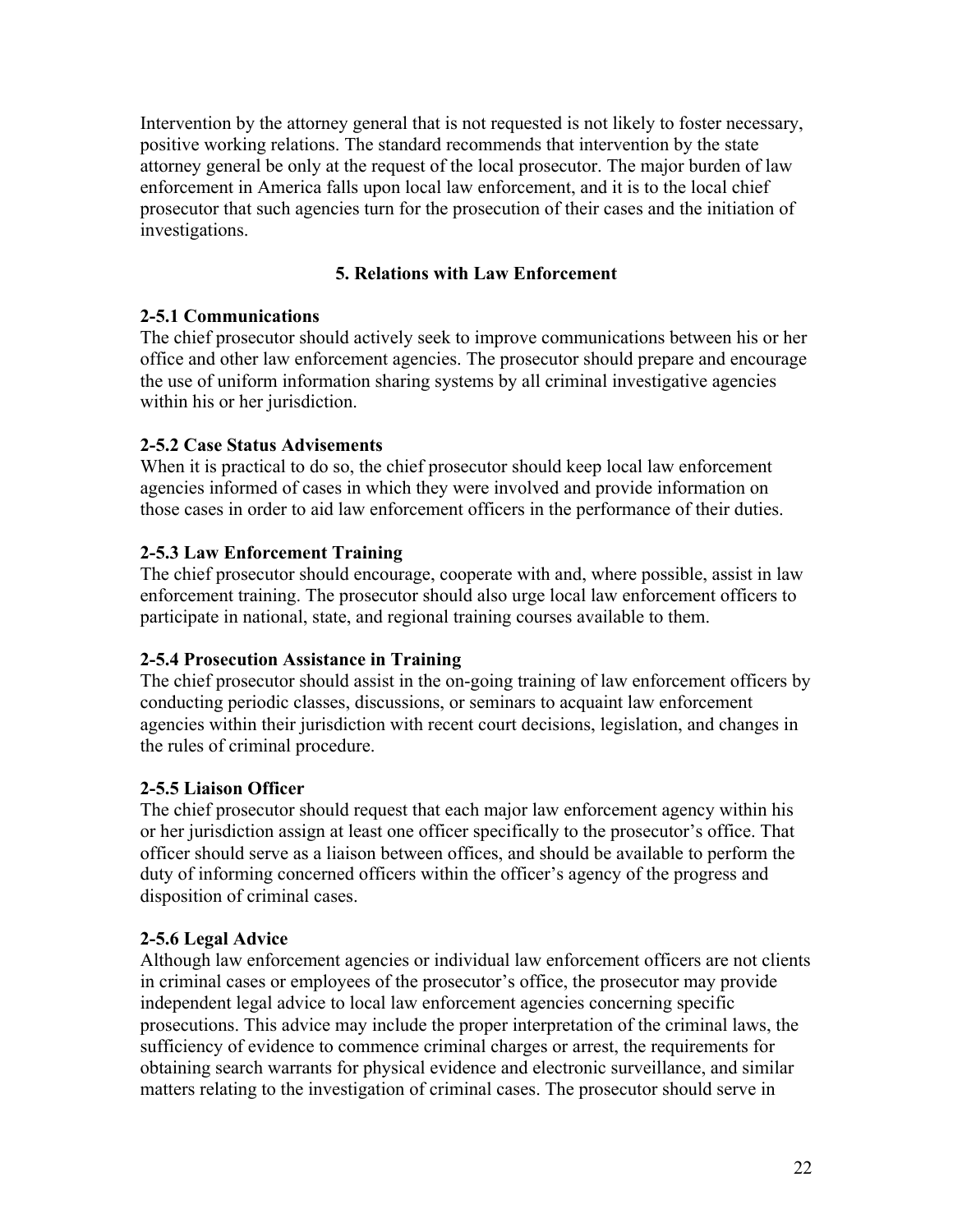Intervention by the attorney general that is not requested is not likely to foster necessary, positive working relations. The standard recommends that intervention by the state attorney general be only at the request of the local prosecutor. The major burden of law enforcement in America falls upon local law enforcement, and it is to the local chief prosecutor that such agencies turn for the prosecution of their cases and the initiation of investigations.

## 5. Relations with Law Enforcement

**2-5.1 Communications**
The chief prosecutor should actively seek to improve communications between his or her office and other law enforcement agencies. The prosecutor should prepare and encourage the use of uniform information sharing systems by all criminal investigative agencies within his or her jurisdiction.

**2-5.2 Case Status Advisements**
When it is practical to do so, the chief prosecutor should keep local law enforcement agencies informed of cases in which they were involved and provide information on those cases in order to aid law enforcement officers in the performance of their duties.

**2-5.3 Law Enforcement Training**
The chief prosecutor should encourage, cooperate with and, where possible, assist in law enforcement training. The prosecutor should also urge local law enforcement officers to participate in national, state, and regional training courses available to them.

**2-5.4 Prosecution Assistance in Training**
The chief prosecutor should assist in the on-going training of law enforcement officers by conducting periodic classes, discussions, or seminars to acquaint law enforcement agencies within their jurisdiction with recent court decisions, legislation, and changes in the rules of criminal procedure.

**2-5.5 Liaison Officer**
The chief prosecutor should request that each major law enforcement agency within his or her jurisdiction assign at least one officer specifically to the prosecutor's office. That officer should serve as a liaison between offices, and should be available to perform the duty of informing concerned officers within the officer's agency of the progress and disposition of criminal cases.

**2-5.6 Legal Advice**
Although law enforcement agencies or individual law enforcement officers are not clients in criminal cases or employees of the prosecutor's office, the prosecutor may provide independent legal advice to local law enforcement agencies concerning specific prosecutions. This advice may include the proper interpretation of the criminal laws, the sufficiency of evidence to commence criminal charges or arrest, the requirements for obtaining search warrants for physical evidence and electronic surveillance, and similar matters relating to the investigation of criminal cases. The prosecutor should serve in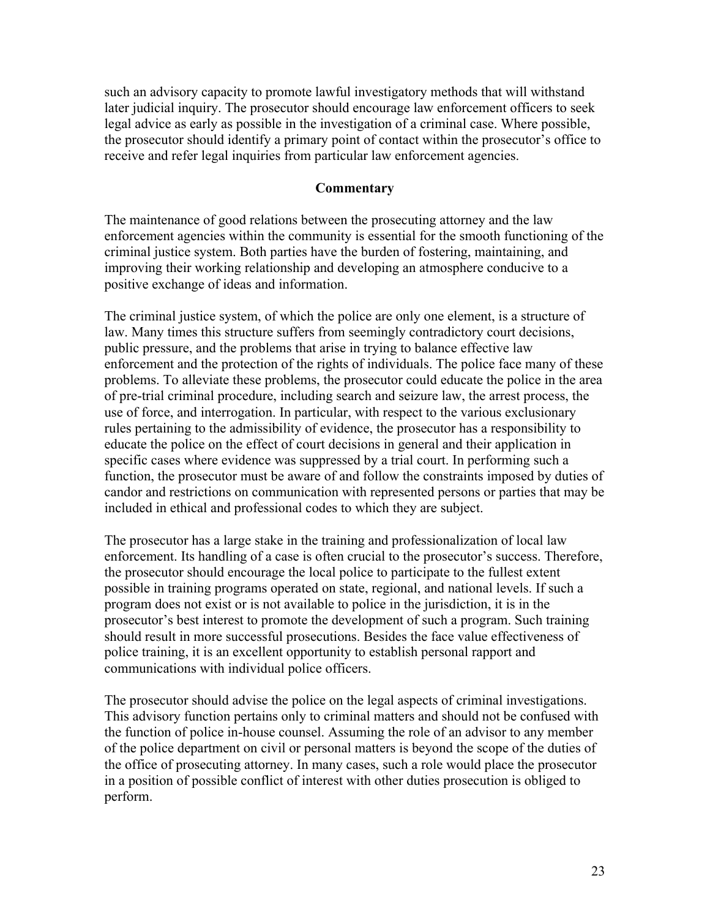such an advisory capacity to promote lawful investigatory methods that will withstand later judicial inquiry. The prosecutor should encourage law enforcement officers to seek legal advice as early as possible in the investigation of a criminal case. Where possible, the prosecutor should identify a primary point of contact within the prosecutor's office to receive and refer legal inquiries from particular law enforcement agencies.

**Commentary**

The maintenance of good relations between the prosecuting attorney and the law enforcement agencies within the community is essential for the smooth functioning of the criminal justice system. Both parties have the burden of fostering, maintaining, and improving their working relationship and developing an atmosphere conducive to a positive exchange of ideas and information.

The criminal justice system, of which the police are only one element, is a structure of law. Many times this structure suffers from seemingly contradictory court decisions, public pressure, and the problems that arise in trying to balance effective law enforcement and the protection of the rights of individuals. The police face many of these problems. To alleviate these problems, the prosecutor could educate the police in the area of pre-trial criminal procedure, including search and seizure law, the arrest process, the use of force, and interrogation. In particular, with respect to the various exclusionary rules pertaining to the admissibility of evidence, the prosecutor has a responsibility to educate the police on the effect of court decisions in general and their application in specific cases where evidence was suppressed by a trial court. In performing such a function, the prosecutor must be aware of and follow the constraints imposed by duties of candor and restrictions on communication with represented persons or parties that may be included in ethical and professional codes to which they are subject.

The prosecutor has a large stake in the training and professionalization of local law enforcement. Its handling of a case is often crucial to the prosecutor's success. Therefore, the prosecutor should encourage the local police to participate to the fullest extent possible in training programs operated on state, regional, and national levels. If such a program does not exist or is not available to police in the jurisdiction, it is in the prosecutor's best interest to promote the development of such a program. Such training should result in more successful prosecutions. Besides the face value effectiveness of police training, it is an excellent opportunity to establish personal rapport and communications with individual police officers.

The prosecutor should advise the police on the legal aspects of criminal investigations. This advisory function pertains only to criminal matters and should not be confused with the function of police in-house counsel. Assuming the role of an advisor to any member of the police department on civil or personal matters is beyond the scope of the duties of the office of prosecuting attorney. In many cases, such a role would place the prosecutor in a position of possible conflict of interest with other duties prosecution is obliged to perform.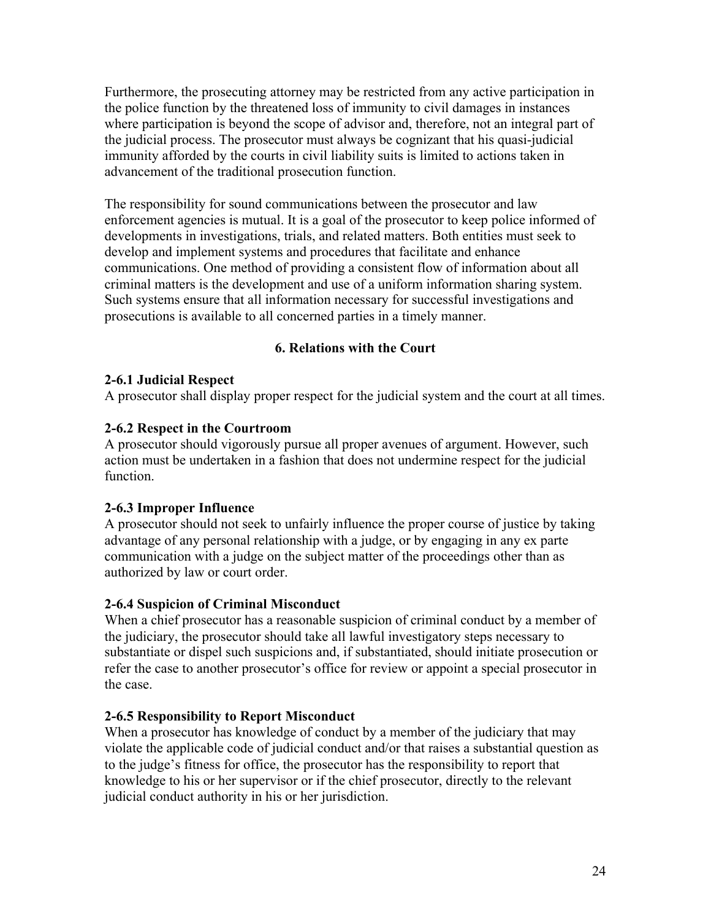Furthermore, the prosecuting attorney may be restricted from any active participation in the police function by the threatened loss of immunity to civil damages in instances where participation is beyond the scope of advisor and, therefore, not an integral part of the judicial process. The prosecutor must always be cognizant that his quasi-judicial immunity afforded by the courts in civil liability suits is limited to actions taken in advancement of the traditional prosecution function.

The responsibility for sound communications between the prosecutor and law enforcement agencies is mutual. It is a goal of the prosecutor to keep police informed of developments in investigations, trials, and related matters. Both entities must seek to develop and implement systems and procedures that facilitate and enhance communications. One method of providing a consistent flow of information about all criminal matters is the development and use of a uniform information sharing system. Such systems ensure that all information necessary for successful investigations and prosecutions is available to all concerned parties in a timely manner.

## 6. Relations with the Court

**2-6.1 Judicial Respect**
A prosecutor shall display proper respect for the judicial system and the court at all times.

**2-6.2 Respect in the Courtroom**
A prosecutor should vigorously pursue all proper avenues of argument. However, such action must be undertaken in a fashion that does not undermine respect for the judicial function.

**2-6.3 Improper Influence**
A prosecutor should not seek to unfairly influence the proper course of justice by taking advantage of any personal relationship with a judge, or by engaging in any ex parte communication with a judge on the subject matter of the proceedings other than as authorized by law or court order.

**2-6.4 Suspicion of Criminal Misconduct**
When a chief prosecutor has a reasonable suspicion of criminal conduct by a member of the judiciary, the prosecutor should take all lawful investigatory steps necessary to substantiate or dispel such suspicions and, if substantiated, should initiate prosecution or refer the case to another prosecutor's office for review or appoint a special prosecutor in the case.

**2-6.5 Responsibility to Report Misconduct**
When a prosecutor has knowledge of conduct by a member of the judiciary that may violate the applicable code of judicial conduct and/or that raises a substantial question as to the judge's fitness for office, the prosecutor has the responsibility to report that knowledge to his or her supervisor or if the chief prosecutor, directly to the relevant judicial conduct authority in his or her jurisdiction.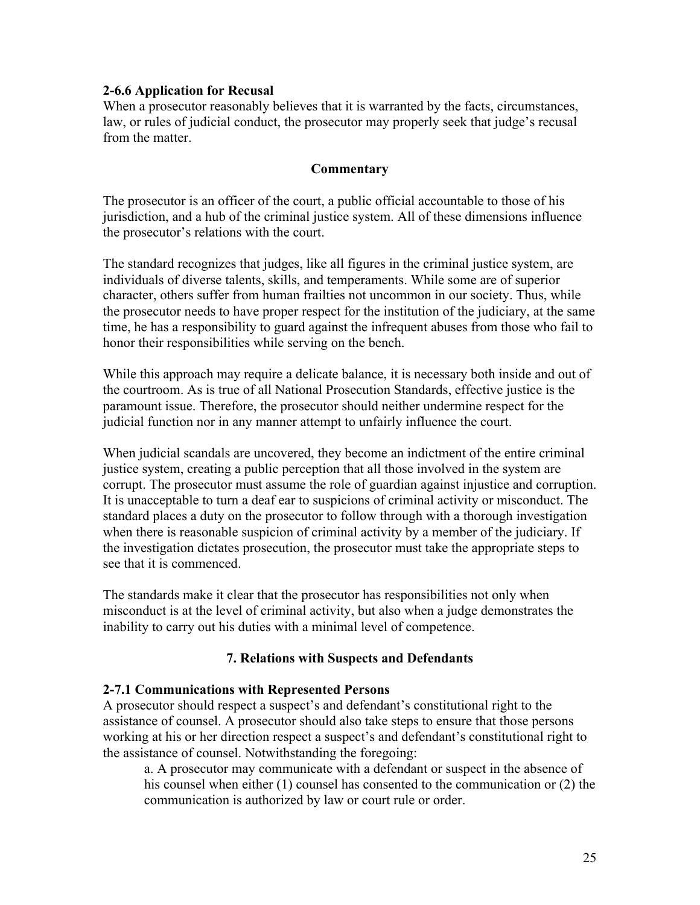**2-6.6 Application for Recusal**

When a prosecutor reasonably believes that it is warranted by the facts, circumstances, law, or rules of judicial conduct, the prosecutor may properly seek that judge's recusal from the matter.

**Commentary**

The prosecutor is an officer of the court, a public official accountable to those of his jurisdiction, and a hub of the criminal justice system. All of these dimensions influence the prosecutor's relations with the court.

The standard recognizes that judges, like all figures in the criminal justice system, are individuals of diverse talents, skills, and temperaments. While some are of superior character, others suffer from human frailties not uncommon in our society. Thus, while the prosecutor needs to have proper respect for the institution of the judiciary, at the same time, he has a responsibility to guard against the infrequent abuses from those who fail to honor their responsibilities while serving on the bench.

While this approach may require a delicate balance, it is necessary both inside and out of the courtroom. As is true of all National Prosecution Standards, effective justice is the paramount issue. Therefore, the prosecutor should neither undermine respect for the judicial function nor in any manner attempt to unfairly influence the court.

When judicial scandals are uncovered, they become an indictment of the entire criminal justice system, creating a public perception that all those involved in the system are corrupt. The prosecutor must assume the role of guardian against injustice and corruption. It is unacceptable to turn a deaf ear to suspicions of criminal activity or misconduct. The standard places a duty on the prosecutor to follow through with a thorough investigation when there is reasonable suspicion of criminal activity by a member of the judiciary. If the investigation dictates prosecution, the prosecutor must take the appropriate steps to see that it is commenced.

The standards make it clear that the prosecutor has responsibilities not only when misconduct is at the level of criminal activity, but also when a judge demonstrates the inability to carry out his duties with a minimal level of competence.

## 7. Relations with Suspects and Defendants

**2-7.1 Communications with Represented Persons**

A prosecutor should respect a suspect's and defendant's constitutional right to the assistance of counsel. A prosecutor should also take steps to ensure that those persons working at his or her direction respect a suspect's and defendant's constitutional right to the assistance of counsel. Notwithstanding the foregoing:

a. A prosecutor may communicate with a defendant or suspect in the absence of his counsel when either (1) counsel has consented to the communication or (2) the communication is authorized by law or court rule or order.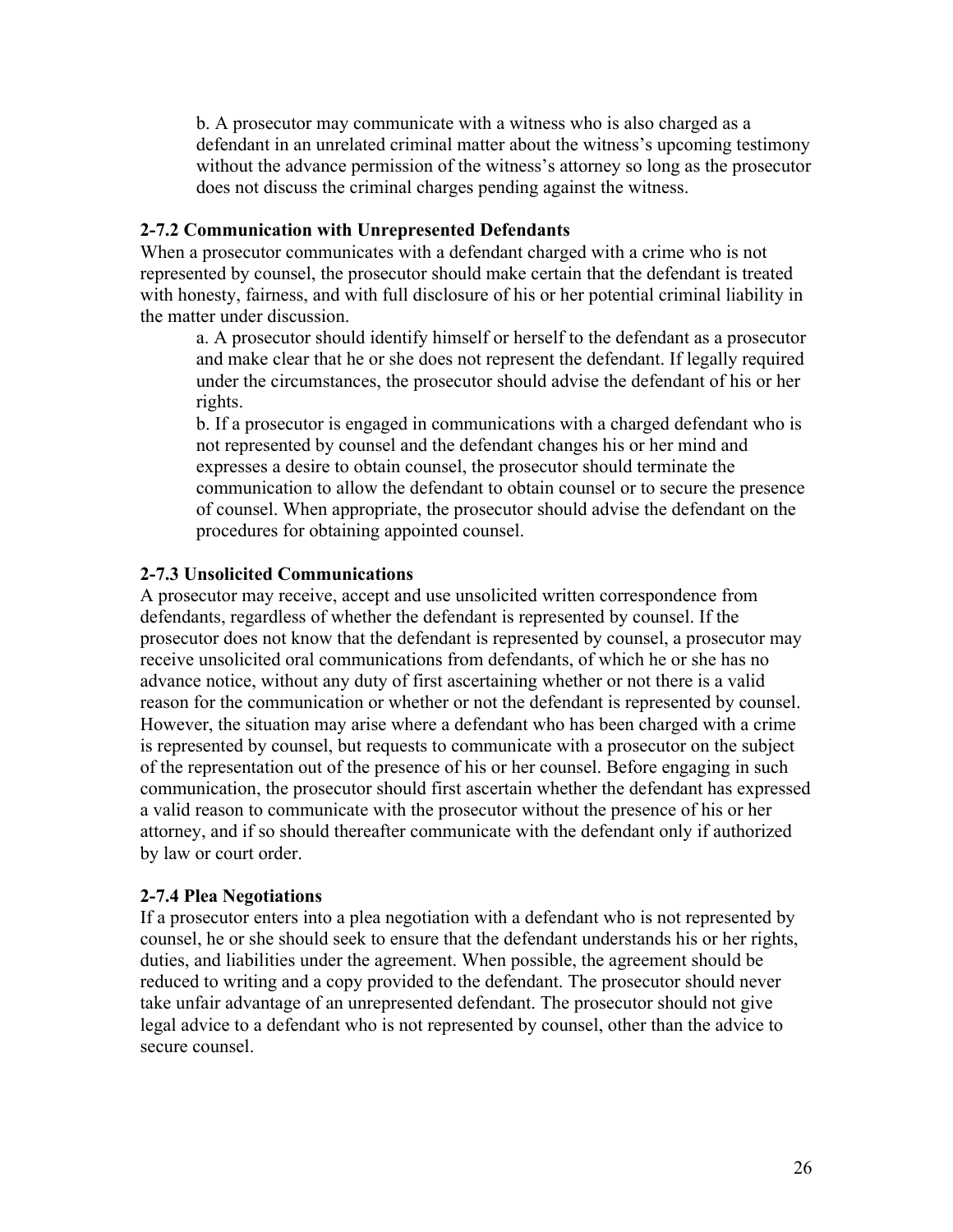b. A prosecutor may communicate with a witness who is also charged as a defendant in an unrelated criminal matter about the witness's upcoming testimony without the advance permission of the witness's attorney so long as the prosecutor does not discuss the criminal charges pending against the witness.

### 2-7.2 Communication with Unrepresented Defendants

When a prosecutor communicates with a defendant charged with a crime who is not represented by counsel, the prosecutor should make certain that the defendant is treated with honesty, fairness, and with full disclosure of his or her potential criminal liability in the matter under discussion.

a. A prosecutor should identify himself or herself to the defendant as a prosecutor and make clear that he or she does not represent the defendant. If legally required under the circumstances, the prosecutor should advise the defendant of his or her rights.

b. If a prosecutor is engaged in communications with a charged defendant who is not represented by counsel and the defendant changes his or her mind and expresses a desire to obtain counsel, the prosecutor should terminate the communication to allow the defendant to obtain counsel or to secure the presence of counsel. When appropriate, the prosecutor should advise the defendant on the procedures for obtaining appointed counsel.

### 2-7.3 Unsolicited Communications

A prosecutor may receive, accept and use unsolicited written correspondence from defendants, regardless of whether the defendant is represented by counsel. If the prosecutor does not know that the defendant is represented by counsel, a prosecutor may receive unsolicited oral communications from defendants, of which he or she has no advance notice, without any duty of first ascertaining whether or not there is a valid reason for the communication or whether or not the defendant is represented by counsel. However, the situation may arise where a defendant who has been charged with a crime is represented by counsel, but requests to communicate with a prosecutor on the subject of the representation out of the presence of his or her counsel. Before engaging in such communication, the prosecutor should first ascertain whether the defendant has expressed a valid reason to communicate with the prosecutor without the presence of his or her attorney, and if so should thereafter communicate with the defendant only if authorized by law or court order.

### 2-7.4 Plea Negotiations

If a prosecutor enters into a plea negotiation with a defendant who is not represented by counsel, he or she should seek to ensure that the defendant understands his or her rights, duties, and liabilities under the agreement. When possible, the agreement should be reduced to writing and a copy provided to the defendant. The prosecutor should never take unfair advantage of an unrepresented defendant. The prosecutor should not give legal advice to a defendant who is not represented by counsel, other than the advice to secure counsel.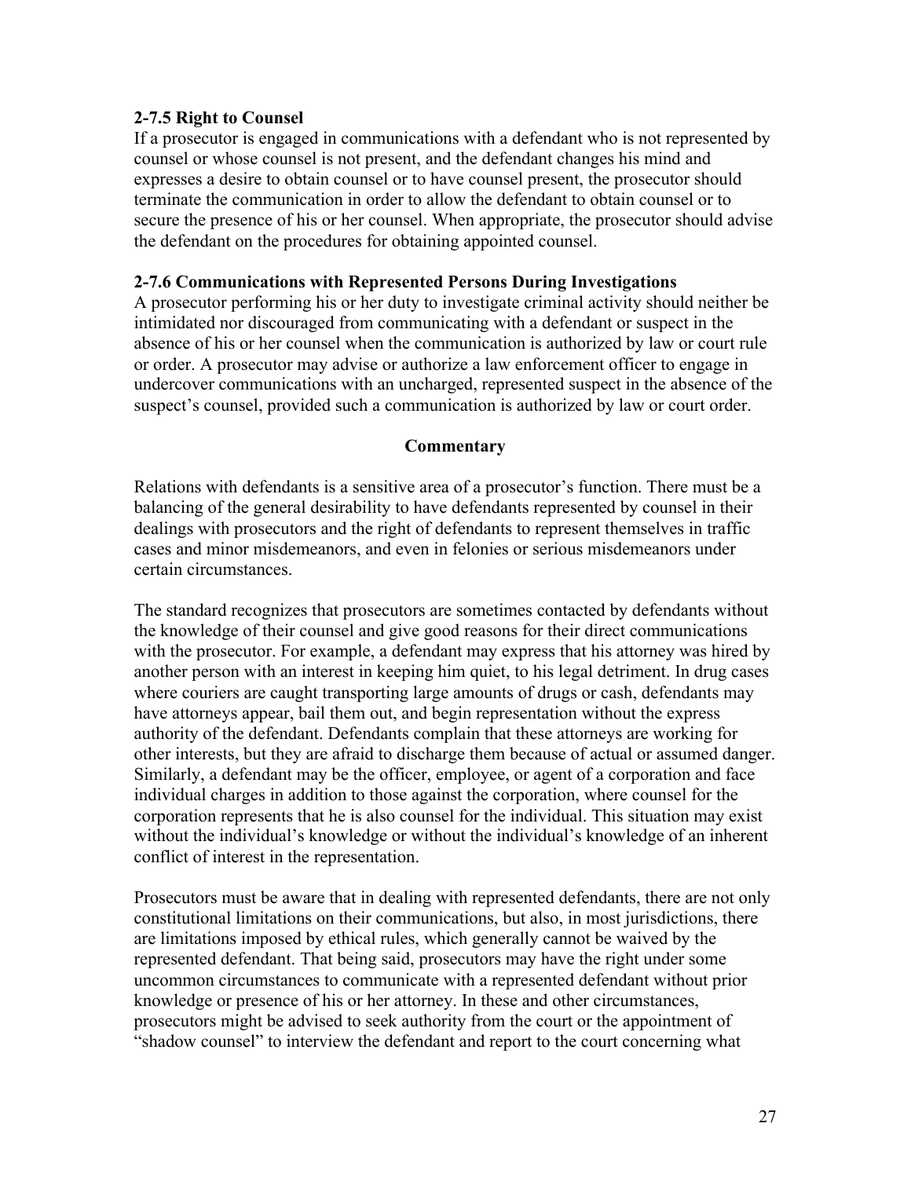### 2-7.5 Right to Counsel

If a prosecutor is engaged in communications with a defendant who is not represented by counsel or whose counsel is not present, and the defendant changes his mind and expresses a desire to obtain counsel or to have counsel present, the prosecutor should terminate the communication in order to allow the defendant to obtain counsel or to secure the presence of his or her counsel. When appropriate, the prosecutor should advise the defendant on the procedures for obtaining appointed counsel.

### 2-7.6 Communications with Represented Persons During Investigations

A prosecutor performing his or her duty to investigate criminal activity should neither be intimidated nor discouraged from communicating with a defendant or suspect in the absence of his or her counsel when the communication is authorized by law or court rule or order. A prosecutor may advise or authorize a law enforcement officer to engage in undercover communications with an uncharged, represented suspect in the absence of the suspect's counsel, provided such a communication is authorized by law or court order.

**Commentary**

Relations with defendants is a sensitive area of a prosecutor's function. There must be a balancing of the general desirability to have defendants represented by counsel in their dealings with prosecutors and the right of defendants to represent themselves in traffic cases and minor misdemeanors, and even in felonies or serious misdemeanors under certain circumstances.

The standard recognizes that prosecutors are sometimes contacted by defendants without the knowledge of their counsel and give good reasons for their direct communications with the prosecutor. For example, a defendant may express that his attorney was hired by another person with an interest in keeping him quiet, to his legal detriment. In drug cases where couriers are caught transporting large amounts of drugs or cash, defendants may have attorneys appear, bail them out, and begin representation without the express authority of the defendant. Defendants complain that these attorneys are working for other interests, but they are afraid to discharge them because of actual or assumed danger. Similarly, a defendant may be the officer, employee, or agent of a corporation and face individual charges in addition to those against the corporation, where counsel for the corporation represents that he is also counsel for the individual. This situation may exist without the individual's knowledge or without the individual's knowledge of an inherent conflict of interest in the representation.

Prosecutors must be aware that in dealing with represented defendants, there are not only constitutional limitations on their communications, but also, in most jurisdictions, there are limitations imposed by ethical rules, which generally cannot be waived by the represented defendant. That being said, prosecutors may have the right under some uncommon circumstances to communicate with a represented defendant without prior knowledge or presence of his or her attorney. In these and other circumstances, prosecutors might be advised to seek authority from the court or the appointment of "shadow counsel" to interview the defendant and report to the court concerning what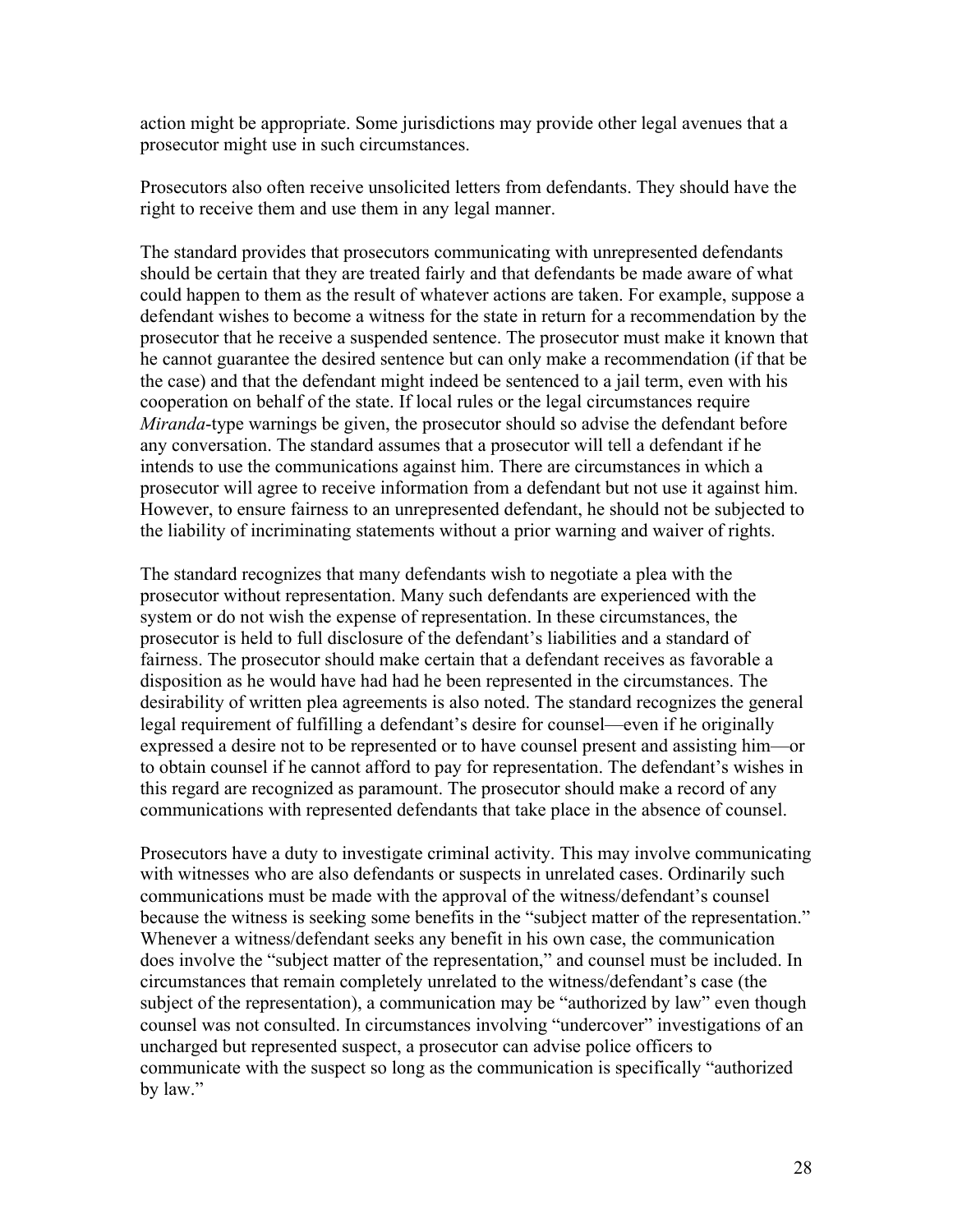action might be appropriate. Some jurisdictions may provide other legal avenues that a prosecutor might use in such circumstances.

Prosecutors also often receive unsolicited letters from defendants. They should have the right to receive them and use them in any legal manner.

The standard provides that prosecutors communicating with unrepresented defendants should be certain that they are treated fairly and that defendants be made aware of what could happen to them as the result of whatever actions are taken. For example, suppose a defendant wishes to become a witness for the state in return for a recommendation by the prosecutor that he receive a suspended sentence. The prosecutor must make it known that he cannot guarantee the desired sentence but can only make a recommendation (if that be the case) and that the defendant might indeed be sentenced to a jail term, even with his cooperation on behalf of the state. If local rules or the legal circumstances require *Miranda*-type warnings be given, the prosecutor should so advise the defendant before any conversation. The standard assumes that a prosecutor will tell a defendant if he intends to use the communications against him. There are circumstances in which a prosecutor will agree to receive information from a defendant but not use it against him. However, to ensure fairness to an unrepresented defendant, he should not be subjected to the liability of incriminating statements without a prior warning and waiver of rights.

The standard recognizes that many defendants wish to negotiate a plea with the prosecutor without representation. Many such defendants are experienced with the system or do not wish the expense of representation. In these circumstances, the prosecutor is held to full disclosure of the defendant's liabilities and a standard of fairness. The prosecutor should make certain that a defendant receives as favorable a disposition as he would have had had he been represented in the circumstances. The desirability of written plea agreements is also noted. The standard recognizes the general legal requirement of fulfilling a defendant's desire for counsel—even if he originally expressed a desire not to be represented or to have counsel present and assisting him—or to obtain counsel if he cannot afford to pay for representation. The defendant's wishes in this regard are recognized as paramount. The prosecutor should make a record of any communications with represented defendants that take place in the absence of counsel.

Prosecutors have a duty to investigate criminal activity. This may involve communicating with witnesses who are also defendants or suspects in unrelated cases. Ordinarily such communications must be made with the approval of the witness/defendant's counsel because the witness is seeking some benefits in the "subject matter of the representation." Whenever a witness/defendant seeks any benefit in his own case, the communication does involve the "subject matter of the representation," and counsel must be included. In circumstances that remain completely unrelated to the witness/defendant's case (the subject of the representation), a communication may be "authorized by law" even though counsel was not consulted. In circumstances involving "undercover" investigations of an uncharged but represented suspect, a prosecutor can advise police officers to communicate with the suspect so long as the communication is specifically "authorized by law."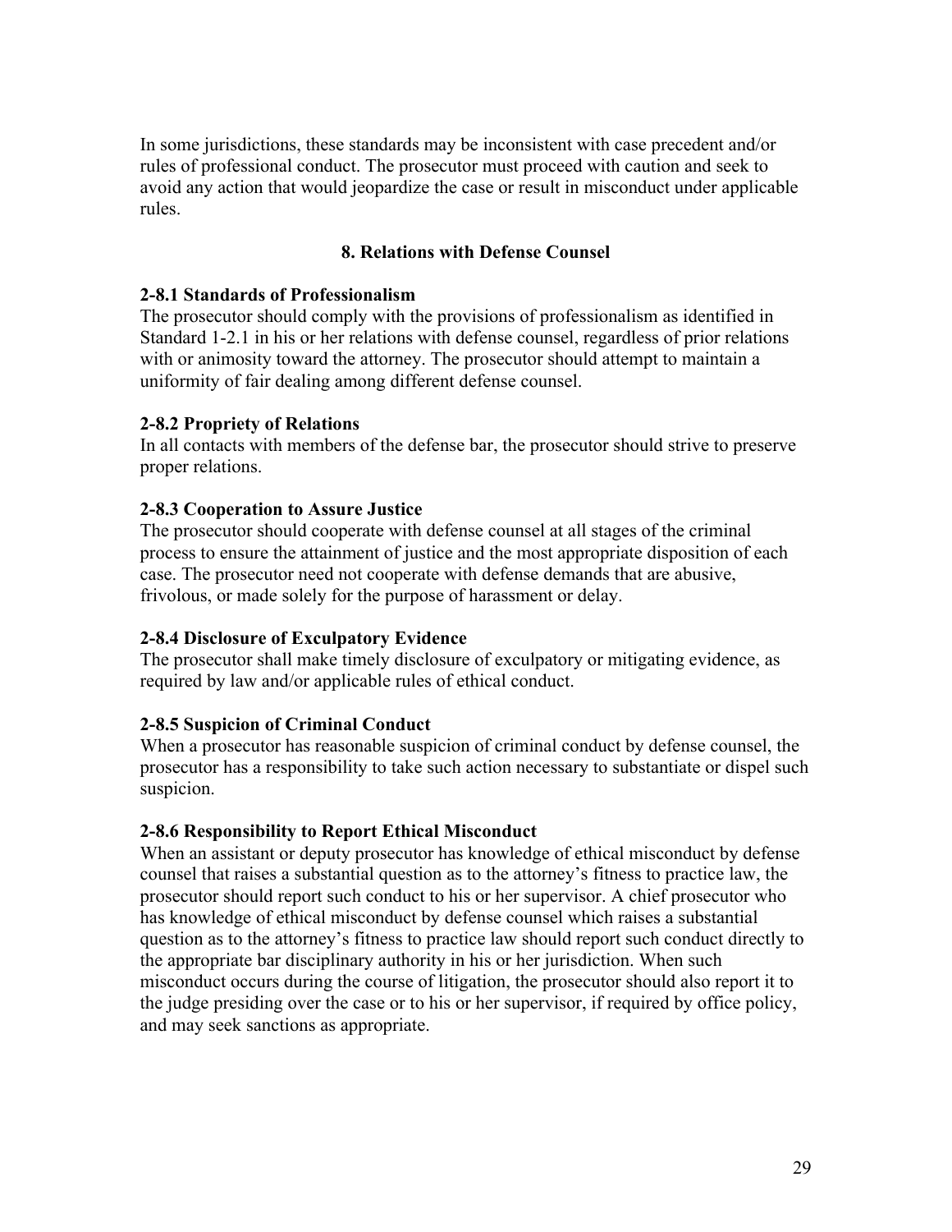In some jurisdictions, these standards may be inconsistent with case precedent and/or rules of professional conduct. The prosecutor must proceed with caution and seek to avoid any action that would jeopardize the case or result in misconduct under applicable rules.

## 8. Relations with Defense Counsel

### 2-8.1 Standards of Professionalism

The prosecutor should comply with the provisions of professionalism as identified in Standard 1-2.1 in his or her relations with defense counsel, regardless of prior relations with or animosity toward the attorney. The prosecutor should attempt to maintain a uniformity of fair dealing among different defense counsel.

### 2-8.2 Propriety of Relations

In all contacts with members of the defense bar, the prosecutor should strive to preserve proper relations.

### 2-8.3 Cooperation to Assure Justice

The prosecutor should cooperate with defense counsel at all stages of the criminal process to ensure the attainment of justice and the most appropriate disposition of each case. The prosecutor need not cooperate with defense demands that are abusive, frivolous, or made solely for the purpose of harassment or delay.

### 2-8.4 Disclosure of Exculpatory Evidence

The prosecutor shall make timely disclosure of exculpatory or mitigating evidence, as required by law and/or applicable rules of ethical conduct.

### 2-8.5 Suspicion of Criminal Conduct

When a prosecutor has reasonable suspicion of criminal conduct by defense counsel, the prosecutor has a responsibility to take such action necessary to substantiate or dispel such suspicion.

### 2-8.6 Responsibility to Report Ethical Misconduct

When an assistant or deputy prosecutor has knowledge of ethical misconduct by defense counsel that raises a substantial question as to the attorney's fitness to practice law, the prosecutor should report such conduct to his or her supervisor. A chief prosecutor who has knowledge of ethical misconduct by defense counsel which raises a substantial question as to the attorney's fitness to practice law should report such conduct directly to the appropriate bar disciplinary authority in his or her jurisdiction. When such misconduct occurs during the course of litigation, the prosecutor should also report it to the judge presiding over the case or to his or her supervisor, if required by office policy, and may seek sanctions as appropriate.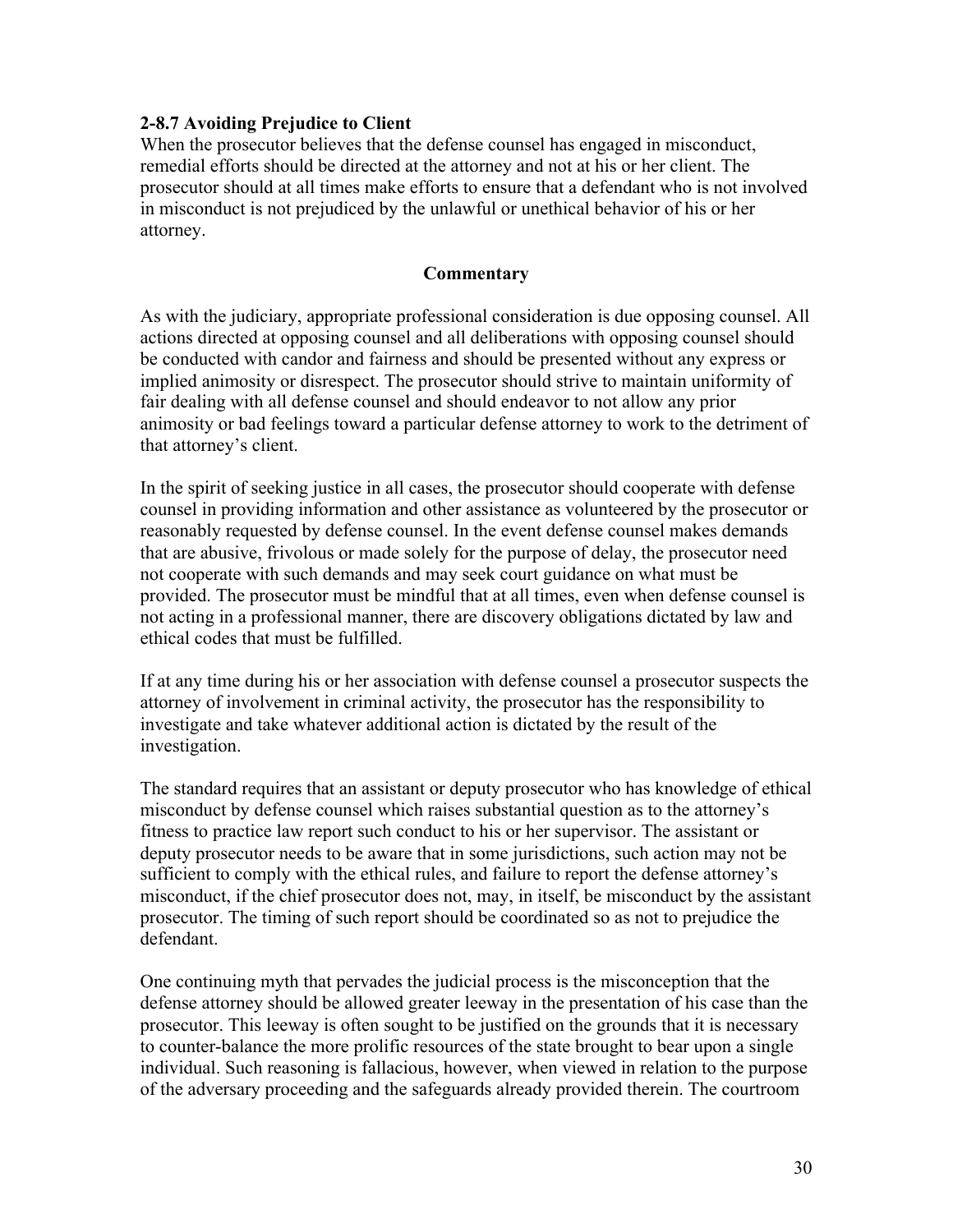## 2-8.7 Avoiding Prejudice to Client

When the prosecutor believes that the defense counsel has engaged in misconduct, remedial efforts should be directed at the attorney and not at his or her client. The prosecutor should at all times make efforts to ensure that a defendant who is not involved in misconduct is not prejudiced by the unlawful or unethical behavior of his or her attorney.

### Commentary

As with the judiciary, appropriate professional consideration is due opposing counsel. All actions directed at opposing counsel and all deliberations with opposing counsel should be conducted with candor and fairness and should be presented without any express or implied animosity or disrespect. The prosecutor should strive to maintain uniformity of fair dealing with all defense counsel and should endeavor to not allow any prior animosity or bad feelings toward a particular defense attorney to work to the detriment of that attorney's client.

In the spirit of seeking justice in all cases, the prosecutor should cooperate with defense counsel in providing information and other assistance as volunteered by the prosecutor or reasonably requested by defense counsel. In the event defense counsel makes demands that are abusive, frivolous or made solely for the purpose of delay, the prosecutor need not cooperate with such demands and may seek court guidance on what must be provided. The prosecutor must be mindful that at all times, even when defense counsel is not acting in a professional manner, there are discovery obligations dictated by law and ethical codes that must be fulfilled.

If at any time during his or her association with defense counsel a prosecutor suspects the attorney of involvement in criminal activity, the prosecutor has the responsibility to investigate and take whatever additional action is dictated by the result of the investigation.

The standard requires that an assistant or deputy prosecutor who has knowledge of ethical misconduct by defense counsel which raises substantial question as to the attorney's fitness to practice law report such conduct to his or her supervisor. The assistant or deputy prosecutor needs to be aware that in some jurisdictions, such action may not be sufficient to comply with the ethical rules, and failure to report the defense attorney's misconduct, if the chief prosecutor does not, may, in itself, be misconduct by the assistant prosecutor. The timing of such report should be coordinated so as not to prejudice the defendant.

One continuing myth that pervades the judicial process is the misconception that the defense attorney should be allowed greater leeway in the presentation of his case than the prosecutor. This leeway is often sought to be justified on the grounds that it is necessary to counter-balance the more prolific resources of the state brought to bear upon a single individual. Such reasoning is fallacious, however, when viewed in relation to the purpose of the adversary proceeding and the safeguards already provided therein. The courtroom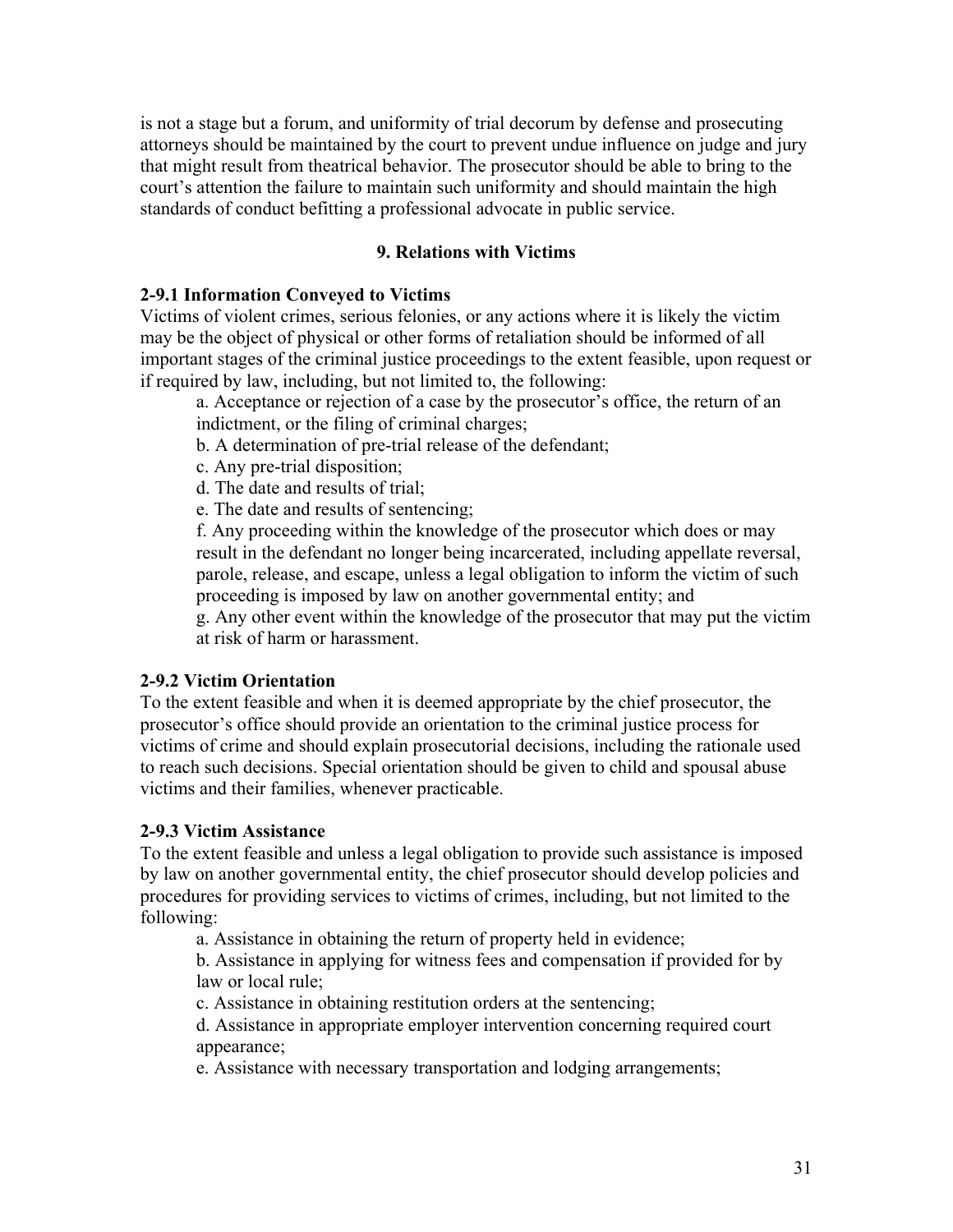is not a stage but a forum, and uniformity of trial decorum by defense and prosecuting attorneys should be maintained by the court to prevent undue influence on judge and jury that might result from theatrical behavior. The prosecutor should be able to bring to the court's attention the failure to maintain such uniformity and should maintain the high standards of conduct befitting a professional advocate in public service.

## 9. Relations with Victims

### 2-9.1 Information Conveyed to Victims

Victims of violent crimes, serious felonies, or any actions where it is likely the victim may be the object of physical or other forms of retaliation should be informed of all important stages of the criminal justice proceedings to the extent feasible, upon request or if required by law, including, but not limited to, the following:

a. Acceptance or rejection of a case by the prosecutor's office, the return of an indictment, or the filing of criminal charges;

b. A determination of pre-trial release of the defendant;

c. Any pre-trial disposition;

d. The date and results of trial;

e. The date and results of sentencing;

f. Any proceeding within the knowledge of the prosecutor which does or may result in the defendant no longer being incarcerated, including appellate reversal, parole, release, and escape, unless a legal obligation to inform the victim of such proceeding is imposed by law on another governmental entity; and

g. Any other event within the knowledge of the prosecutor that may put the victim at risk of harm or harassment.

### 2-9.2 Victim Orientation

To the extent feasible and when it is deemed appropriate by the chief prosecutor, the prosecutor's office should provide an orientation to the criminal justice process for victims of crime and should explain prosecutorial decisions, including the rationale used to reach such decisions. Special orientation should be given to child and spousal abuse victims and their families, whenever practicable.

### 2-9.3 Victim Assistance

To the extent feasible and unless a legal obligation to provide such assistance is imposed by law on another governmental entity, the chief prosecutor should develop policies and procedures for providing services to victims of crimes, including, but not limited to the following:

a. Assistance in obtaining the return of property held in evidence;

b. Assistance in applying for witness fees and compensation if provided for by law or local rule;

c. Assistance in obtaining restitution orders at the sentencing;

d. Assistance in appropriate employer intervention concerning required court appearance;

e. Assistance with necessary transportation and lodging arrangements;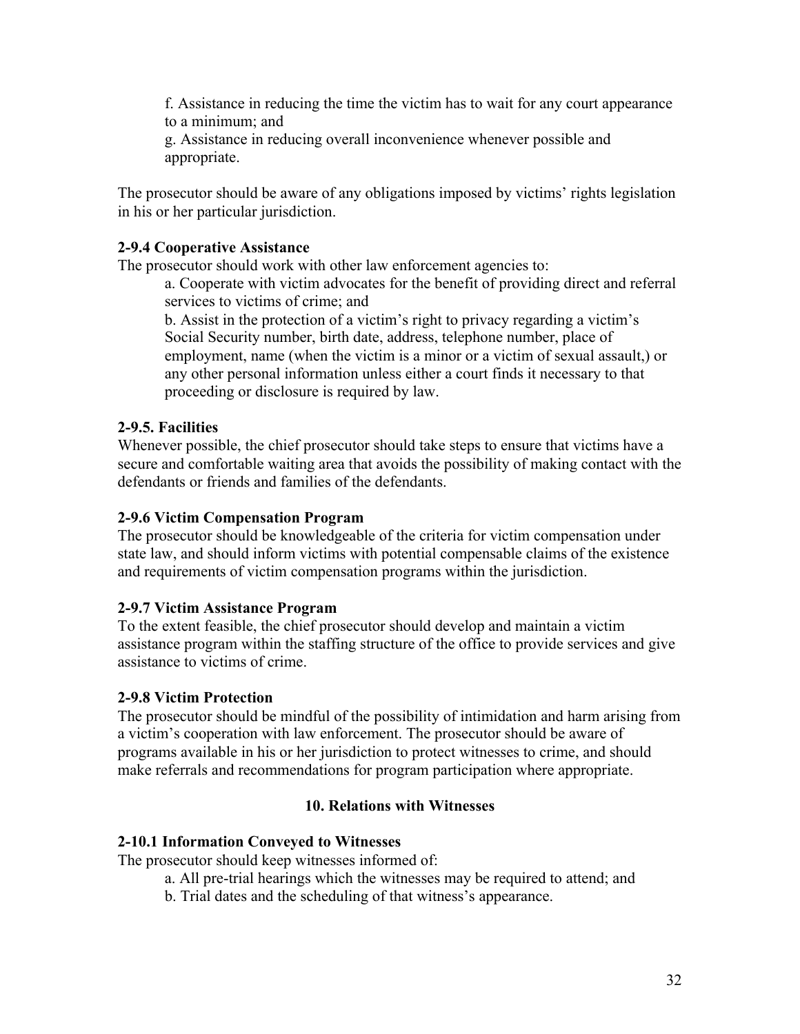f. Assistance in reducing the time the victim has to wait for any court appearance to a minimum; and

g. Assistance in reducing overall inconvenience whenever possible and appropriate.

The prosecutor should be aware of any obligations imposed by victims' rights legislation in his or her particular jurisdiction.

**2-9.4 Cooperative Assistance**

The prosecutor should work with other law enforcement agencies to:

a. Cooperate with victim advocates for the benefit of providing direct and referral services to victims of crime; and

b. Assist in the protection of a victim's right to privacy regarding a victim's Social Security number, birth date, address, telephone number, place of employment, name (when the victim is a minor or a victim of sexual assault,) or any other personal information unless either a court finds it necessary to that proceeding or disclosure is required by law.

**2-9.5. Facilities**

Whenever possible, the chief prosecutor should take steps to ensure that victims have a secure and comfortable waiting area that avoids the possibility of making contact with the defendants or friends and families of the defendants.

**2-9.6 Victim Compensation Program**

The prosecutor should be knowledgeable of the criteria for victim compensation under state law, and should inform victims with potential compensable claims of the existence and requirements of victim compensation programs within the jurisdiction.

**2-9.7 Victim Assistance Program**

To the extent feasible, the chief prosecutor should develop and maintain a victim assistance program within the staffing structure of the office to provide services and give assistance to victims of crime.

**2-9.8 Victim Protection**

The prosecutor should be mindful of the possibility of intimidation and harm arising from a victim's cooperation with law enforcement. The prosecutor should be aware of programs available in his or her jurisdiction to protect witnesses to crime, and should make referrals and recommendations for program participation where appropriate.

## 10. Relations with Witnesses

**2-10.1 Information Conveyed to Witnesses**

The prosecutor should keep witnesses informed of:

a. All pre-trial hearings which the witnesses may be required to attend; and

b. Trial dates and the scheduling of that witness's appearance.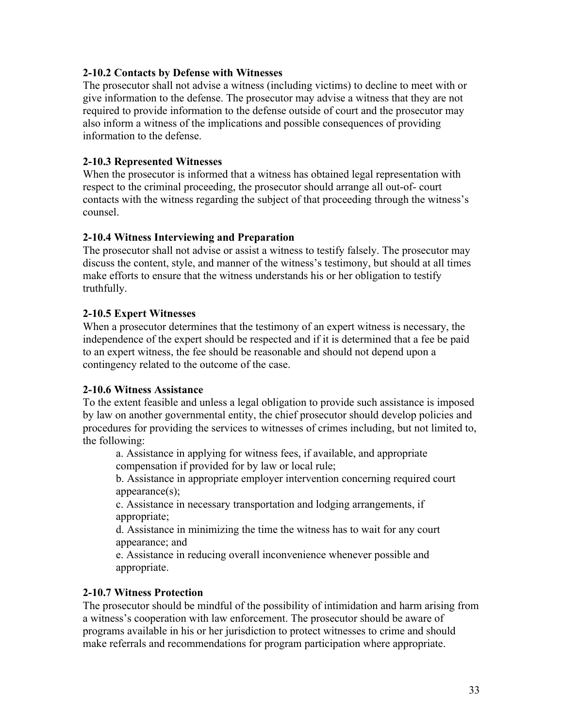### 2-10.2 Contacts by Defense with Witnesses

The prosecutor shall not advise a witness (including victims) to decline to meet with or give information to the defense. The prosecutor may advise a witness that they are not required to provide information to the defense outside of court and the prosecutor may also inform a witness of the implications and possible consequences of providing information to the defense.

### 2-10.3 Represented Witnesses

When the prosecutor is informed that a witness has obtained legal representation with respect to the criminal proceeding, the prosecutor should arrange all out-of- court contacts with the witness regarding the subject of that proceeding through the witness's counsel.

### 2-10.4 Witness Interviewing and Preparation

The prosecutor shall not advise or assist a witness to testify falsely. The prosecutor may discuss the content, style, and manner of the witness's testimony, but should at all times make efforts to ensure that the witness understands his or her obligation to testify truthfully.

### 2-10.5 Expert Witnesses

When a prosecutor determines that the testimony of an expert witness is necessary, the independence of the expert should be respected and if it is determined that a fee be paid to an expert witness, the fee should be reasonable and should not depend upon a contingency related to the outcome of the case.

### 2-10.6 Witness Assistance

To the extent feasible and unless a legal obligation to provide such assistance is imposed by law on another governmental entity, the chief prosecutor should develop policies and procedures for providing the services to witnesses of crimes including, but not limited to, the following:

a. Assistance in applying for witness fees, if available, and appropriate compensation if provided for by law or local rule;

b. Assistance in appropriate employer intervention concerning required court appearance(s);

c. Assistance in necessary transportation and lodging arrangements, if appropriate;

d. Assistance in minimizing the time the witness has to wait for any court appearance; and

e. Assistance in reducing overall inconvenience whenever possible and appropriate.

### 2-10.7 Witness Protection

The prosecutor should be mindful of the possibility of intimidation and harm arising from a witness's cooperation with law enforcement. The prosecutor should be aware of programs available in his or her jurisdiction to protect witnesses to crime and should make referrals and recommendations for program participation where appropriate.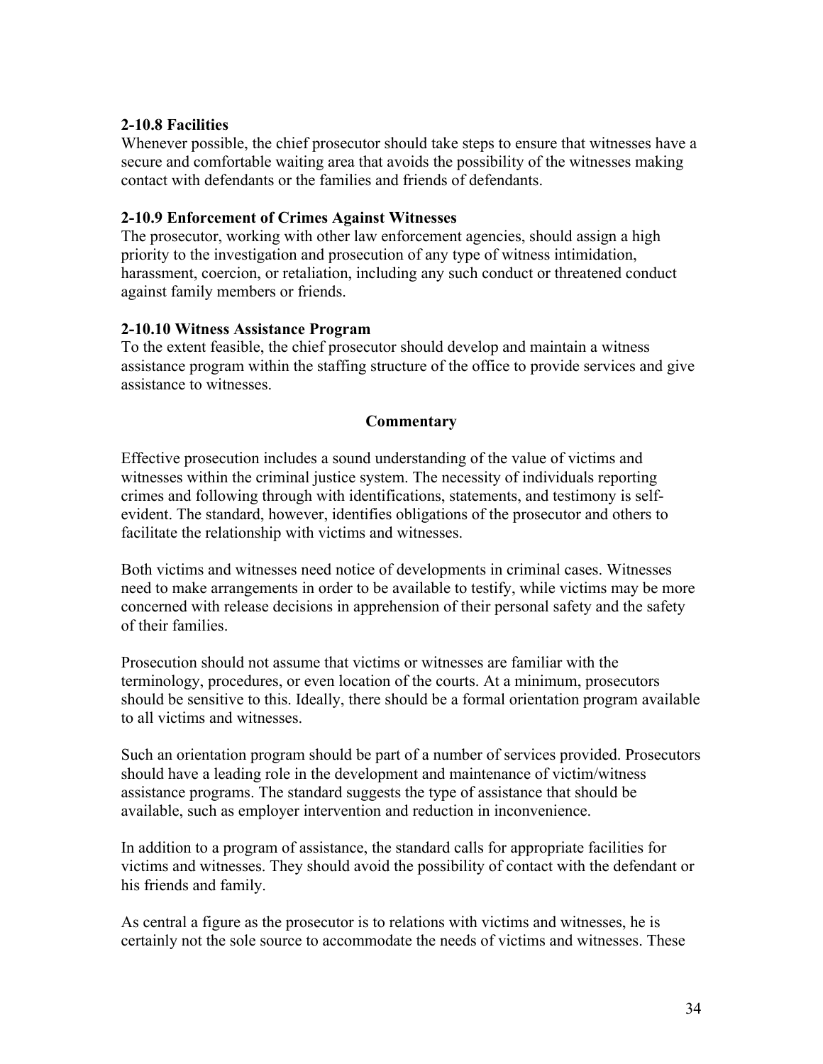**2-10.8 Facilities**

Whenever possible, the chief prosecutor should take steps to ensure that witnesses have a secure and comfortable waiting area that avoids the possibility of the witnesses making contact with defendants or the families and friends of defendants.

**2-10.9 Enforcement of Crimes Against Witnesses**

The prosecutor, working with other law enforcement agencies, should assign a high priority to the investigation and prosecution of any type of witness intimidation, harassment, coercion, or retaliation, including any such conduct or threatened conduct against family members or friends.

**2-10.10 Witness Assistance Program**

To the extent feasible, the chief prosecutor should develop and maintain a witness assistance program within the staffing structure of the office to provide services and give assistance to witnesses.

**Commentary**

Effective prosecution includes a sound understanding of the value of victims and witnesses within the criminal justice system. The necessity of individuals reporting crimes and following through with identifications, statements, and testimony is self-evident. The standard, however, identifies obligations of the prosecutor and others to facilitate the relationship with victims and witnesses.

Both victims and witnesses need notice of developments in criminal cases. Witnesses need to make arrangements in order to be available to testify, while victims may be more concerned with release decisions in apprehension of their personal safety and the safety of their families.

Prosecution should not assume that victims or witnesses are familiar with the terminology, procedures, or even location of the courts. At a minimum, prosecutors should be sensitive to this. Ideally, there should be a formal orientation program available to all victims and witnesses.

Such an orientation program should be part of a number of services provided. Prosecutors should have a leading role in the development and maintenance of victim/witness assistance programs. The standard suggests the type of assistance that should be available, such as employer intervention and reduction in inconvenience.

In addition to a program of assistance, the standard calls for appropriate facilities for victims and witnesses. They should avoid the possibility of contact with the defendant or his friends and family.

As central a figure as the prosecutor is to relations with victims and witnesses, he is certainly not the sole source to accommodate the needs of victims and witnesses. These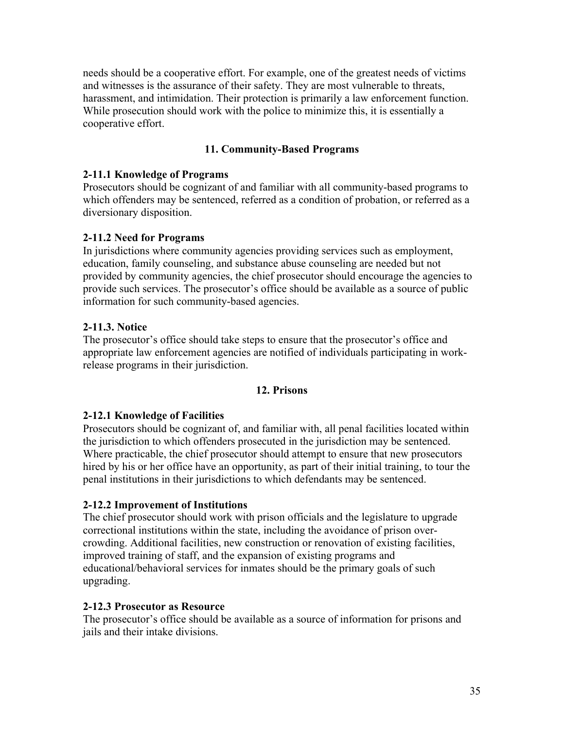needs should be a cooperative effort. For example, one of the greatest needs of victims and witnesses is the assurance of their safety. They are most vulnerable to threats, harassment, and intimidation. Their protection is primarily a law enforcement function. While prosecution should work with the police to minimize this, it is essentially a cooperative effort.

## 11. Community-Based Programs

### 2-11.1 Knowledge of Programs

Prosecutors should be cognizant of and familiar with all community-based programs to which offenders may be sentenced, referred as a condition of probation, or referred as a diversionary disposition.

### 2-11.2 Need for Programs

In jurisdictions where community agencies providing services such as employment, education, family counseling, and substance abuse counseling are needed but not provided by community agencies, the chief prosecutor should encourage the agencies to provide such services. The prosecutor's office should be available as a source of public information for such community-based agencies.

### 2-11.3. Notice

The prosecutor's office should take steps to ensure that the prosecutor's office and appropriate law enforcement agencies are notified of individuals participating in work-release programs in their jurisdiction.

## 12. Prisons

### 2-12.1 Knowledge of Facilities

Prosecutors should be cognizant of, and familiar with, all penal facilities located within the jurisdiction to which offenders prosecuted in the jurisdiction may be sentenced. Where practicable, the chief prosecutor should attempt to ensure that new prosecutors hired by his or her office have an opportunity, as part of their initial training, to tour the penal institutions in their jurisdictions to which defendants may be sentenced.

### 2-12.2 Improvement of Institutions

The chief prosecutor should work with prison officials and the legislature to upgrade correctional institutions within the state, including the avoidance of prison over-crowding. Additional facilities, new construction or renovation of existing facilities, improved training of staff, and the expansion of existing programs and educational/behavioral services for inmates should be the primary goals of such upgrading.

### 2-12.3 Prosecutor as Resource

The prosecutor's office should be available as a source of information for prisons and jails and their intake divisions.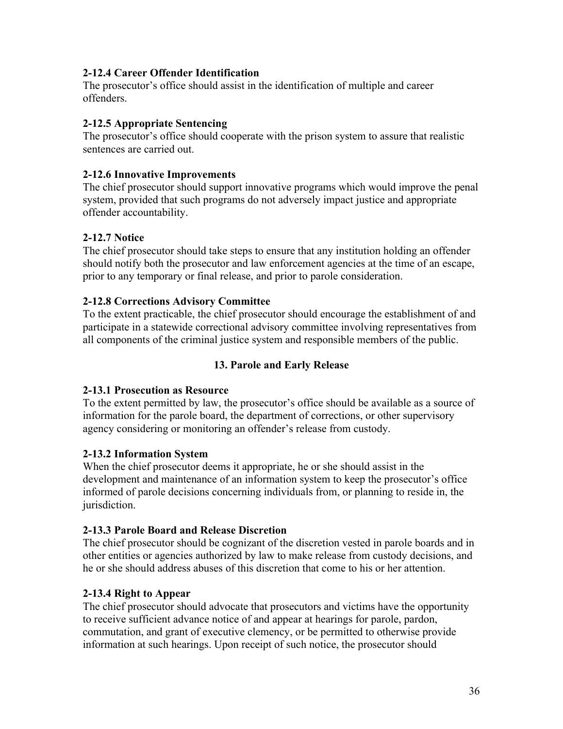**2-12.4 Career Offender Identification**
The prosecutor's office should assist in the identification of multiple and career offenders.

**2-12.5 Appropriate Sentencing**
The prosecutor's office should cooperate with the prison system to assure that realistic sentences are carried out.

**2-12.6 Innovative Improvements**
The chief prosecutor should support innovative programs which would improve the penal system, provided that such programs do not adversely impact justice and appropriate offender accountability.

**2-12.7 Notice**
The chief prosecutor should take steps to ensure that any institution holding an offender should notify both the prosecutor and law enforcement agencies at the time of an escape, prior to any temporary or final release, and prior to parole consideration.

**2-12.8 Corrections Advisory Committee**
To the extent practicable, the chief prosecutor should encourage the establishment of and participate in a statewide correctional advisory committee involving representatives from all components of the criminal justice system and responsible members of the public.

## 13. Parole and Early Release

**2-13.1 Prosecution as Resource**
To the extent permitted by law, the prosecutor's office should be available as a source of information for the parole board, the department of corrections, or other supervisory agency considering or monitoring an offender's release from custody.

**2-13.2 Information System**
When the chief prosecutor deems it appropriate, he or she should assist in the development and maintenance of an information system to keep the prosecutor's office informed of parole decisions concerning individuals from, or planning to reside in, the jurisdiction.

**2-13.3 Parole Board and Release Discretion**
The chief prosecutor should be cognizant of the discretion vested in parole boards and in other entities or agencies authorized by law to make release from custody decisions, and he or she should address abuses of this discretion that come to his or her attention.

**2-13.4 Right to Appear**
The chief prosecutor should advocate that prosecutors and victims have the opportunity to receive sufficient advance notice of and appear at hearings for parole, pardon, commutation, and grant of executive clemency, or be permitted to otherwise provide information at such hearings. Upon receipt of such notice, the prosecutor should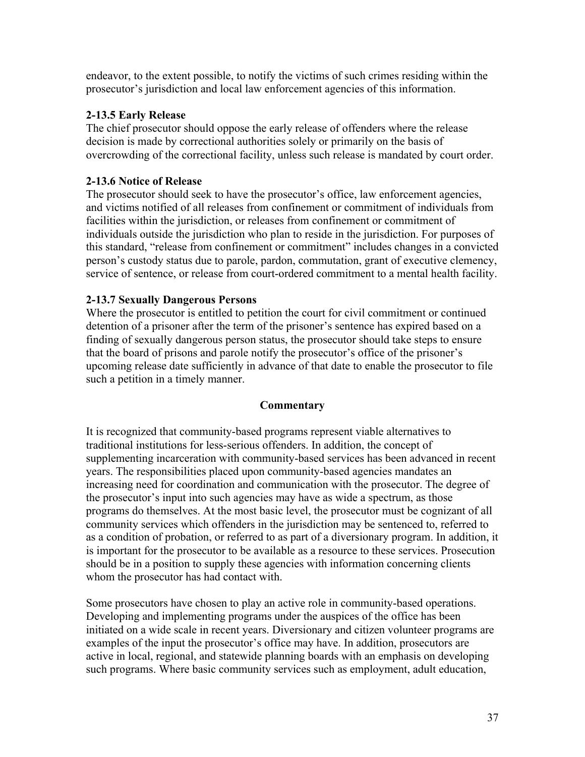endeavor, to the extent possible, to notify the victims of such crimes residing within the prosecutor's jurisdiction and local law enforcement agencies of this information.

### 2-13.5 Early Release

The chief prosecutor should oppose the early release of offenders where the release decision is made by correctional authorities solely or primarily on the basis of overcrowding of the correctional facility, unless such release is mandated by court order.

### 2-13.6 Notice of Release

The prosecutor should seek to have the prosecutor's office, law enforcement agencies, and victims notified of all releases from confinement or commitment of individuals from facilities within the jurisdiction, or releases from confinement or commitment of individuals outside the jurisdiction who plan to reside in the jurisdiction. For purposes of this standard, "release from confinement or commitment" includes changes in a convicted person's custody status due to parole, pardon, commutation, grant of executive clemency, service of sentence, or release from court-ordered commitment to a mental health facility.

### 2-13.7 Sexually Dangerous Persons

Where the prosecutor is entitled to petition the court for civil commitment or continued detention of a prisoner after the term of the prisoner's sentence has expired based on a finding of sexually dangerous person status, the prosecutor should take steps to ensure that the board of prisons and parole notify the prosecutor's office of the prisoner's upcoming release date sufficiently in advance of that date to enable the prosecutor to file such a petition in a timely manner.

**Commentary**

It is recognized that community-based programs represent viable alternatives to traditional institutions for less-serious offenders. In addition, the concept of supplementing incarceration with community-based services has been advanced in recent years. The responsibilities placed upon community-based agencies mandates an increasing need for coordination and communication with the prosecutor. The degree of the prosecutor's input into such agencies may have as wide a spectrum, as those programs do themselves. At the most basic level, the prosecutor must be cognizant of all community services which offenders in the jurisdiction may be sentenced to, referred to as a condition of probation, or referred to as part of a diversionary program. In addition, it is important for the prosecutor to be available as a resource to these services. Prosecution should be in a position to supply these agencies with information concerning clients whom the prosecutor has had contact with.

Some prosecutors have chosen to play an active role in community-based operations. Developing and implementing programs under the auspices of the office has been initiated on a wide scale in recent years. Diversionary and citizen volunteer programs are examples of the input the prosecutor's office may have. In addition, prosecutors are active in local, regional, and statewide planning boards with an emphasis on developing such programs. Where basic community services such as employment, adult education,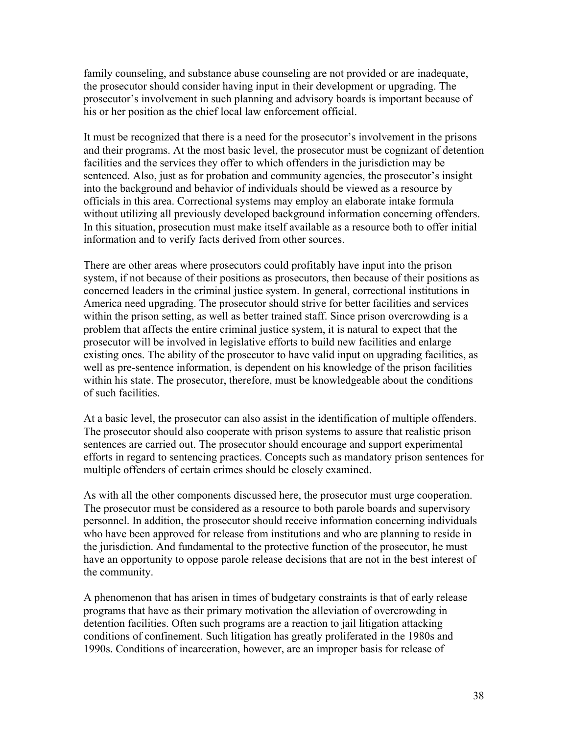family counseling, and substance abuse counseling are not provided or are inadequate, the prosecutor should consider having input in their development or upgrading. The prosecutor's involvement in such planning and advisory boards is important because of his or her position as the chief local law enforcement official.

It must be recognized that there is a need for the prosecutor's involvement in the prisons and their programs. At the most basic level, the prosecutor must be cognizant of detention facilities and the services they offer to which offenders in the jurisdiction may be sentenced. Also, just as for probation and community agencies, the prosecutor's insight into the background and behavior of individuals should be viewed as a resource by officials in this area. Correctional systems may employ an elaborate intake formula without utilizing all previously developed background information concerning offenders. In this situation, prosecution must make itself available as a resource both to offer initial information and to verify facts derived from other sources.

There are other areas where prosecutors could profitably have input into the prison system, if not because of their positions as prosecutors, then because of their positions as concerned leaders in the criminal justice system. In general, correctional institutions in America need upgrading. The prosecutor should strive for better facilities and services within the prison setting, as well as better trained staff. Since prison overcrowding is a problem that affects the entire criminal justice system, it is natural to expect that the prosecutor will be involved in legislative efforts to build new facilities and enlarge existing ones. The ability of the prosecutor to have valid input on upgrading facilities, as well as pre-sentence information, is dependent on his knowledge of the prison facilities within his state. The prosecutor, therefore, must be knowledgeable about the conditions of such facilities.

At a basic level, the prosecutor can also assist in the identification of multiple offenders. The prosecutor should also cooperate with prison systems to assure that realistic prison sentences are carried out. The prosecutor should encourage and support experimental efforts in regard to sentencing practices. Concepts such as mandatory prison sentences for multiple offenders of certain crimes should be closely examined.

As with all the other components discussed here, the prosecutor must urge cooperation. The prosecutor must be considered as a resource to both parole boards and supervisory personnel. In addition, the prosecutor should receive information concerning individuals who have been approved for release from institutions and who are planning to reside in the jurisdiction. And fundamental to the protective function of the prosecutor, he must have an opportunity to oppose parole release decisions that are not in the best interest of the community.

A phenomenon that has arisen in times of budgetary constraints is that of early release programs that have as their primary motivation the alleviation of overcrowding in detention facilities. Often such programs are a reaction to jail litigation attacking conditions of confinement. Such litigation has greatly proliferated in the 1980s and 1990s. Conditions of incarceration, however, are an improper basis for release of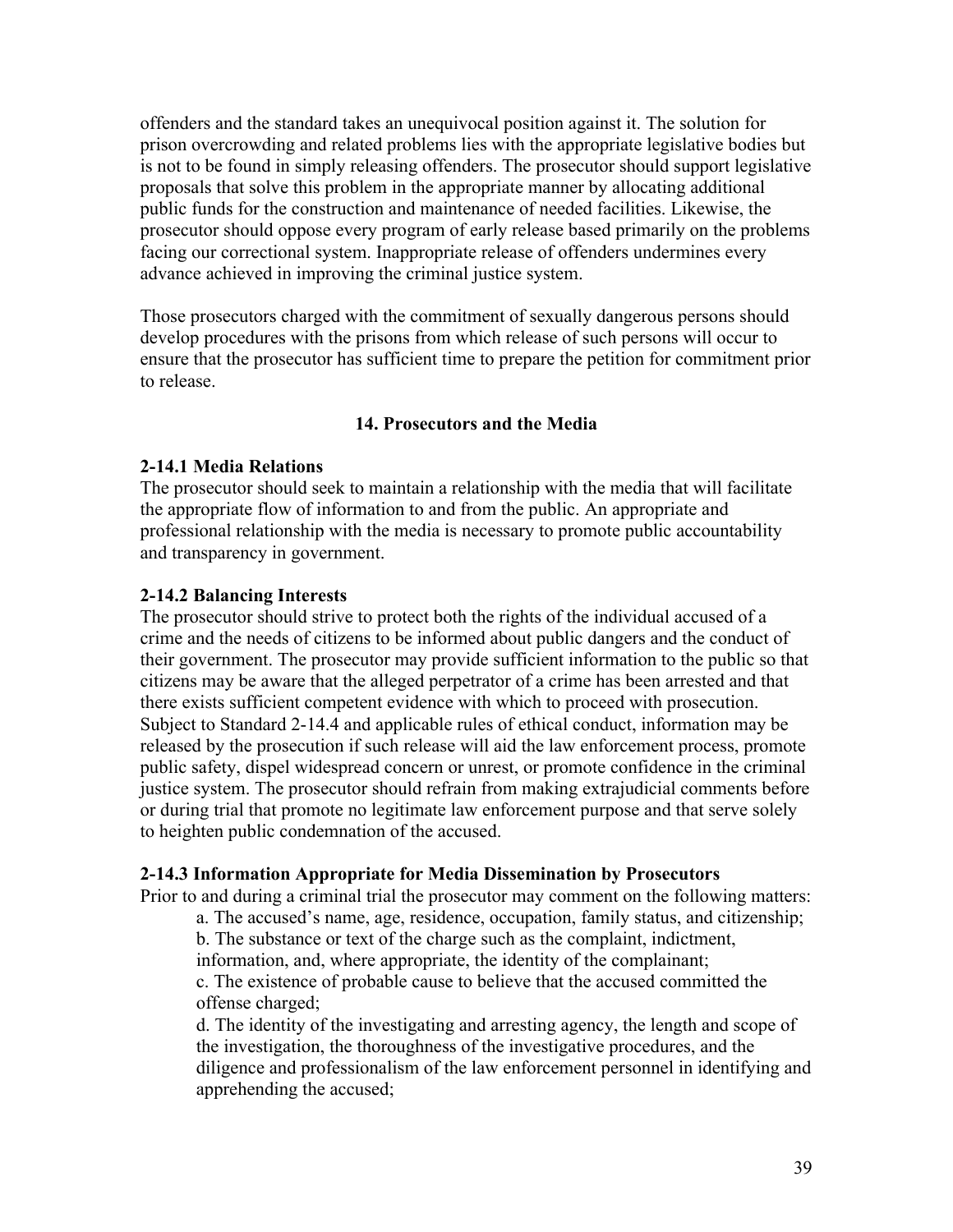offenders and the standard takes an unequivocal position against it. The solution for prison overcrowding and related problems lies with the appropriate legislative bodies but is not to be found in simply releasing offenders. The prosecutor should support legislative proposals that solve this problem in the appropriate manner by allocating additional public funds for the construction and maintenance of needed facilities. Likewise, the prosecutor should oppose every program of early release based primarily on the problems facing our correctional system. Inappropriate release of offenders undermines every advance achieved in improving the criminal justice system.

Those prosecutors charged with the commitment of sexually dangerous persons should develop procedures with the prisons from which release of such persons will occur to ensure that the prosecutor has sufficient time to prepare the petition for commitment prior to release.

## 14. Prosecutors and the Media

**2-14.1 Media Relations**
The prosecutor should seek to maintain a relationship with the media that will facilitate the appropriate flow of information to and from the public. An appropriate and professional relationship with the media is necessary to promote public accountability and transparency in government.

**2-14.2 Balancing Interests**
The prosecutor should strive to protect both the rights of the individual accused of a crime and the needs of citizens to be informed about public dangers and the conduct of their government. The prosecutor may provide sufficient information to the public so that citizens may be aware that the alleged perpetrator of a crime has been arrested and that there exists sufficient competent evidence with which to proceed with prosecution. Subject to Standard 2-14.4 and applicable rules of ethical conduct, information may be released by the prosecution if such release will aid the law enforcement process, promote public safety, dispel widespread concern or unrest, or promote confidence in the criminal justice system. The prosecutor should refrain from making extrajudicial comments before or during trial that promote no legitimate law enforcement purpose and that serve solely to heighten public condemnation of the accused.

**2-14.3 Information Appropriate for Media Dissemination by Prosecutors**
Prior to and during a criminal trial the prosecutor may comment on the following matters:

a. The accused's name, age, residence, occupation, family status, and citizenship;

b. The substance or text of the charge such as the complaint, indictment, information, and, where appropriate, the identity of the complainant;

c. The existence of probable cause to believe that the accused committed the offense charged;

d. The identity of the investigating and arresting agency, the length and scope of the investigation, the thoroughness of the investigative procedures, and the diligence and professionalism of the law enforcement personnel in identifying and apprehending the accused;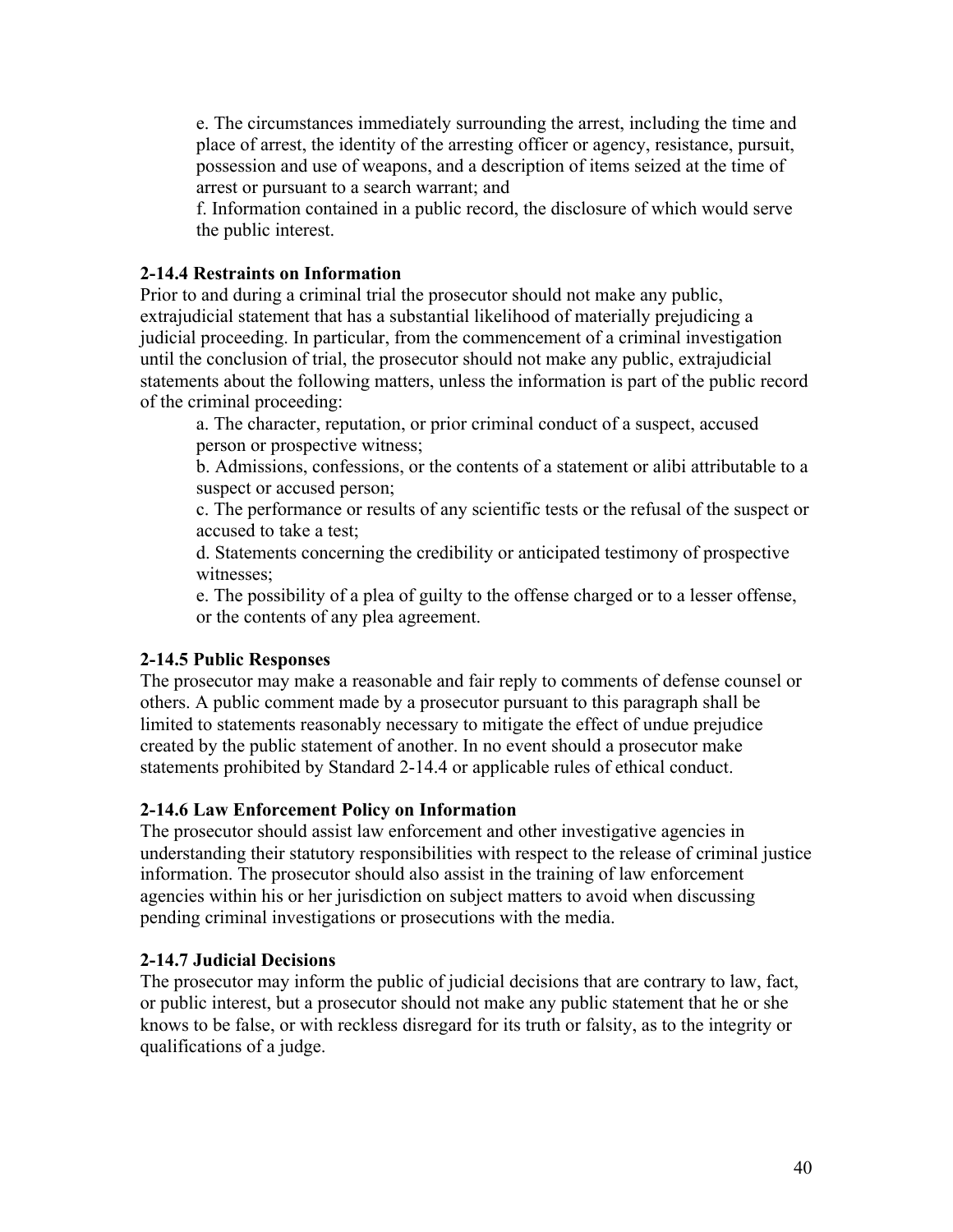e. The circumstances immediately surrounding the arrest, including the time and place of arrest, the identity of the arresting officer or agency, resistance, pursuit, possession and use of weapons, and a description of items seized at the time of arrest or pursuant to a search warrant; and

f. Information contained in a public record, the disclosure of which would serve the public interest.

**2-14.4 Restraints on Information**

Prior to and during a criminal trial the prosecutor should not make any public, extrajudicial statement that has a substantial likelihood of materially prejudicing a judicial proceeding. In particular, from the commencement of a criminal investigation until the conclusion of trial, the prosecutor should not make any public, extrajudicial statements about the following matters, unless the information is part of the public record of the criminal proceeding:

a. The character, reputation, or prior criminal conduct of a suspect, accused person or prospective witness;

b. Admissions, confessions, or the contents of a statement or alibi attributable to a suspect or accused person;

c. The performance or results of any scientific tests or the refusal of the suspect or accused to take a test;

d. Statements concerning the credibility or anticipated testimony of prospective witnesses;

e. The possibility of a plea of guilty to the offense charged or to a lesser offense, or the contents of any plea agreement.

**2-14.5 Public Responses**

The prosecutor may make a reasonable and fair reply to comments of defense counsel or others. A public comment made by a prosecutor pursuant to this paragraph shall be limited to statements reasonably necessary to mitigate the effect of undue prejudice created by the public statement of another. In no event should a prosecutor make statements prohibited by Standard 2-14.4 or applicable rules of ethical conduct.

**2-14.6 Law Enforcement Policy on Information**

The prosecutor should assist law enforcement and other investigative agencies in understanding their statutory responsibilities with respect to the release of criminal justice information. The prosecutor should also assist in the training of law enforcement agencies within his or her jurisdiction on subject matters to avoid when discussing pending criminal investigations or prosecutions with the media.

**2-14.7 Judicial Decisions**

The prosecutor may inform the public of judicial decisions that are contrary to law, fact, or public interest, but a prosecutor should not make any public statement that he or she knows to be false, or with reckless disregard for its truth or falsity, as to the integrity or qualifications of a judge.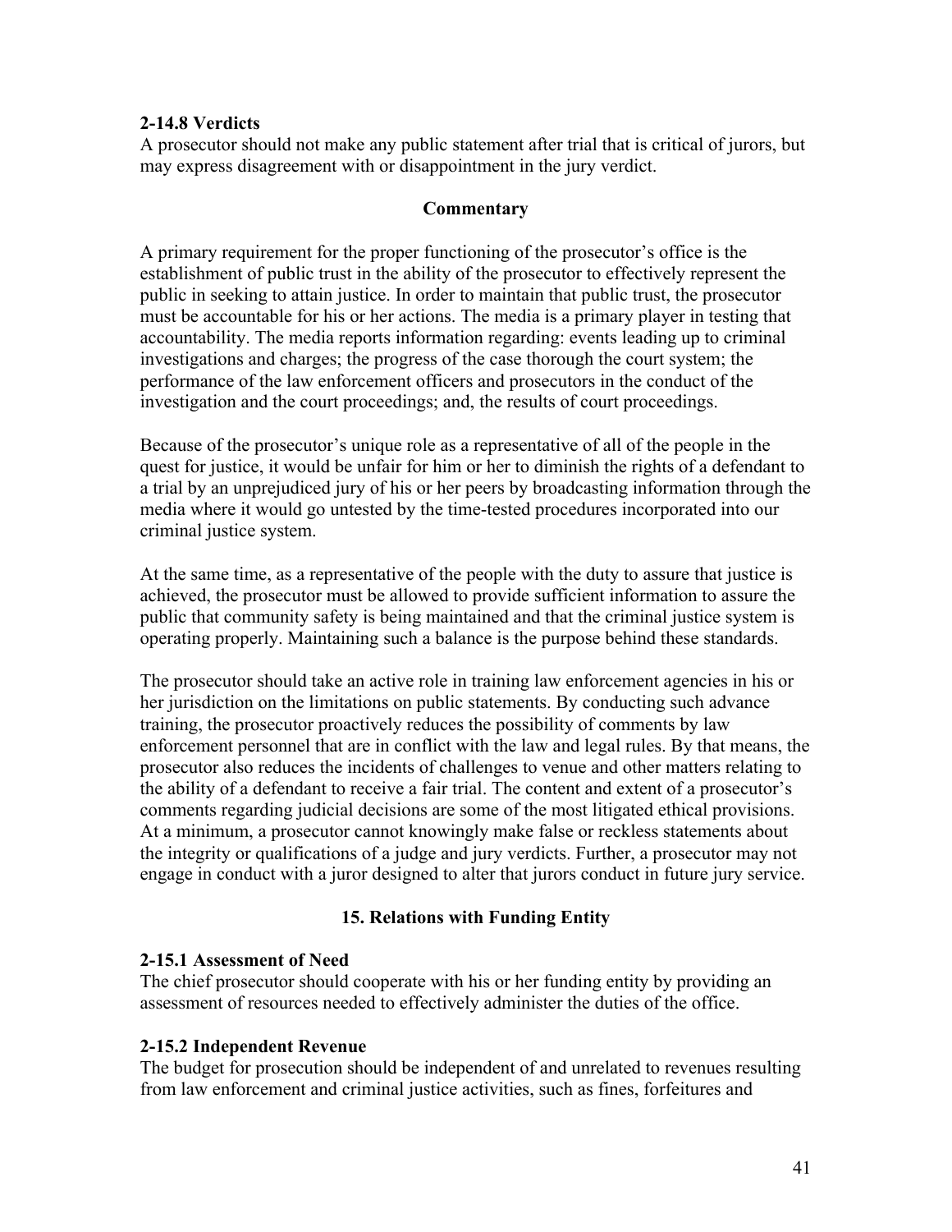**2-14.8 Verdicts**
A prosecutor should not make any public statement after trial that is critical of jurors, but may express disagreement with or disappointment in the jury verdict.

**Commentary**

A primary requirement for the proper functioning of the prosecutor's office is the establishment of public trust in the ability of the prosecutor to effectively represent the public in seeking to attain justice. In order to maintain that public trust, the prosecutor must be accountable for his or her actions. The media is a primary player in testing that accountability. The media reports information regarding: events leading up to criminal investigations and charges; the progress of the case thorough the court system; the performance of the law enforcement officers and prosecutors in the conduct of the investigation and the court proceedings; and, the results of court proceedings.

Because of the prosecutor's unique role as a representative of all of the people in the quest for justice, it would be unfair for him or her to diminish the rights of a defendant to a trial by an unprejudiced jury of his or her peers by broadcasting information through the media where it would go untested by the time-tested procedures incorporated into our criminal justice system.

At the same time, as a representative of the people with the duty to assure that justice is achieved, the prosecutor must be allowed to provide sufficient information to assure the public that community safety is being maintained and that the criminal justice system is operating properly. Maintaining such a balance is the purpose behind these standards.

The prosecutor should take an active role in training law enforcement agencies in his or her jurisdiction on the limitations on public statements. By conducting such advance training, the prosecutor proactively reduces the possibility of comments by law enforcement personnel that are in conflict with the law and legal rules. By that means, the prosecutor also reduces the incidents of challenges to venue and other matters relating to the ability of a defendant to receive a fair trial. The content and extent of a prosecutor's comments regarding judicial decisions are some of the most litigated ethical provisions. At a minimum, a prosecutor cannot knowingly make false or reckless statements about the integrity or qualifications of a judge and jury verdicts. Further, a prosecutor may not engage in conduct with a juror designed to alter that jurors conduct in future jury service.

## 15. Relations with Funding Entity

**2-15.1 Assessment of Need**
The chief prosecutor should cooperate with his or her funding entity by providing an assessment of resources needed to effectively administer the duties of the office.

**2-15.2 Independent Revenue**
The budget for prosecution should be independent of and unrelated to revenues resulting from law enforcement and criminal justice activities, such as fines, forfeitures and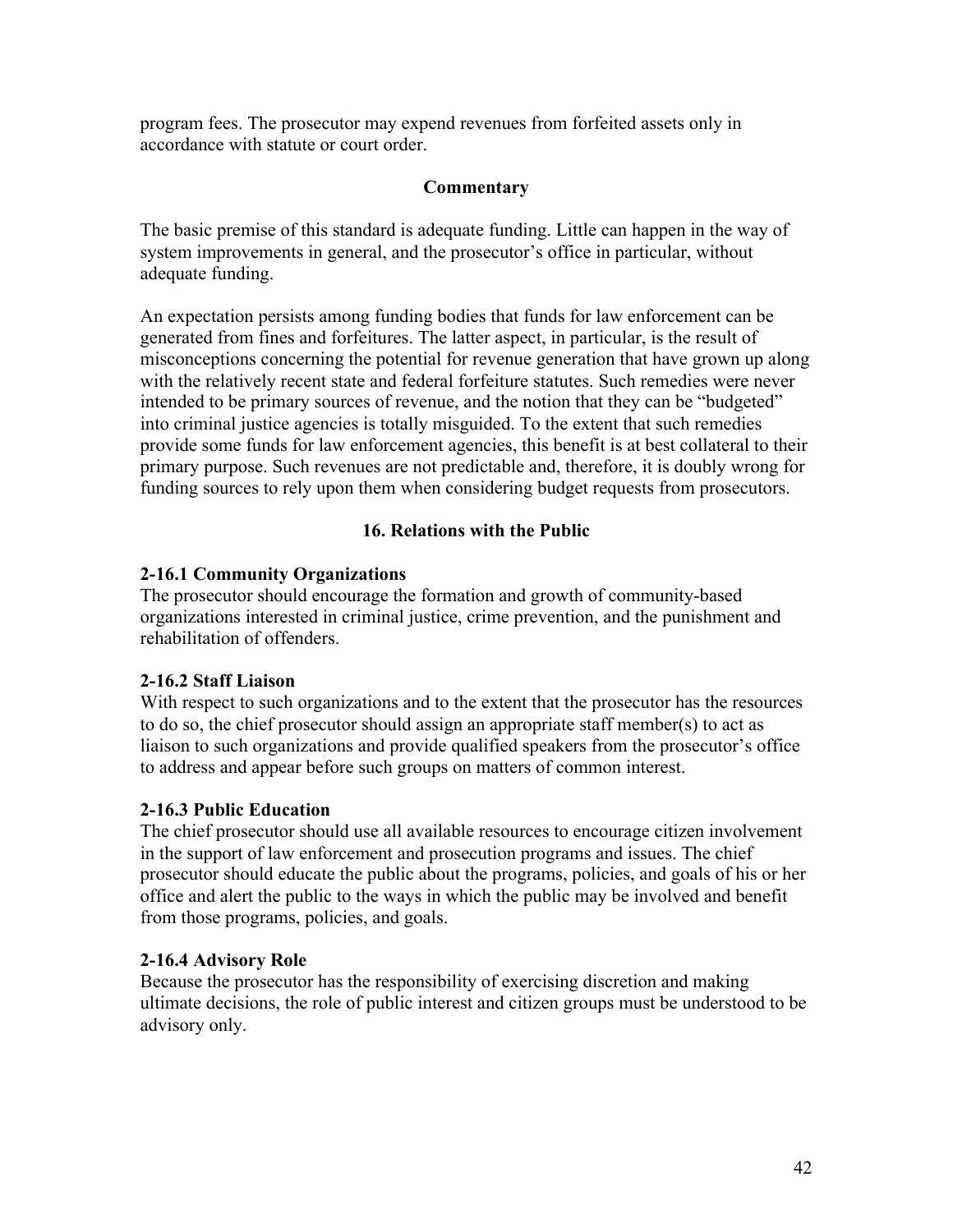program fees. The prosecutor may expend revenues from forfeited assets only in accordance with statute or court order.

**Commentary**

The basic premise of this standard is adequate funding. Little can happen in the way of system improvements in general, and the prosecutor's office in particular, without adequate funding.

An expectation persists among funding bodies that funds for law enforcement can be generated from fines and forfeitures. The latter aspect, in particular, is the result of misconceptions concerning the potential for revenue generation that have grown up along with the relatively recent state and federal forfeiture statutes. Such remedies were never intended to be primary sources of revenue, and the notion that they can be "budgeted" into criminal justice agencies is totally misguided. To the extent that such remedies provide some funds for law enforcement agencies, this benefit is at best collateral to their primary purpose. Such revenues are not predictable and, therefore, it is doubly wrong for funding sources to rely upon them when considering budget requests from prosecutors.

## 16. Relations with the Public

### 2-16.1 Community Organizations

The prosecutor should encourage the formation and growth of community-based organizations interested in criminal justice, crime prevention, and the punishment and rehabilitation of offenders.

### 2-16.2 Staff Liaison

With respect to such organizations and to the extent that the prosecutor has the resources to do so, the chief prosecutor should assign an appropriate staff member(s) to act as liaison to such organizations and provide qualified speakers from the prosecutor's office to address and appear before such groups on matters of common interest.

### 2-16.3 Public Education

The chief prosecutor should use all available resources to encourage citizen involvement in the support of law enforcement and prosecution programs and issues. The chief prosecutor should educate the public about the programs, policies, and goals of his or her office and alert the public to the ways in which the public may be involved and benefit from those programs, policies, and goals.

### 2-16.4 Advisory Role

Because the prosecutor has the responsibility of exercising discretion and making ultimate decisions, the role of public interest and citizen groups must be understood to be advisory only.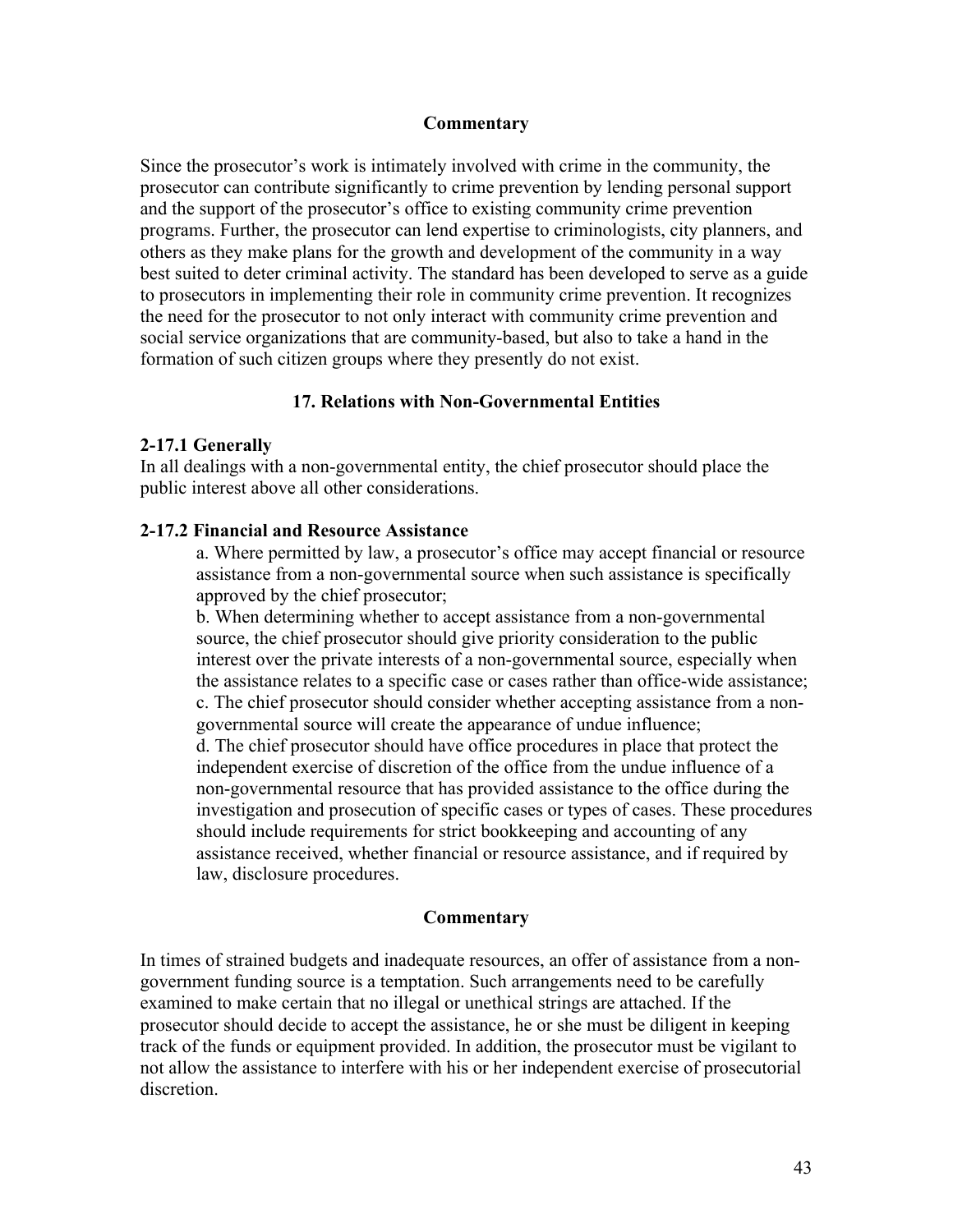### Commentary

Since the prosecutor's work is intimately involved with crime in the community, the prosecutor can contribute significantly to crime prevention by lending personal support and the support of the prosecutor's office to existing community crime prevention programs. Further, the prosecutor can lend expertise to criminologists, city planners, and others as they make plans for the growth and development of the community in a way best suited to deter criminal activity. The standard has been developed to serve as a guide to prosecutors in implementing their role in community crime prevention. It recognizes the need for the prosecutor to not only interact with community crime prevention and social service organizations that are community-based, but also to take a hand in the formation of such citizen groups where they presently do not exist.

## 17. Relations with Non-Governmental Entities

### 2-17.1 Generally

In all dealings with a non-governmental entity, the chief prosecutor should place the public interest above all other considerations.

### 2-17.2 Financial and Resource Assistance

a. Where permitted by law, a prosecutor's office may accept financial or resource assistance from a non-governmental source when such assistance is specifically approved by the chief prosecutor;

b. When determining whether to accept assistance from a non-governmental source, the chief prosecutor should give priority consideration to the public interest over the private interests of a non-governmental source, especially when the assistance relates to a specific case or cases rather than office-wide assistance;

c. The chief prosecutor should consider whether accepting assistance from a non-governmental source will create the appearance of undue influence;

d. The chief prosecutor should have office procedures in place that protect the independent exercise of discretion of the office from the undue influence of a non-governmental resource that has provided assistance to the office during the investigation and prosecution of specific cases or types of cases. These procedures should include requirements for strict bookkeeping and accounting of any assistance received, whether financial or resource assistance, and if required by law, disclosure procedures.

### Commentary

In times of strained budgets and inadequate resources, an offer of assistance from a non-government funding source is a temptation. Such arrangements need to be carefully examined to make certain that no illegal or unethical strings are attached. If the prosecutor should decide to accept the assistance, he or she must be diligent in keeping track of the funds or equipment provided. In addition, the prosecutor must be vigilant to not allow the assistance to interfere with his or her independent exercise of prosecutorial discretion.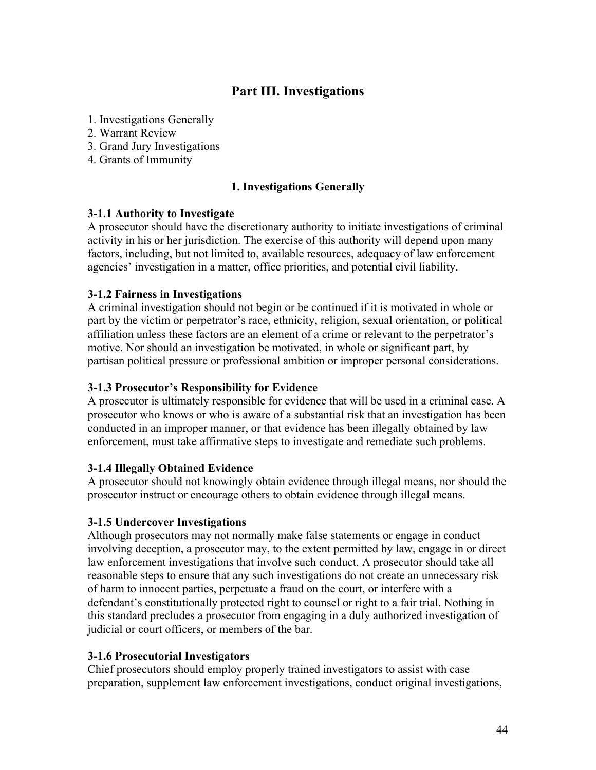# Part III. Investigations

1. Investigations Generally
2. Warrant Review
3. Grand Jury Investigations
4. Grants of Immunity

## 1. Investigations Generally

### 3-1.1 Authority to Investigate

A prosecutor should have the discretionary authority to initiate investigations of criminal activity in his or her jurisdiction. The exercise of this authority will depend upon many factors, including, but not limited to, available resources, adequacy of law enforcement agencies' investigation in a matter, office priorities, and potential civil liability.

### 3-1.2 Fairness in Investigations

A criminal investigation should not begin or be continued if it is motivated in whole or part by the victim or perpetrator's race, ethnicity, religion, sexual orientation, or political affiliation unless these factors are an element of a crime or relevant to the perpetrator's motive. Nor should an investigation be motivated, in whole or significant part, by partisan political pressure or professional ambition or improper personal considerations.

### 3-1.3 Prosecutor's Responsibility for Evidence

A prosecutor is ultimately responsible for evidence that will be used in a criminal case. A prosecutor who knows or who is aware of a substantial risk that an investigation has been conducted in an improper manner, or that evidence has been illegally obtained by law enforcement, must take affirmative steps to investigate and remediate such problems.

### 3-1.4 Illegally Obtained Evidence

A prosecutor should not knowingly obtain evidence through illegal means, nor should the prosecutor instruct or encourage others to obtain evidence through illegal means.

### 3-1.5 Undercover Investigations

Although prosecutors may not normally make false statements or engage in conduct involving deception, a prosecutor may, to the extent permitted by law, engage in or direct law enforcement investigations that involve such conduct. A prosecutor should take all reasonable steps to ensure that any such investigations do not create an unnecessary risk of harm to innocent parties, perpetuate a fraud on the court, or interfere with a defendant's constitutionally protected right to counsel or right to a fair trial. Nothing in this standard precludes a prosecutor from engaging in a duly authorized investigation of judicial or court officers, or members of the bar.

### 3-1.6 Prosecutorial Investigators

Chief prosecutors should employ properly trained investigators to assist with case preparation, supplement law enforcement investigations, conduct original investigations,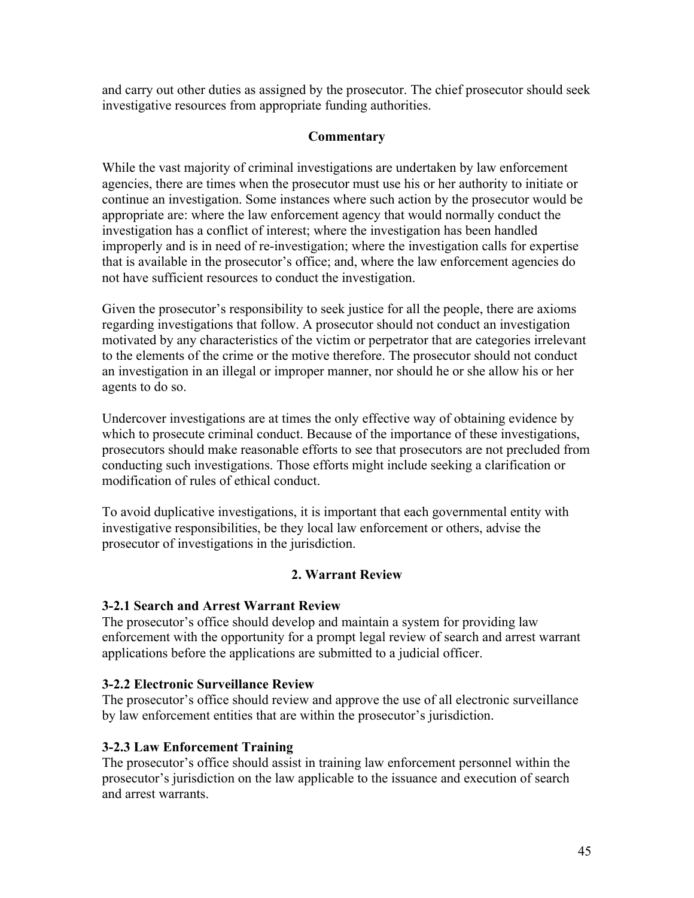and carry out other duties as assigned by the prosecutor. The chief prosecutor should seek investigative resources from appropriate funding authorities.

**Commentary**

While the vast majority of criminal investigations are undertaken by law enforcement agencies, there are times when the prosecutor must use his or her authority to initiate or continue an investigation. Some instances where such action by the prosecutor would be appropriate are: where the law enforcement agency that would normally conduct the investigation has a conflict of interest; where the investigation has been handled improperly and is in need of re-investigation; where the investigation calls for expertise that is available in the prosecutor's office; and, where the law enforcement agencies do not have sufficient resources to conduct the investigation.

Given the prosecutor's responsibility to seek justice for all the people, there are axioms regarding investigations that follow. A prosecutor should not conduct an investigation motivated by any characteristics of the victim or perpetrator that are categories irrelevant to the elements of the crime or the motive therefore. The prosecutor should not conduct an investigation in an illegal or improper manner, nor should he or she allow his or her agents to do so.

Undercover investigations are at times the only effective way of obtaining evidence by which to prosecute criminal conduct. Because of the importance of these investigations, prosecutors should make reasonable efforts to see that prosecutors are not precluded from conducting such investigations. Those efforts might include seeking a clarification or modification of rules of ethical conduct.

To avoid duplicative investigations, it is important that each governmental entity with investigative responsibilities, be they local law enforcement or others, advise the prosecutor of investigations in the jurisdiction.

## 2. Warrant Review

### 3-2.1 Search and Arrest Warrant Review

The prosecutor's office should develop and maintain a system for providing law enforcement with the opportunity for a prompt legal review of search and arrest warrant applications before the applications are submitted to a judicial officer.

### 3-2.2 Electronic Surveillance Review

The prosecutor's office should review and approve the use of all electronic surveillance by law enforcement entities that are within the prosecutor's jurisdiction.

### 3-2.3 Law Enforcement Training

The prosecutor's office should assist in training law enforcement personnel within the prosecutor's jurisdiction on the law applicable to the issuance and execution of search and arrest warrants.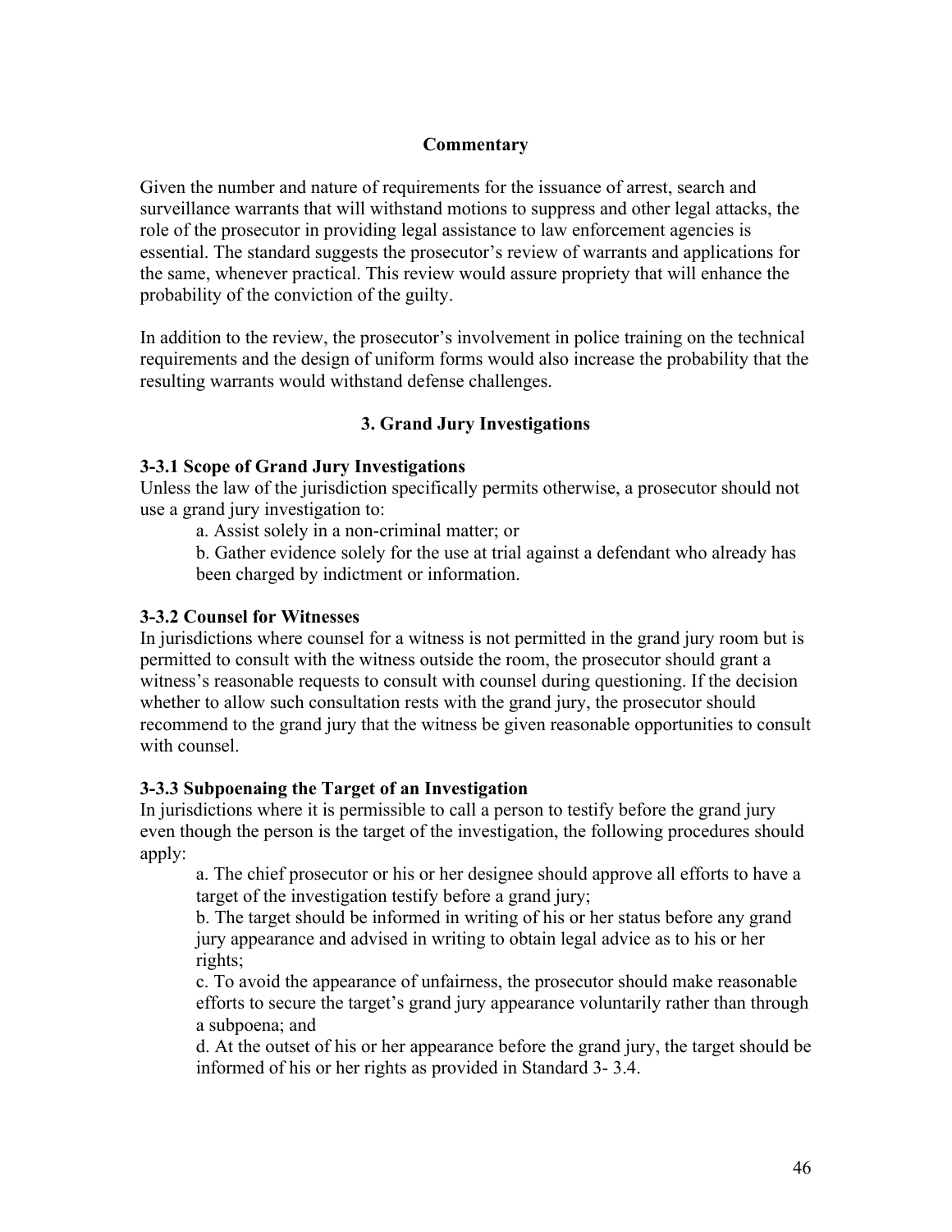**Commentary**

Given the number and nature of requirements for the issuance of arrest, search and surveillance warrants that will withstand motions to suppress and other legal attacks, the role of the prosecutor in providing legal assistance to law enforcement agencies is essential. The standard suggests the prosecutor's review of warrants and applications for the same, whenever practical. This review would assure propriety that will enhance the probability of the conviction of the guilty.

In addition to the review, the prosecutor's involvement in police training on the technical requirements and the design of uniform forms would also increase the probability that the resulting warrants would withstand defense challenges.

## 3. Grand Jury Investigations

### 3-3.1 Scope of Grand Jury Investigations

Unless the law of the jurisdiction specifically permits otherwise, a prosecutor should not use a grand jury investigation to:

a. Assist solely in a non-criminal matter; or

b. Gather evidence solely for the use at trial against a defendant who already has been charged by indictment or information.

### 3-3.2 Counsel for Witnesses

In jurisdictions where counsel for a witness is not permitted in the grand jury room but is permitted to consult with the witness outside the room, the prosecutor should grant a witness's reasonable requests to consult with counsel during questioning. If the decision whether to allow such consultation rests with the grand jury, the prosecutor should recommend to the grand jury that the witness be given reasonable opportunities to consult with counsel.

### 3-3.3 Subpoenaing the Target of an Investigation

In jurisdictions where it is permissible to call a person to testify before the grand jury even though the person is the target of the investigation, the following procedures should apply:

a. The chief prosecutor or his or her designee should approve all efforts to have a target of the investigation testify before a grand jury;

b. The target should be informed in writing of his or her status before any grand jury appearance and advised in writing to obtain legal advice as to his or her rights;

c. To avoid the appearance of unfairness, the prosecutor should make reasonable efforts to secure the target's grand jury appearance voluntarily rather than through a subpoena; and

d. At the outset of his or her appearance before the grand jury, the target should be informed of his or her rights as provided in Standard 3- 3.4.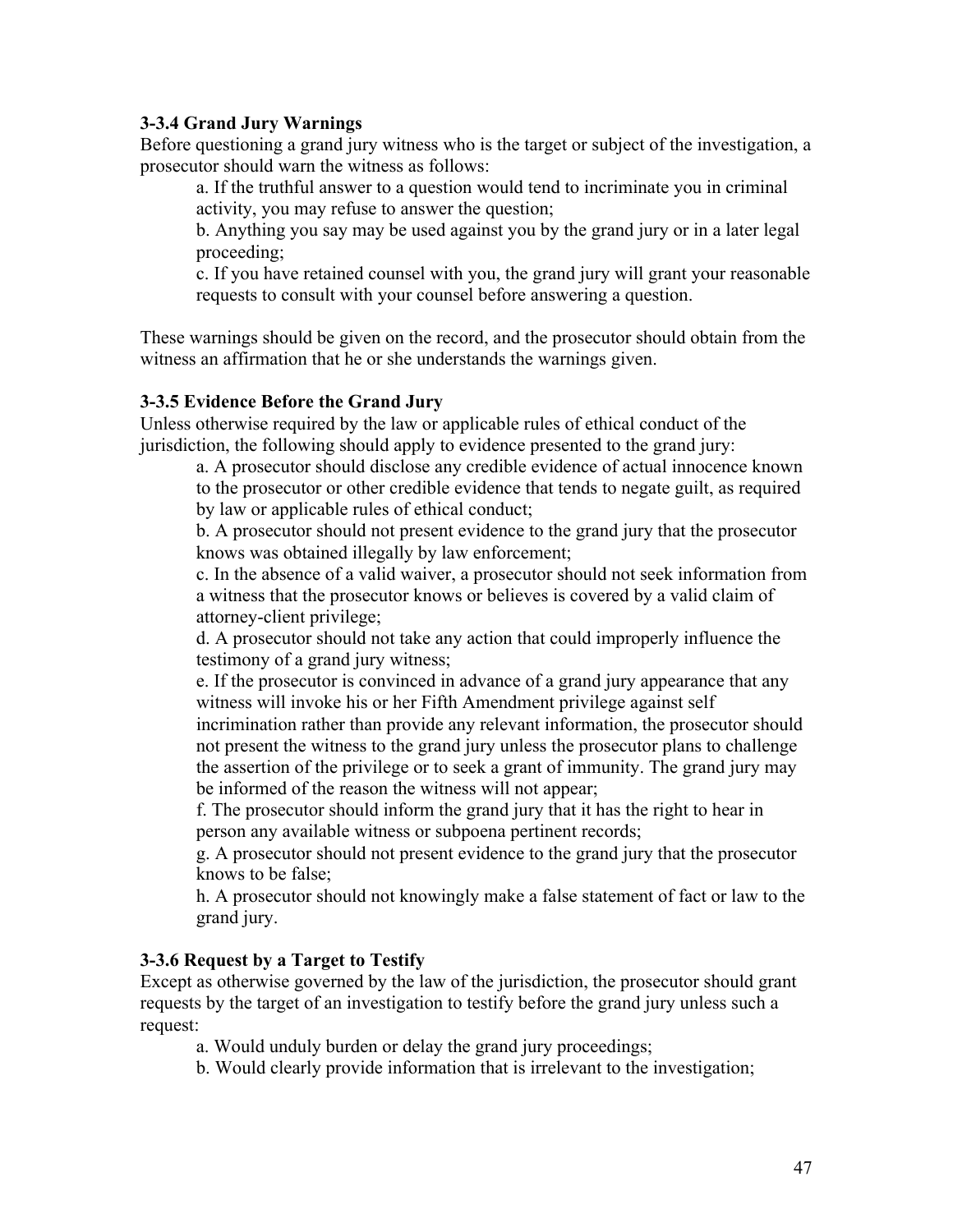**3-3.4 Grand Jury Warnings**

Before questioning a grand jury witness who is the target or subject of the investigation, a prosecutor should warn the witness as follows:

a. If the truthful answer to a question would tend to incriminate you in criminal activity, you may refuse to answer the question;

b. Anything you say may be used against you by the grand jury or in a later legal proceeding;

c. If you have retained counsel with you, the grand jury will grant your reasonable requests to consult with your counsel before answering a question.

These warnings should be given on the record, and the prosecutor should obtain from the witness an affirmation that he or she understands the warnings given.

**3-3.5 Evidence Before the Grand Jury**

Unless otherwise required by the law or applicable rules of ethical conduct of the jurisdiction, the following should apply to evidence presented to the grand jury:

a. A prosecutor should disclose any credible evidence of actual innocence known to the prosecutor or other credible evidence that tends to negate guilt, as required by law or applicable rules of ethical conduct;

b. A prosecutor should not present evidence to the grand jury that the prosecutor knows was obtained illegally by law enforcement;

c. In the absence of a valid waiver, a prosecutor should not seek information from a witness that the prosecutor knows or believes is covered by a valid claim of attorney-client privilege;

d. A prosecutor should not take any action that could improperly influence the testimony of a grand jury witness;

e. If the prosecutor is convinced in advance of a grand jury appearance that any witness will invoke his or her Fifth Amendment privilege against self incrimination rather than provide any relevant information, the prosecutor should not present the witness to the grand jury unless the prosecutor plans to challenge the assertion of the privilege or to seek a grant of immunity. The grand jury may be informed of the reason the witness will not appear;

f. The prosecutor should inform the grand jury that it has the right to hear in person any available witness or subpoena pertinent records;

g. A prosecutor should not present evidence to the grand jury that the prosecutor knows to be false;

h. A prosecutor should not knowingly make a false statement of fact or law to the grand jury.

**3-3.6 Request by a Target to Testify**

Except as otherwise governed by the law of the jurisdiction, the prosecutor should grant requests by the target of an investigation to testify before the grand jury unless such a request:

a. Would unduly burden or delay the grand jury proceedings;

b. Would clearly provide information that is irrelevant to the investigation;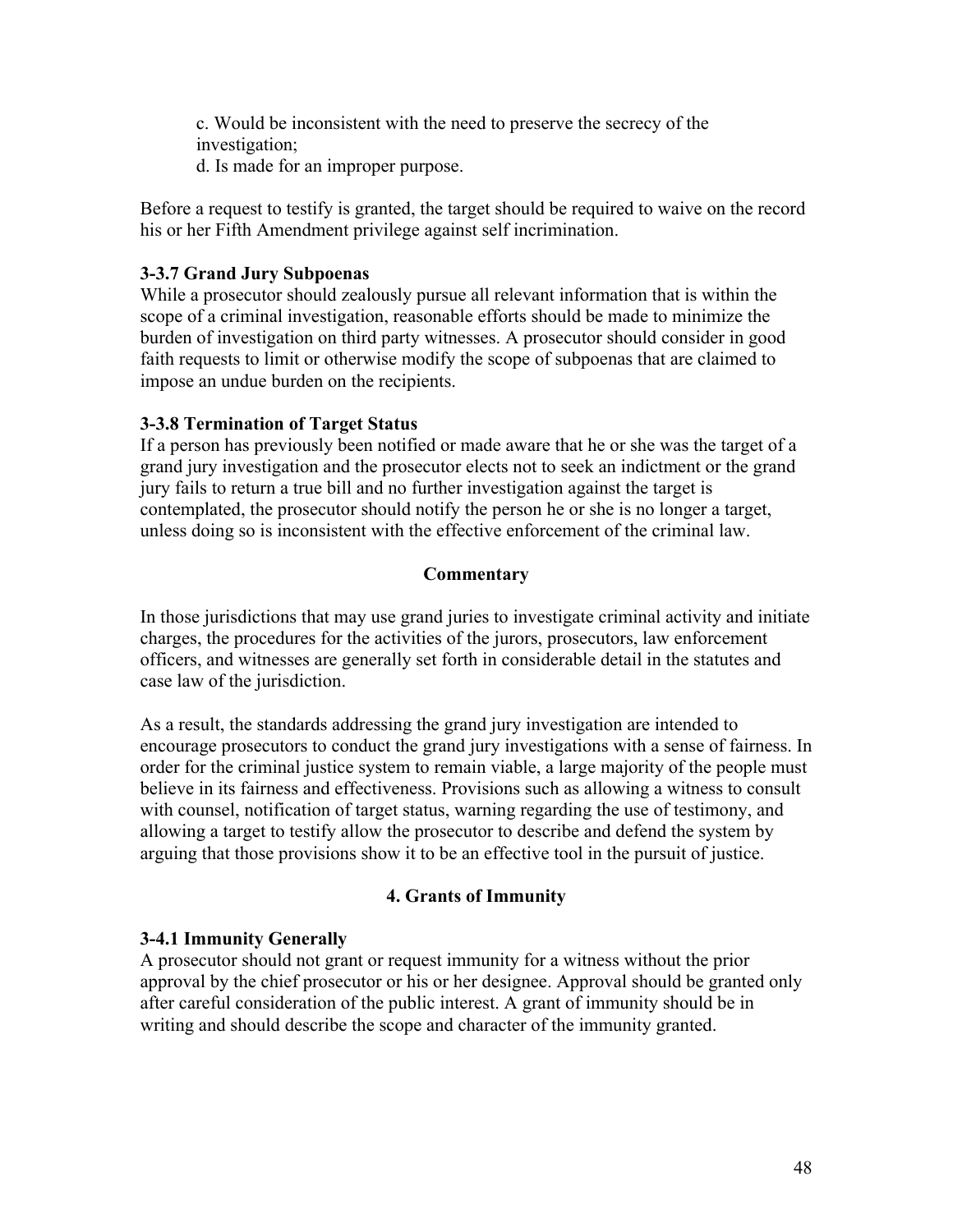c. Would be inconsistent with the need to preserve the secrecy of the investigation;
d. Is made for an improper purpose.

Before a request to testify is granted, the target should be required to waive on the record his or her Fifth Amendment privilege against self incrimination.

**3-3.7 Grand Jury Subpoenas**
While a prosecutor should zealously pursue all relevant information that is within the scope of a criminal investigation, reasonable efforts should be made to minimize the burden of investigation on third party witnesses. A prosecutor should consider in good faith requests to limit or otherwise modify the scope of subpoenas that are claimed to impose an undue burden on the recipients.

**3-3.8 Termination of Target Status**
If a person has previously been notified or made aware that he or she was the target of a grand jury investigation and the prosecutor elects not to seek an indictment or the grand jury fails to return a true bill and no further investigation against the target is contemplated, the prosecutor should notify the person he or she is no longer a target, unless doing so is inconsistent with the effective enforcement of the criminal law.

**Commentary**

In those jurisdictions that may use grand juries to investigate criminal activity and initiate charges, the procedures for the activities of the jurors, prosecutors, law enforcement officers, and witnesses are generally set forth in considerable detail in the statutes and case law of the jurisdiction.

As a result, the standards addressing the grand jury investigation are intended to encourage prosecutors to conduct the grand jury investigations with a sense of fairness. In order for the criminal justice system to remain viable, a large majority of the people must believe in its fairness and effectiveness. Provisions such as allowing a witness to consult with counsel, notification of target status, warning regarding the use of testimony, and allowing a target to testify allow the prosecutor to describe and defend the system by arguing that those provisions show it to be an effective tool in the pursuit of justice.

## 4. Grants of Immunity

**3-4.1 Immunity Generally**
A prosecutor should not grant or request immunity for a witness without the prior approval by the chief prosecutor or his or her designee. Approval should be granted only after careful consideration of the public interest. A grant of immunity should be in writing and should describe the scope and character of the immunity granted.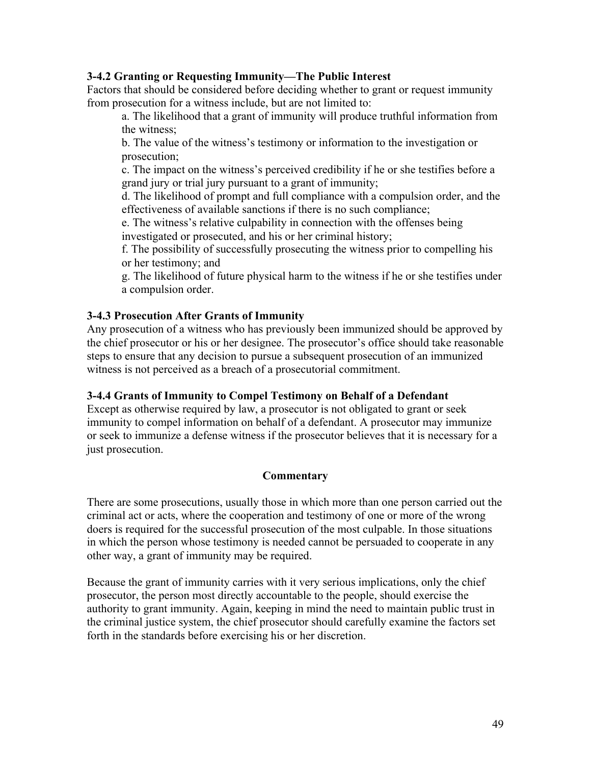### 3-4.2 Granting or Requesting Immunity—The Public Interest

Factors that should be considered before deciding whether to grant or request immunity from prosecution for a witness include, but are not limited to:

a. The likelihood that a grant of immunity will produce truthful information from the witness;

b. The value of the witness's testimony or information to the investigation or prosecution;

c. The impact on the witness's perceived credibility if he or she testifies before a grand jury or trial jury pursuant to a grant of immunity;

d. The likelihood of prompt and full compliance with a compulsion order, and the effectiveness of available sanctions if there is no such compliance;

e. The witness's relative culpability in connection with the offenses being investigated or prosecuted, and his or her criminal history;

f. The possibility of successfully prosecuting the witness prior to compelling his or her testimony; and

g. The likelihood of future physical harm to the witness if he or she testifies under a compulsion order.

### 3-4.3 Prosecution After Grants of Immunity

Any prosecution of a witness who has previously been immunized should be approved by the chief prosecutor or his or her designee. The prosecutor's office should take reasonable steps to ensure that any decision to pursue a subsequent prosecution of an immunized witness is not perceived as a breach of a prosecutorial commitment.

### 3-4.4 Grants of Immunity to Compel Testimony on Behalf of a Defendant

Except as otherwise required by law, a prosecutor is not obligated to grant or seek immunity to compel information on behalf of a defendant. A prosecutor may immunize or seek to immunize a defense witness if the prosecutor believes that it is necessary for a just prosecution.

**Commentary**

There are some prosecutions, usually those in which more than one person carried out the criminal act or acts, where the cooperation and testimony of one or more of the wrong doers is required for the successful prosecution of the most culpable. In those situations in which the person whose testimony is needed cannot be persuaded to cooperate in any other way, a grant of immunity may be required.

Because the grant of immunity carries with it very serious implications, only the chief prosecutor, the person most directly accountable to the people, should exercise the authority to grant immunity. Again, keeping in mind the need to maintain public trust in the criminal justice system, the chief prosecutor should carefully examine the factors set forth in the standards before exercising his or her discretion.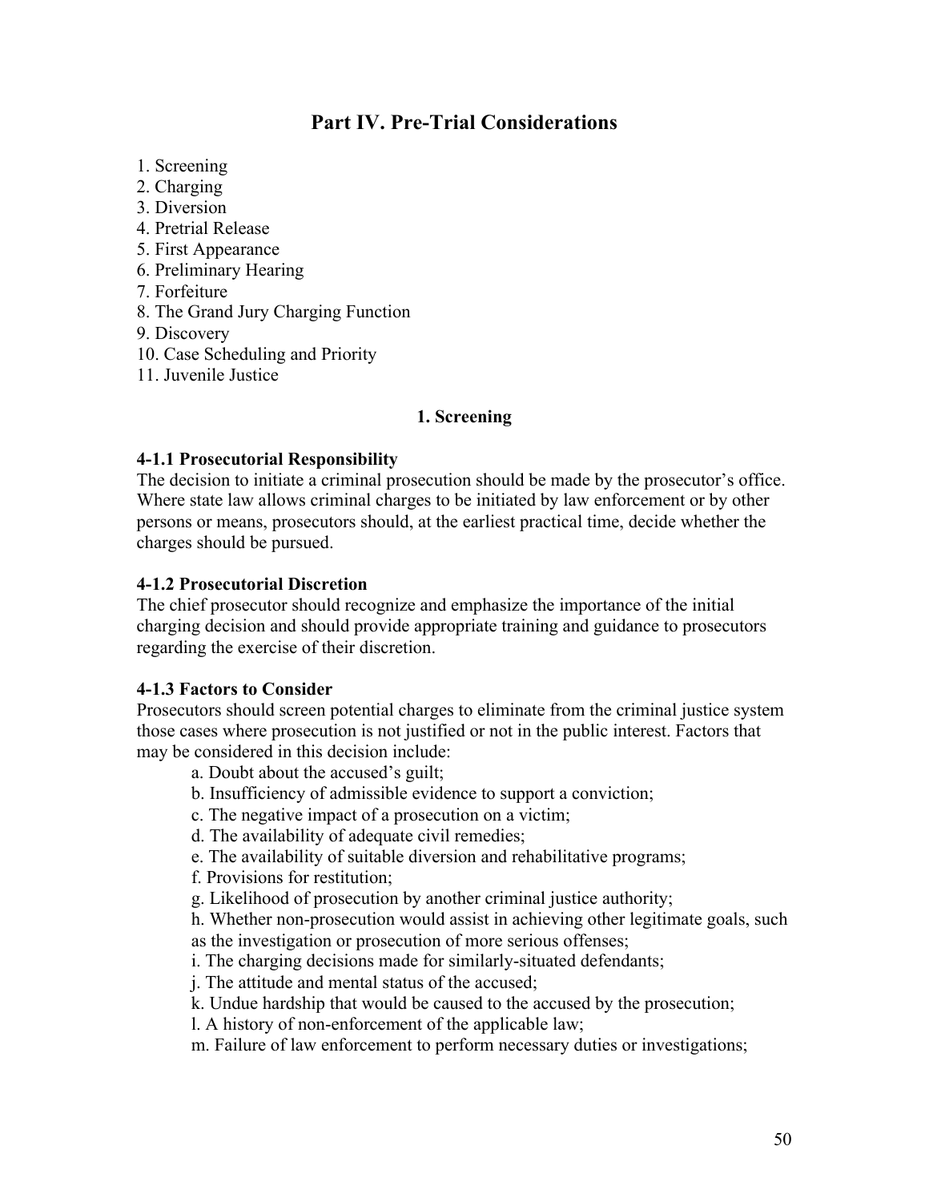# Part IV. Pre-Trial Considerations

1. Screening
2. Charging
3. Diversion
4. Pretrial Release
5. First Appearance
6. Preliminary Hearing
7. Forfeiture
8. The Grand Jury Charging Function
9. Discovery
10. Case Scheduling and Priority
11. Juvenile Justice

## 1. Screening

### 4-1.1 Prosecutorial Responsibility

The decision to initiate a criminal prosecution should be made by the prosecutor's office. Where state law allows criminal charges to be initiated by law enforcement or by other persons or means, prosecutors should, at the earliest practical time, decide whether the charges should be pursued.

### 4-1.2 Prosecutorial Discretion

The chief prosecutor should recognize and emphasize the importance of the initial charging decision and should provide appropriate training and guidance to prosecutors regarding the exercise of their discretion.

### 4-1.3 Factors to Consider

Prosecutors should screen potential charges to eliminate from the criminal justice system those cases where prosecution is not justified or not in the public interest. Factors that may be considered in this decision include:

a. Doubt about the accused's guilt;
b. Insufficiency of admissible evidence to support a conviction;
c. The negative impact of a prosecution on a victim;
d. The availability of adequate civil remedies;
e. The availability of suitable diversion and rehabilitative programs;
f. Provisions for restitution;
g. Likelihood of prosecution by another criminal justice authority;
h. Whether non-prosecution would assist in achieving other legitimate goals, such as the investigation or prosecution of more serious offenses;
i. The charging decisions made for similarly-situated defendants;
j. The attitude and mental status of the accused;
k. Undue hardship that would be caused to the accused by the prosecution;
l. A history of non-enforcement of the applicable law;
m. Failure of law enforcement to perform necessary duties or investigations;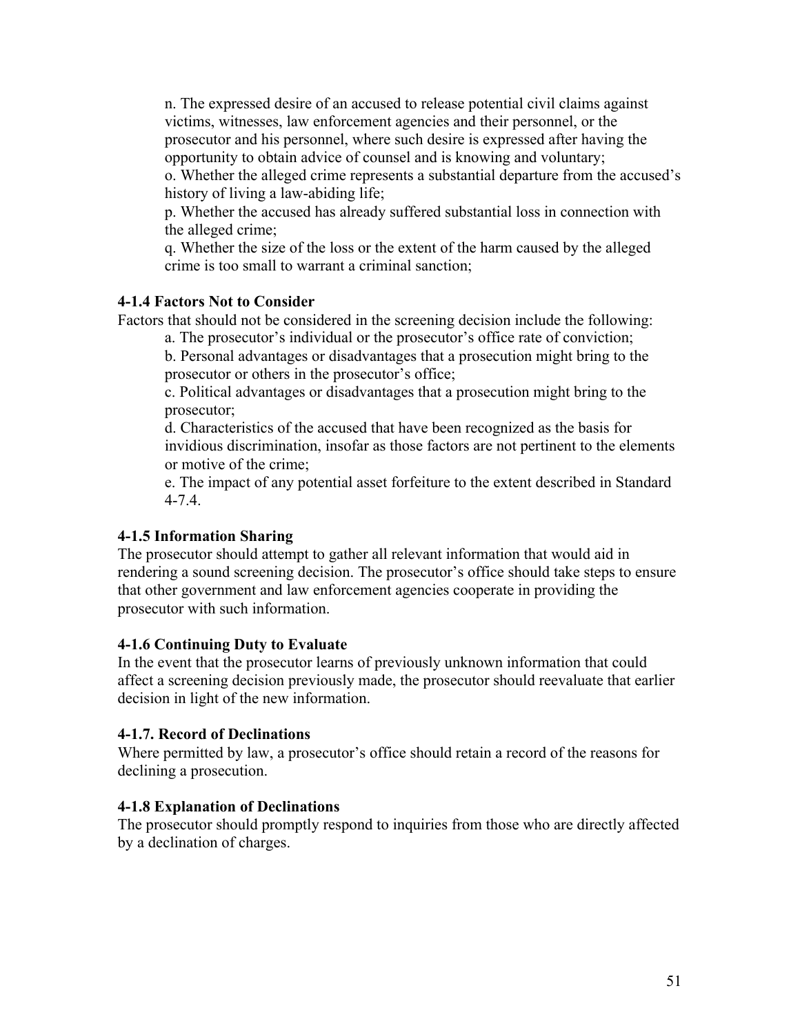n. The expressed desire of an accused to release potential civil claims against victims, witnesses, law enforcement agencies and their personnel, or the prosecutor and his personnel, where such desire is expressed after having the opportunity to obtain advice of counsel and is knowing and voluntary;

o. Whether the alleged crime represents a substantial departure from the accused's history of living a law-abiding life;

p. Whether the accused has already suffered substantial loss in connection with the alleged crime;

q. Whether the size of the loss or the extent of the harm caused by the alleged crime is too small to warrant a criminal sanction;

### 4-1.4 Factors Not to Consider

Factors that should not be considered in the screening decision include the following:

a. The prosecutor's individual or the prosecutor's office rate of conviction;

b. Personal advantages or disadvantages that a prosecution might bring to the prosecutor or others in the prosecutor's office;

c. Political advantages or disadvantages that a prosecution might bring to the prosecutor;

d. Characteristics of the accused that have been recognized as the basis for invidious discrimination, insofar as those factors are not pertinent to the elements or motive of the crime;

e. The impact of any potential asset forfeiture to the extent described in Standard 4-7.4.

### 4-1.5 Information Sharing

The prosecutor should attempt to gather all relevant information that would aid in rendering a sound screening decision. The prosecutor's office should take steps to ensure that other government and law enforcement agencies cooperate in providing the prosecutor with such information.

### 4-1.6 Continuing Duty to Evaluate

In the event that the prosecutor learns of previously unknown information that could affect a screening decision previously made, the prosecutor should reevaluate that earlier decision in light of the new information.

### 4-1.7. Record of Declinations

Where permitted by law, a prosecutor's office should retain a record of the reasons for declining a prosecution.

### 4-1.8 Explanation of Declinations

The prosecutor should promptly respond to inquiries from those who are directly affected by a declination of charges.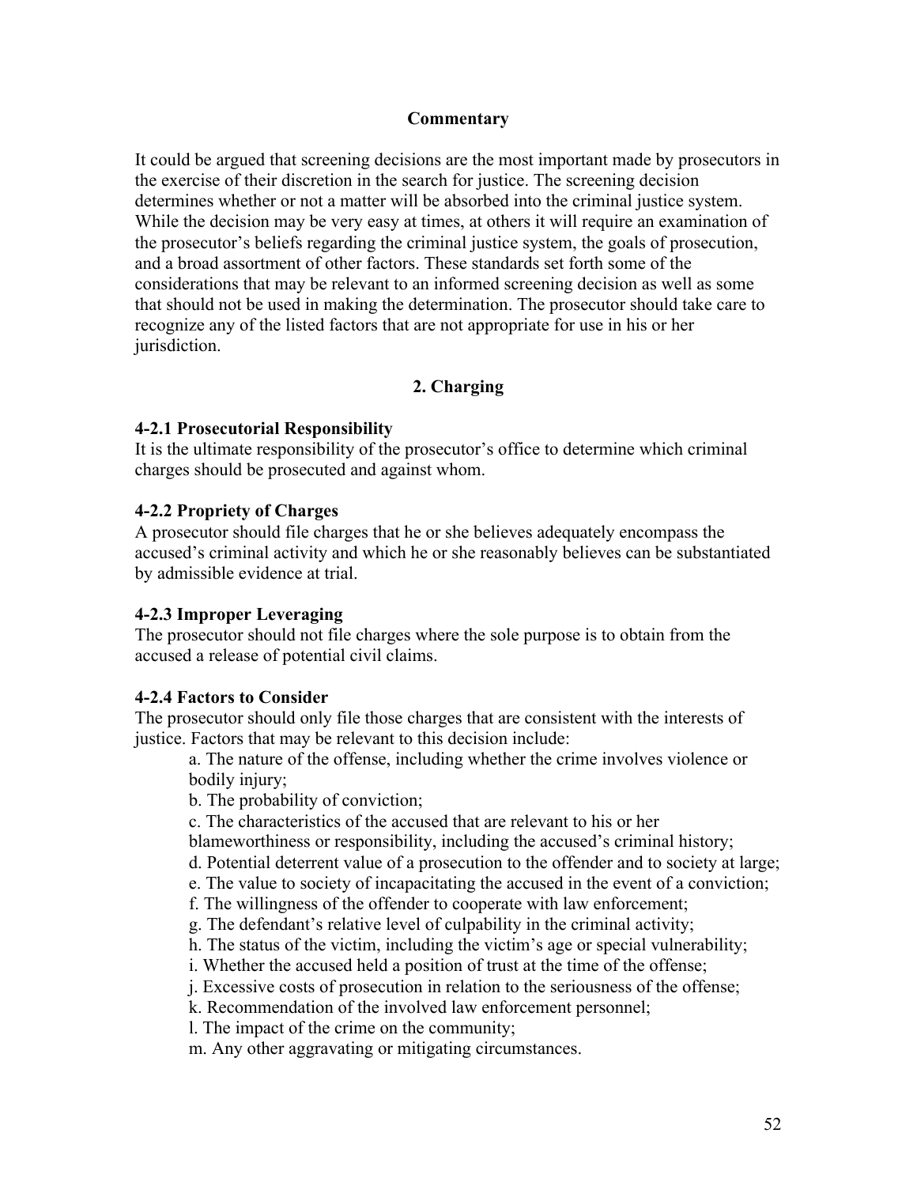### Commentary

It could be argued that screening decisions are the most important made by prosecutors in the exercise of their discretion in the search for justice. The screening decision determines whether or not a matter will be absorbed into the criminal justice system. While the decision may be very easy at times, at others it will require an examination of the prosecutor's beliefs regarding the criminal justice system, the goals of prosecution, and a broad assortment of other factors. These standards set forth some of the considerations that may be relevant to an informed screening decision as well as some that should not be used in making the determination. The prosecutor should take care to recognize any of the listed factors that are not appropriate for use in his or her jurisdiction.

## 2. Charging

**4-2.1 Prosecutorial Responsibility**
It is the ultimate responsibility of the prosecutor's office to determine which criminal charges should be prosecuted and against whom.

**4-2.2 Propriety of Charges**
A prosecutor should file charges that he or she believes adequately encompass the accused's criminal activity and which he or she reasonably believes can be substantiated by admissible evidence at trial.

**4-2.3 Improper Leveraging**
The prosecutor should not file charges where the sole purpose is to obtain from the accused a release of potential civil claims.

**4-2.4 Factors to Consider**
The prosecutor should only file those charges that are consistent with the interests of justice. Factors that may be relevant to this decision include:

a. The nature of the offense, including whether the crime involves violence or bodily injury;
b. The probability of conviction;
c. The characteristics of the accused that are relevant to his or her blameworthiness or responsibility, including the accused's criminal history;
d. Potential deterrent value of a prosecution to the offender and to society at large;
e. The value to society of incapacitating the accused in the event of a conviction;
f. The willingness of the offender to cooperate with law enforcement;
g. The defendant's relative level of culpability in the criminal activity;
h. The status of the victim, including the victim's age or special vulnerability;
i. Whether the accused held a position of trust at the time of the offense;
j. Excessive costs of prosecution in relation to the seriousness of the offense;
k. Recommendation of the involved law enforcement personnel;
l. The impact of the crime on the community;
m. Any other aggravating or mitigating circumstances.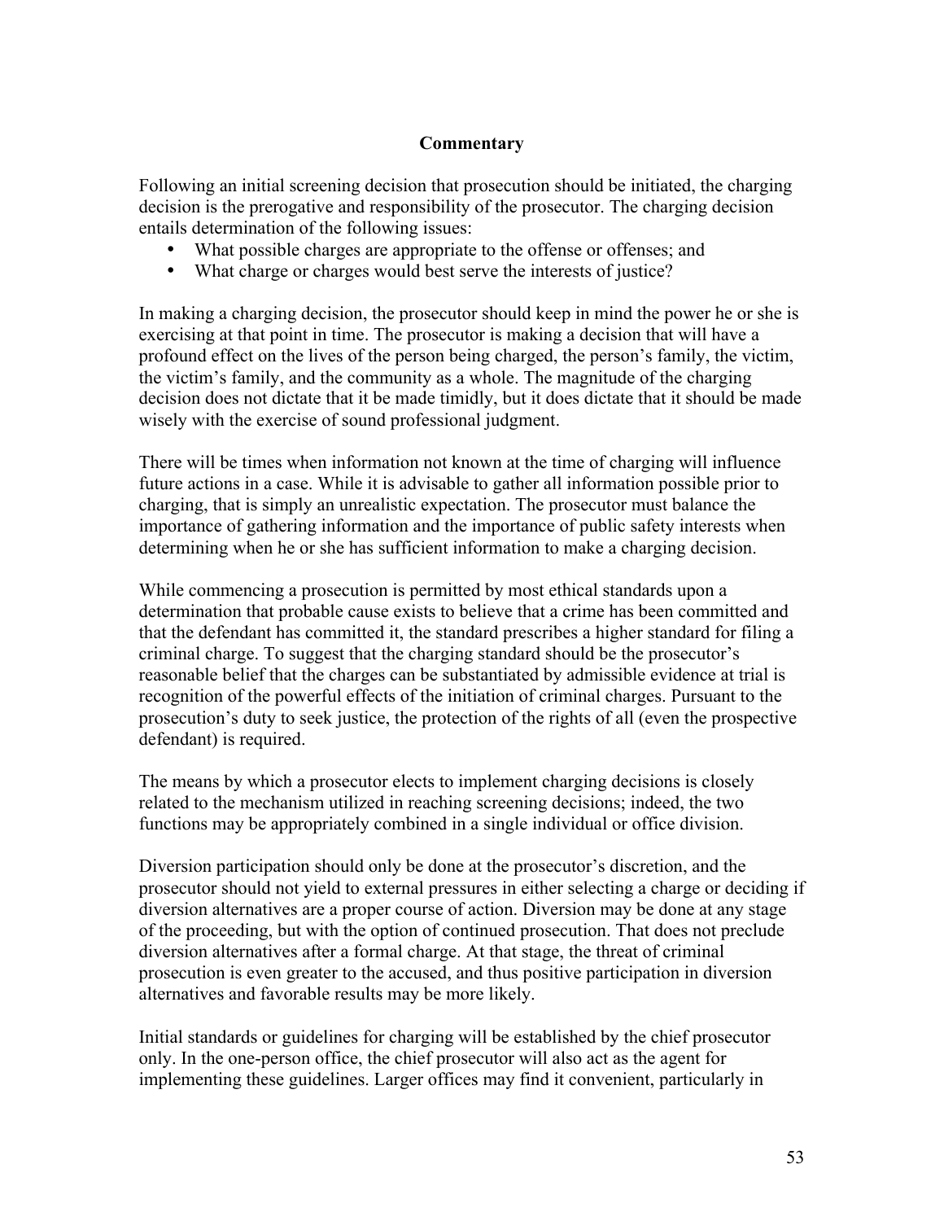### Commentary

Following an initial screening decision that prosecution should be initiated, the charging decision is the prerogative and responsibility of the prosecutor. The charging decision entails determination of the following issues:

- What possible charges are appropriate to the offense or offenses; and
- What charge or charges would best serve the interests of justice?

In making a charging decision, the prosecutor should keep in mind the power he or she is exercising at that point in time. The prosecutor is making a decision that will have a profound effect on the lives of the person being charged, the person's family, the victim, the victim's family, and the community as a whole. The magnitude of the charging decision does not dictate that it be made timidly, but it does dictate that it should be made wisely with the exercise of sound professional judgment.

There will be times when information not known at the time of charging will influence future actions in a case. While it is advisable to gather all information possible prior to charging, that is simply an unrealistic expectation. The prosecutor must balance the importance of gathering information and the importance of public safety interests when determining when he or she has sufficient information to make a charging decision.

While commencing a prosecution is permitted by most ethical standards upon a determination that probable cause exists to believe that a crime has been committed and that the defendant has committed it, the standard prescribes a higher standard for filing a criminal charge. To suggest that the charging standard should be the prosecutor's reasonable belief that the charges can be substantiated by admissible evidence at trial is recognition of the powerful effects of the initiation of criminal charges. Pursuant to the prosecution's duty to seek justice, the protection of the rights of all (even the prospective defendant) is required.

The means by which a prosecutor elects to implement charging decisions is closely related to the mechanism utilized in reaching screening decisions; indeed, the two functions may be appropriately combined in a single individual or office division.

Diversion participation should only be done at the prosecutor's discretion, and the prosecutor should not yield to external pressures in either selecting a charge or deciding if diversion alternatives are a proper course of action. Diversion may be done at any stage of the proceeding, but with the option of continued prosecution. That does not preclude diversion alternatives after a formal charge. At that stage, the threat of criminal prosecution is even greater to the accused, and thus positive participation in diversion alternatives and favorable results may be more likely.

Initial standards or guidelines for charging will be established by the chief prosecutor only. In the one-person office, the chief prosecutor will also act as the agent for implementing these guidelines. Larger offices may find it convenient, particularly in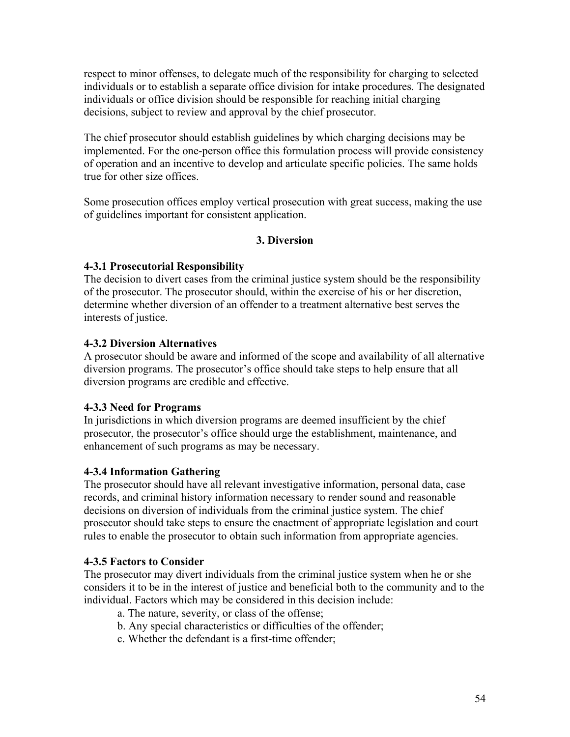respect to minor offenses, to delegate much of the responsibility for charging to selected individuals or to establish a separate office division for intake procedures. The designated individuals or office division should be responsible for reaching initial charging decisions, subject to review and approval by the chief prosecutor.

The chief prosecutor should establish guidelines by which charging decisions may be implemented. For the one-person office this formulation process will provide consistency of operation and an incentive to develop and articulate specific policies. The same holds true for other size offices.

Some prosecution offices employ vertical prosecution with great success, making the use of guidelines important for consistent application.

## 3. Diversion

**4-3.1 Prosecutorial Responsibility**
The decision to divert cases from the criminal justice system should be the responsibility of the prosecutor. The prosecutor should, within the exercise of his or her discretion, determine whether diversion of an offender to a treatment alternative best serves the interests of justice.

**4-3.2 Diversion Alternatives**
A prosecutor should be aware and informed of the scope and availability of all alternative diversion programs. The prosecutor's office should take steps to help ensure that all diversion programs are credible and effective.

**4-3.3 Need for Programs**
In jurisdictions in which diversion programs are deemed insufficient by the chief prosecutor, the prosecutor's office should urge the establishment, maintenance, and enhancement of such programs as may be necessary.

**4-3.4 Information Gathering**
The prosecutor should have all relevant investigative information, personal data, case records, and criminal history information necessary to render sound and reasonable decisions on diversion of individuals from the criminal justice system. The chief prosecutor should take steps to ensure the enactment of appropriate legislation and court rules to enable the prosecutor to obtain such information from appropriate agencies.

**4-3.5 Factors to Consider**
The prosecutor may divert individuals from the criminal justice system when he or she considers it to be in the interest of justice and beneficial both to the community and to the individual. Factors which may be considered in this decision include:

a. The nature, severity, or class of the offense;
b. Any special characteristics or difficulties of the offender;
c. Whether the defendant is a first-time offender;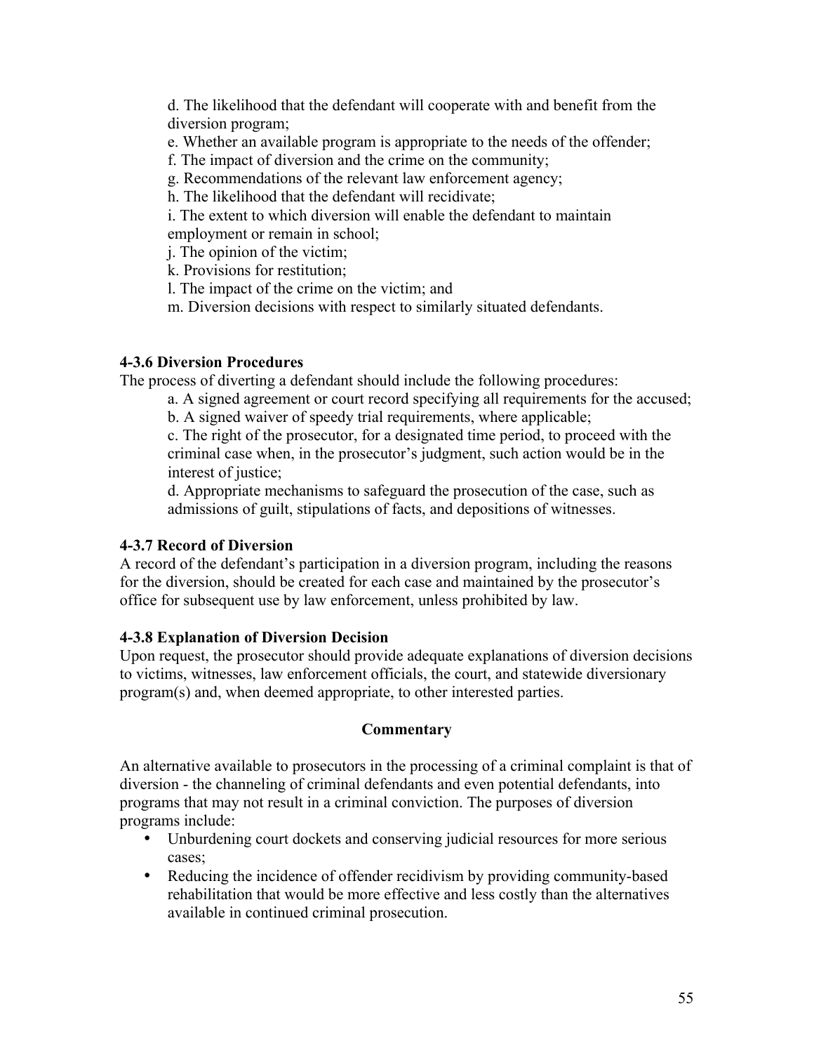d. The likelihood that the defendant will cooperate with and benefit from the diversion program;

e. Whether an available program is appropriate to the needs of the offender;

f. The impact of diversion and the crime on the community;

g. Recommendations of the relevant law enforcement agency;

h. The likelihood that the defendant will recidivate;

i. The extent to which diversion will enable the defendant to maintain employment or remain in school;

j. The opinion of the victim;

k. Provisions for restitution;

l. The impact of the crime on the victim; and

m. Diversion decisions with respect to similarly situated defendants.

**4-3.6 Diversion Procedures**

The process of diverting a defendant should include the following procedures:

a. A signed agreement or court record specifying all requirements for the accused;

b. A signed waiver of speedy trial requirements, where applicable;

c. The right of the prosecutor, for a designated time period, to proceed with the criminal case when, in the prosecutor's judgment, such action would be in the interest of justice;

d. Appropriate mechanisms to safeguard the prosecution of the case, such as admissions of guilt, stipulations of facts, and depositions of witnesses.

**4-3.7 Record of Diversion**

A record of the defendant's participation in a diversion program, including the reasons for the diversion, should be created for each case and maintained by the prosecutor's office for subsequent use by law enforcement, unless prohibited by law.

**4-3.8 Explanation of Diversion Decision**

Upon request, the prosecutor should provide adequate explanations of diversion decisions to victims, witnesses, law enforcement officials, the court, and statewide diversionary program(s) and, when deemed appropriate, to other interested parties.

**Commentary**

An alternative available to prosecutors in the processing of a criminal complaint is that of diversion - the channeling of criminal defendants and even potential defendants, into programs that may not result in a criminal conviction. The purposes of diversion programs include:

- Unburdening court dockets and conserving judicial resources for more serious cases;
- Reducing the incidence of offender recidivism by providing community-based rehabilitation that would be more effective and less costly than the alternatives available in continued criminal prosecution.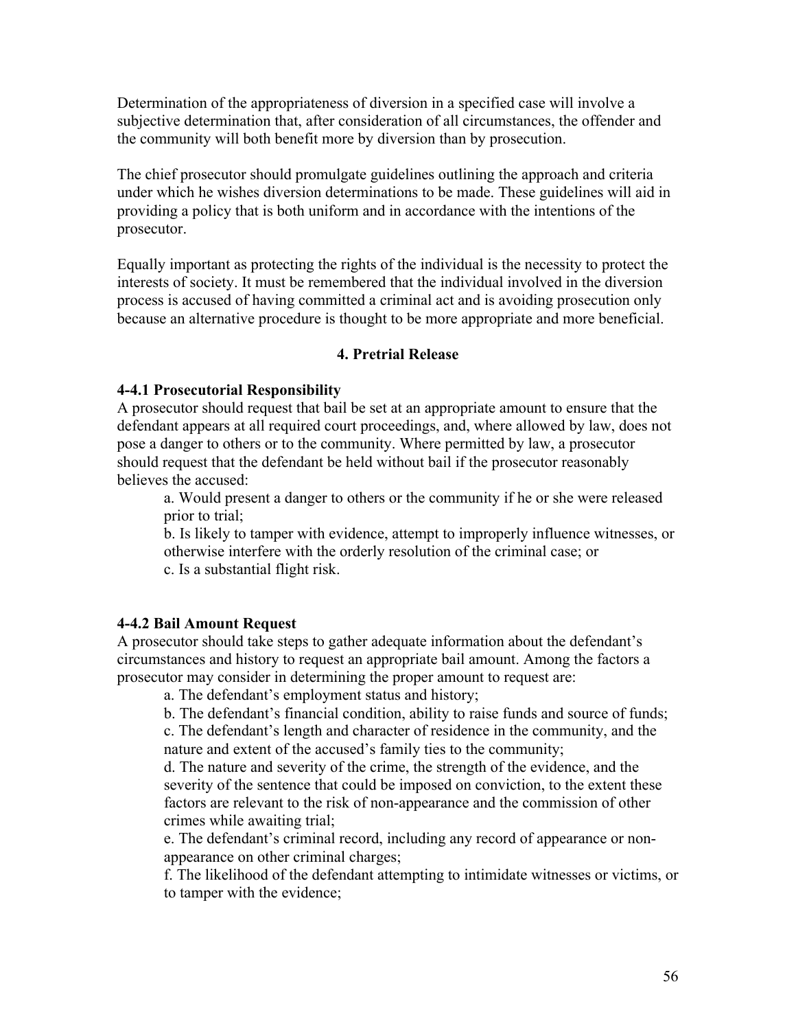Determination of the appropriateness of diversion in a specified case will involve a subjective determination that, after consideration of all circumstances, the offender and the community will both benefit more by diversion than by prosecution.

The chief prosecutor should promulgate guidelines outlining the approach and criteria under which he wishes diversion determinations to be made. These guidelines will aid in providing a policy that is both uniform and in accordance with the intentions of the prosecutor.

Equally important as protecting the rights of the individual is the necessity to protect the interests of society. It must be remembered that the individual involved in the diversion process is accused of having committed a criminal act and is avoiding prosecution only because an alternative procedure is thought to be more appropriate and more beneficial.

## 4. Pretrial Release

### 4-4.1 Prosecutorial Responsibility

A prosecutor should request that bail be set at an appropriate amount to ensure that the defendant appears at all required court proceedings, and, where allowed by law, does not pose a danger to others or to the community. Where permitted by law, a prosecutor should request that the defendant be held without bail if the prosecutor reasonably believes the accused:

a. Would present a danger to others or the community if he or she were released prior to trial;
b. Is likely to tamper with evidence, attempt to improperly influence witnesses, or otherwise interfere with the orderly resolution of the criminal case; or
c. Is a substantial flight risk.

### 4-4.2 Bail Amount Request

A prosecutor should take steps to gather adequate information about the defendant's circumstances and history to request an appropriate bail amount. Among the factors a prosecutor may consider in determining the proper amount to request are:

a. The defendant's employment status and history;
b. The defendant's financial condition, ability to raise funds and source of funds;
c. The defendant's length and character of residence in the community, and the nature and extent of the accused's family ties to the community;
d. The nature and severity of the crime, the strength of the evidence, and the severity of the sentence that could be imposed on conviction, to the extent these factors are relevant to the risk of non-appearance and the commission of other crimes while awaiting trial;
e. The defendant's criminal record, including any record of appearance or non-appearance on other criminal charges;
f. The likelihood of the defendant attempting to intimidate witnesses or victims, or to tamper with the evidence;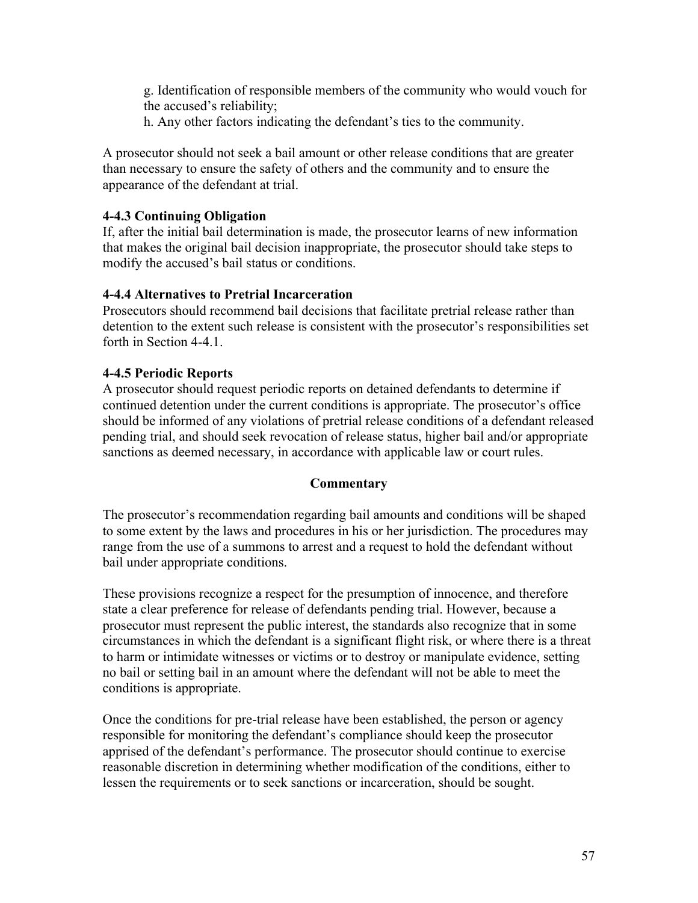g. Identification of responsible members of the community who would vouch for the accused's reliability;

h. Any other factors indicating the defendant's ties to the community.

A prosecutor should not seek a bail amount or other release conditions that are greater than necessary to ensure the safety of others and the community and to ensure the appearance of the defendant at trial.

**4-4.3 Continuing Obligation**

If, after the initial bail determination is made, the prosecutor learns of new information that makes the original bail decision inappropriate, the prosecutor should take steps to modify the accused's bail status or conditions.

**4-4.4 Alternatives to Pretrial Incarceration**

Prosecutors should recommend bail decisions that facilitate pretrial release rather than detention to the extent such release is consistent with the prosecutor's responsibilities set forth in Section 4-4.1.

**4-4.5 Periodic Reports**

A prosecutor should request periodic reports on detained defendants to determine if continued detention under the current conditions is appropriate. The prosecutor's office should be informed of any violations of pretrial release conditions of a defendant released pending trial, and should seek revocation of release status, higher bail and/or appropriate sanctions as deemed necessary, in accordance with applicable law or court rules.

**Commentary**

The prosecutor's recommendation regarding bail amounts and conditions will be shaped to some extent by the laws and procedures in his or her jurisdiction. The procedures may range from the use of a summons to arrest and a request to hold the defendant without bail under appropriate conditions.

These provisions recognize a respect for the presumption of innocence, and therefore state a clear preference for release of defendants pending trial. However, because a prosecutor must represent the public interest, the standards also recognize that in some circumstances in which the defendant is a significant flight risk, or where there is a threat to harm or intimidate witnesses or victims or to destroy or manipulate evidence, setting no bail or setting bail in an amount where the defendant will not be able to meet the conditions is appropriate.

Once the conditions for pre-trial release have been established, the person or agency responsible for monitoring the defendant's compliance should keep the prosecutor apprised of the defendant's performance. The prosecutor should continue to exercise reasonable discretion in determining whether modification of the conditions, either to lessen the requirements or to seek sanctions or incarceration, should be sought.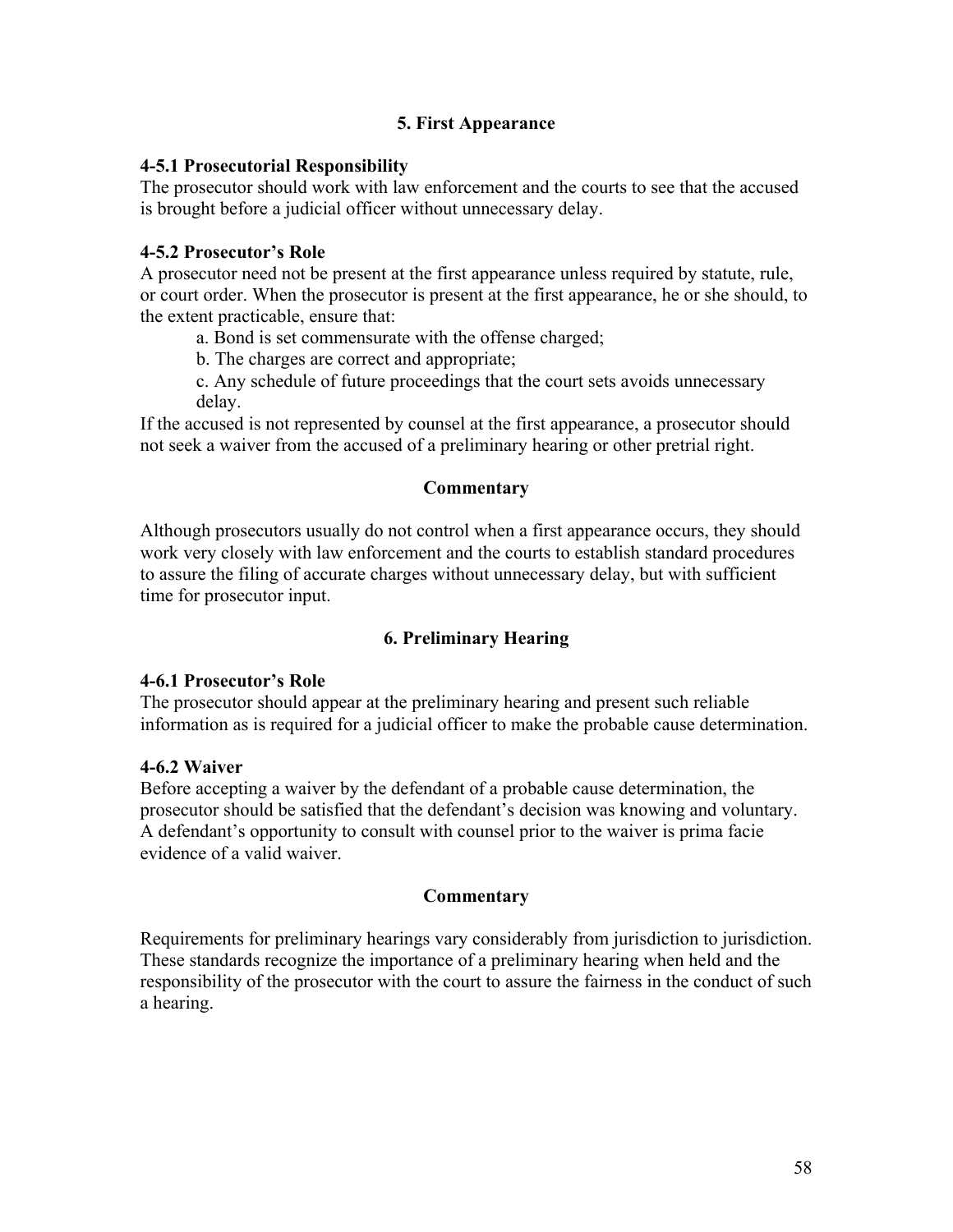## 5. First Appearance

**4-5.1 Prosecutorial Responsibility**
The prosecutor should work with law enforcement and the courts to see that the accused is brought before a judicial officer without unnecessary delay.

**4-5.2 Prosecutor's Role**
A prosecutor need not be present at the first appearance unless required by statute, rule, or court order. When the prosecutor is present at the first appearance, he or she should, to the extent practicable, ensure that:

a. Bond is set commensurate with the offense charged;

b. The charges are correct and appropriate;

c. Any schedule of future proceedings that the court sets avoids unnecessary delay.

If the accused is not represented by counsel at the first appearance, a prosecutor should not seek a waiver from the accused of a preliminary hearing or other pretrial right.

**Commentary**

Although prosecutors usually do not control when a first appearance occurs, they should work very closely with law enforcement and the courts to establish standard procedures to assure the filing of accurate charges without unnecessary delay, but with sufficient time for prosecutor input.

## 6. Preliminary Hearing

**4-6.1 Prosecutor's Role**
The prosecutor should appear at the preliminary hearing and present such reliable information as is required for a judicial officer to make the probable cause determination.

**4-6.2 Waiver**
Before accepting a waiver by the defendant of a probable cause determination, the prosecutor should be satisfied that the defendant's decision was knowing and voluntary. A defendant's opportunity to consult with counsel prior to the waiver is prima facie evidence of a valid waiver.

**Commentary**

Requirements for preliminary hearings vary considerably from jurisdiction to jurisdiction. These standards recognize the importance of a preliminary hearing when held and the responsibility of the prosecutor with the court to assure the fairness in the conduct of such a hearing.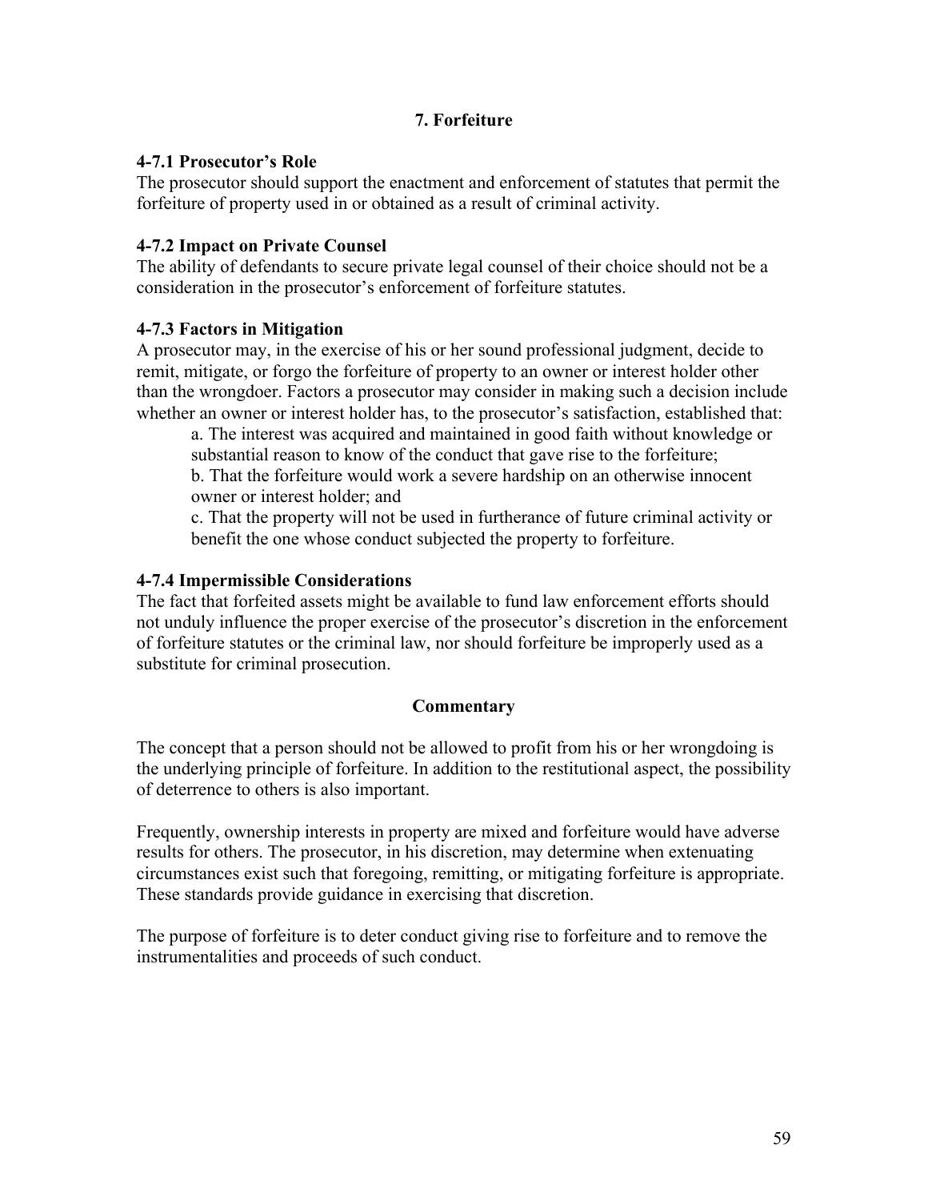## 7. Forfeiture

### 4-7.1 Prosecutor's Role

The prosecutor should support the enactment and enforcement of statutes that permit the forfeiture of property used in or obtained as a result of criminal activity.

### 4-7.2 Impact on Private Counsel

The ability of defendants to secure private legal counsel of their choice should not be a consideration in the prosecutor's enforcement of forfeiture statutes.

### 4-7.3 Factors in Mitigation

A prosecutor may, in the exercise of his or her sound professional judgment, decide to remit, mitigate, or forgo the forfeiture of property to an owner or interest holder other than the wrongdoer. Factors a prosecutor may consider in making such a decision include whether an owner or interest holder has, to the prosecutor's satisfaction, established that:

a. The interest was acquired and maintained in good faith without knowledge or substantial reason to know of the conduct that gave rise to the forfeiture;

b. That the forfeiture would work a severe hardship on an otherwise innocent owner or interest holder; and

c. That the property will not be used in furtherance of future criminal activity or benefit the one whose conduct subjected the property to forfeiture.

### 4-7.4 Impermissible Considerations

The fact that forfeited assets might be available to fund law enforcement efforts should not unduly influence the proper exercise of the prosecutor's discretion in the enforcement of forfeiture statutes or the criminal law, nor should forfeiture be improperly used as a substitute for criminal prosecution.

### Commentary

The concept that a person should not be allowed to profit from his or her wrongdoing is the underlying principle of forfeiture. In addition to the restitutional aspect, the possibility of deterrence to others is also important.

Frequently, ownership interests in property are mixed and forfeiture would have adverse results for others. The prosecutor, in his discretion, may determine when extenuating circumstances exist such that foregoing, remitting, or mitigating forfeiture is appropriate. These standards provide guidance in exercising that discretion.

The purpose of forfeiture is to deter conduct giving rise to forfeiture and to remove the instrumentalities and proceeds of such conduct.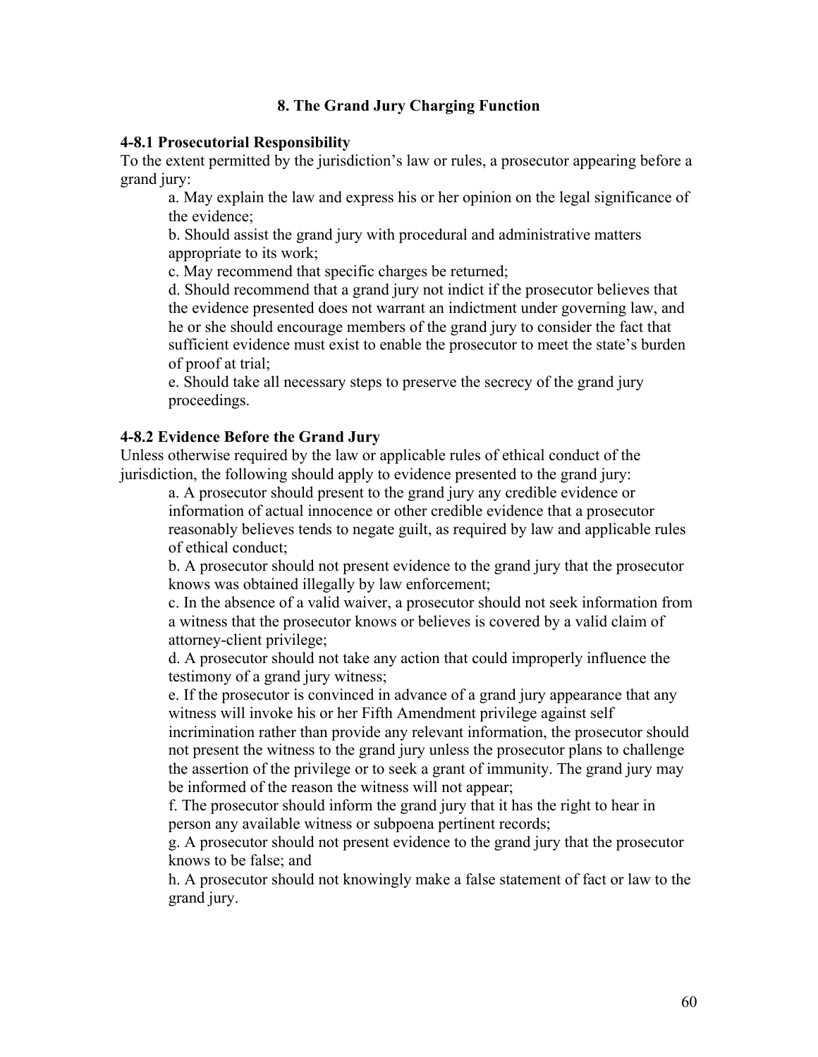## 8. The Grand Jury Charging Function

### 4-8.1 Prosecutorial Responsibility

To the extent permitted by the jurisdiction's law or rules, a prosecutor appearing before a grand jury:

a. May explain the law and express his or her opinion on the legal significance of the evidence;

b. Should assist the grand jury with procedural and administrative matters appropriate to its work;

c. May recommend that specific charges be returned;

d. Should recommend that a grand jury not indict if the prosecutor believes that the evidence presented does not warrant an indictment under governing law, and he or she should encourage members of the grand jury to consider the fact that sufficient evidence must exist to enable the prosecutor to meet the state's burden of proof at trial;

e. Should take all necessary steps to preserve the secrecy of the grand jury proceedings.

### 4-8.2 Evidence Before the Grand Jury

Unless otherwise required by the law or applicable rules of ethical conduct of the jurisdiction, the following should apply to evidence presented to the grand jury:

a. A prosecutor should present to the grand jury any credible evidence or information of actual innocence or other credible evidence that a prosecutor reasonably believes tends to negate guilt, as required by law and applicable rules of ethical conduct;

b. A prosecutor should not present evidence to the grand jury that the prosecutor knows was obtained illegally by law enforcement;

c. In the absence of a valid waiver, a prosecutor should not seek information from a witness that the prosecutor knows or believes is covered by a valid claim of attorney-client privilege;

d. A prosecutor should not take any action that could improperly influence the testimony of a grand jury witness;

e. If the prosecutor is convinced in advance of a grand jury appearance that any witness will invoke his or her Fifth Amendment privilege against self incrimination rather than provide any relevant information, the prosecutor should not present the witness to the grand jury unless the prosecutor plans to challenge the assertion of the privilege or to seek a grant of immunity. The grand jury may be informed of the reason the witness will not appear;

f. The prosecutor should inform the grand jury that it has the right to hear in person any available witness or subpoena pertinent records;

g. A prosecutor should not present evidence to the grand jury that the prosecutor knows to be false; and

h. A prosecutor should not knowingly make a false statement of fact or law to the grand jury.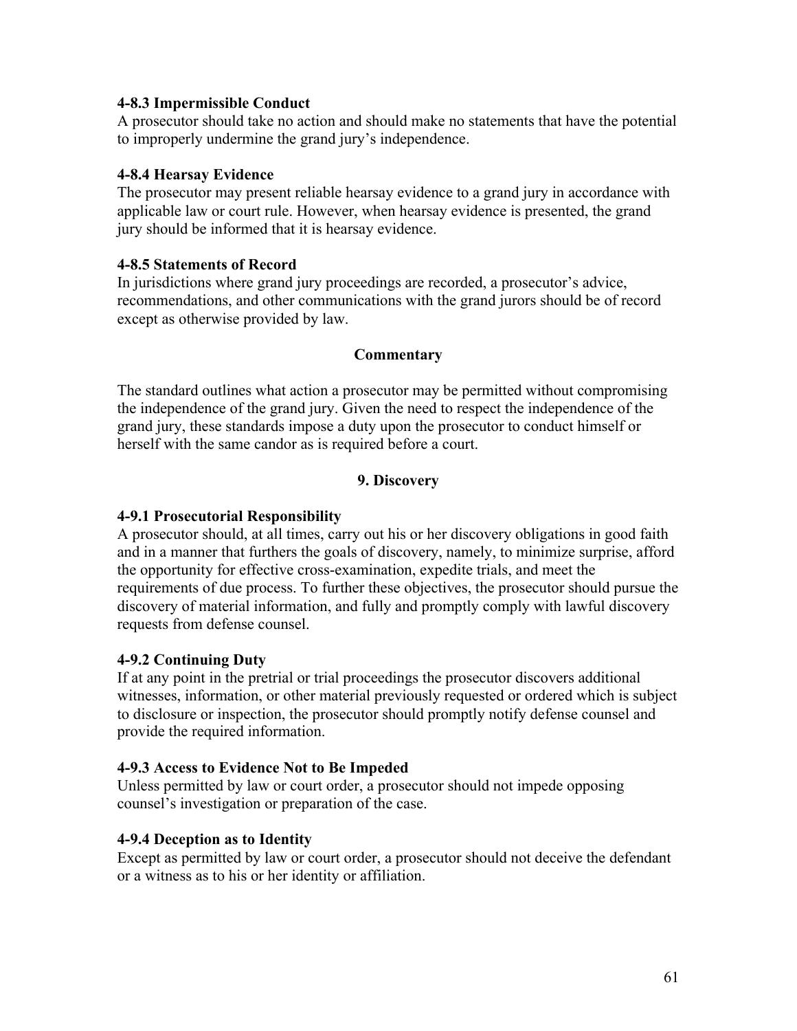**4-8.3 Impermissible Conduct**
A prosecutor should take no action and should make no statements that have the potential to improperly undermine the grand jury's independence.

**4-8.4 Hearsay Evidence**
The prosecutor may present reliable hearsay evidence to a grand jury in accordance with applicable law or court rule. However, when hearsay evidence is presented, the grand jury should be informed that it is hearsay evidence.

**4-8.5 Statements of Record**
In jurisdictions where grand jury proceedings are recorded, a prosecutor's advice, recommendations, and other communications with the grand jurors should be of record except as otherwise provided by law.

**Commentary**

The standard outlines what action a prosecutor may be permitted without compromising the independence of the grand jury. Given the need to respect the independence of the grand jury, these standards impose a duty upon the prosecutor to conduct himself or herself with the same candor as is required before a court.

## 9. Discovery

**4-9.1 Prosecutorial Responsibility**
A prosecutor should, at all times, carry out his or her discovery obligations in good faith and in a manner that furthers the goals of discovery, namely, to minimize surprise, afford the opportunity for effective cross-examination, expedite trials, and meet the requirements of due process. To further these objectives, the prosecutor should pursue the discovery of material information, and fully and promptly comply with lawful discovery requests from defense counsel.

**4-9.2 Continuing Duty**
If at any point in the pretrial or trial proceedings the prosecutor discovers additional witnesses, information, or other material previously requested or ordered which is subject to disclosure or inspection, the prosecutor should promptly notify defense counsel and provide the required information.

**4-9.3 Access to Evidence Not to Be Impeded**
Unless permitted by law or court order, a prosecutor should not impede opposing counsel's investigation or preparation of the case.

**4-9.4 Deception as to Identity**
Except as permitted by law or court order, a prosecutor should not deceive the defendant or a witness as to his or her identity or affiliation.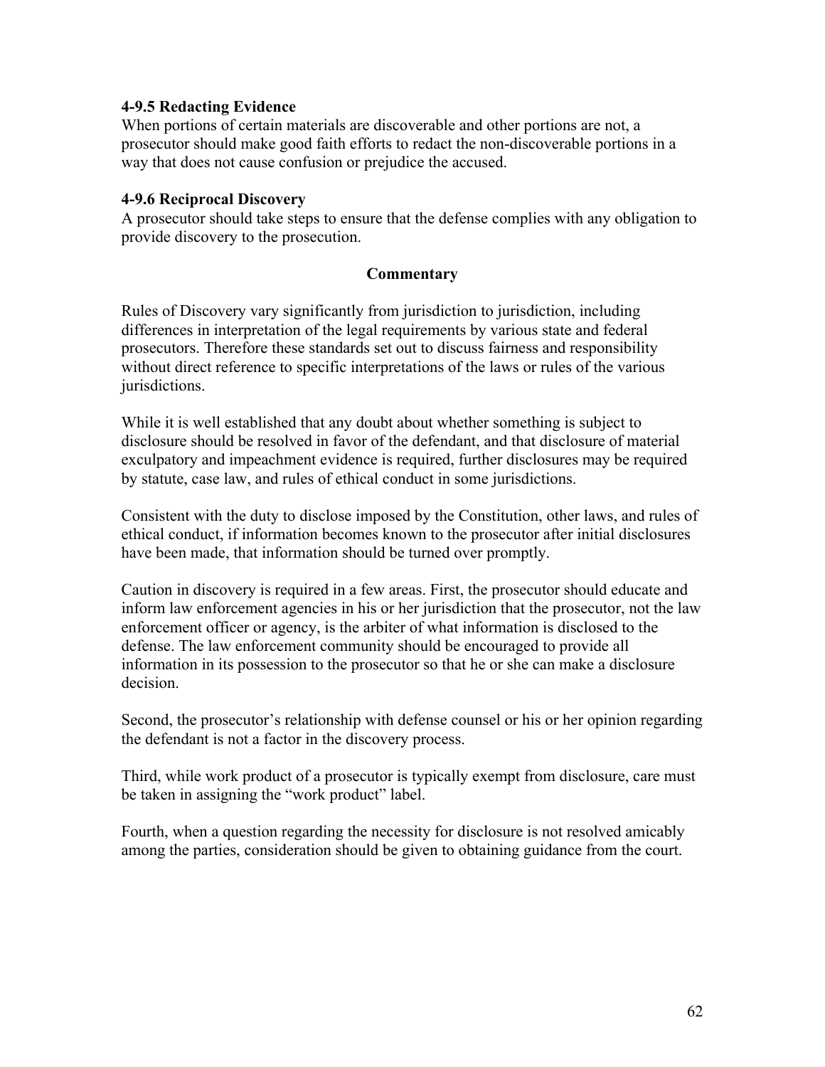#### 4-9.5 Redacting Evidence

When portions of certain materials are discoverable and other portions are not, a prosecutor should make good faith efforts to redact the non-discoverable portions in a way that does not cause confusion or prejudice the accused.

#### 4-9.6 Reciprocal Discovery

A prosecutor should take steps to ensure that the defense complies with any obligation to provide discovery to the prosecution.

**Commentary**

Rules of Discovery vary significantly from jurisdiction to jurisdiction, including differences in interpretation of the legal requirements by various state and federal prosecutors. Therefore these standards set out to discuss fairness and responsibility without direct reference to specific interpretations of the laws or rules of the various jurisdictions.

While it is well established that any doubt about whether something is subject to disclosure should be resolved in favor of the defendant, and that disclosure of material exculpatory and impeachment evidence is required, further disclosures may be required by statute, case law, and rules of ethical conduct in some jurisdictions.

Consistent with the duty to disclose imposed by the Constitution, other laws, and rules of ethical conduct, if information becomes known to the prosecutor after initial disclosures have been made, that information should be turned over promptly.

Caution in discovery is required in a few areas. First, the prosecutor should educate and inform law enforcement agencies in his or her jurisdiction that the prosecutor, not the law enforcement officer or agency, is the arbiter of what information is disclosed to the defense. The law enforcement community should be encouraged to provide all information in its possession to the prosecutor so that he or she can make a disclosure decision.

Second, the prosecutor's relationship with defense counsel or his or her opinion regarding the defendant is not a factor in the discovery process.

Third, while work product of a prosecutor is typically exempt from disclosure, care must be taken in assigning the "work product" label.

Fourth, when a question regarding the necessity for disclosure is not resolved amicably among the parties, consideration should be given to obtaining guidance from the court.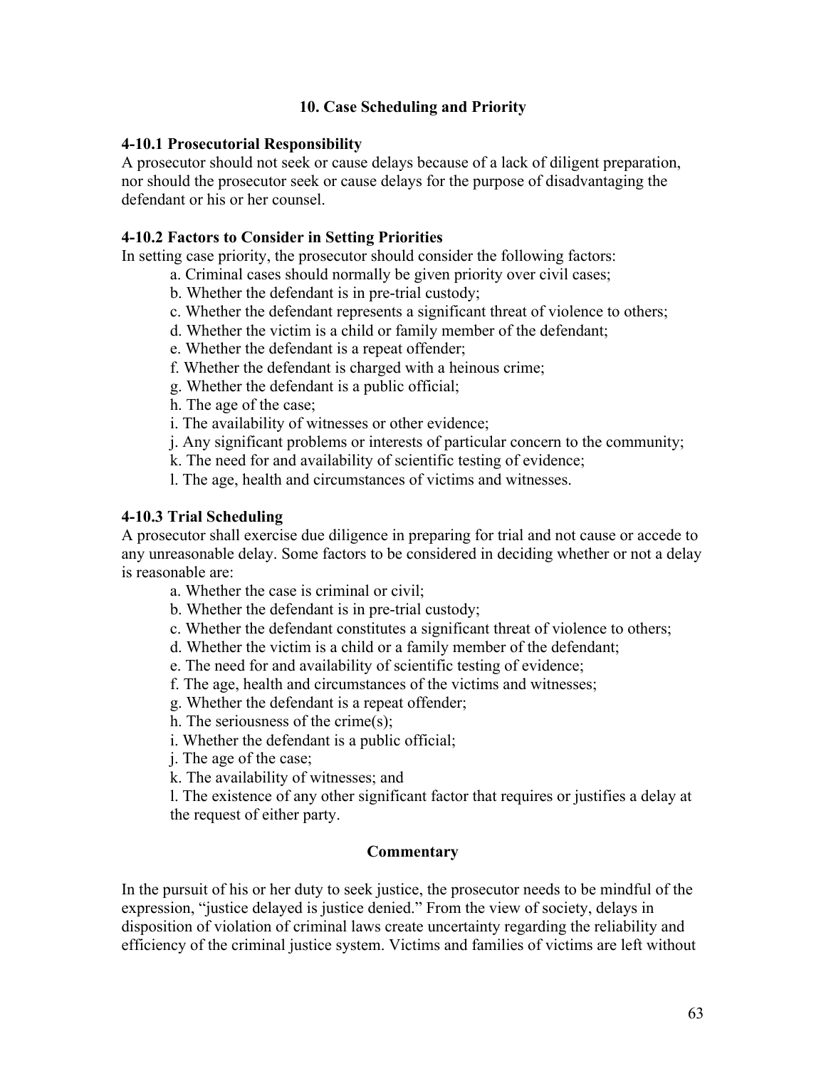## 10. Case Scheduling and Priority

### 4-10.1 Prosecutorial Responsibility

A prosecutor should not seek or cause delays because of a lack of diligent preparation, nor should the prosecutor seek or cause delays for the purpose of disadvantaging the defendant or his or her counsel.

### 4-10.2 Factors to Consider in Setting Priorities

In setting case priority, the prosecutor should consider the following factors:

a. Criminal cases should normally be given priority over civil cases;
b. Whether the defendant is in pre-trial custody;
c. Whether the defendant represents a significant threat of violence to others;
d. Whether the victim is a child or family member of the defendant;
e. Whether the defendant is a repeat offender;
f. Whether the defendant is charged with a heinous crime;
g. Whether the defendant is a public official;
h. The age of the case;
i. The availability of witnesses or other evidence;
j. Any significant problems or interests of particular concern to the community;
k. The need for and availability of scientific testing of evidence;
l. The age, health and circumstances of victims and witnesses.

### 4-10.3 Trial Scheduling

A prosecutor shall exercise due diligence in preparing for trial and not cause or accede to any unreasonable delay. Some factors to be considered in deciding whether or not a delay is reasonable are:

a. Whether the case is criminal or civil;
b. Whether the defendant is in pre-trial custody;
c. Whether the defendant constitutes a significant threat of violence to others;
d. Whether the victim is a child or a family member of the defendant;
e. The need for and availability of scientific testing of evidence;
f. The age, health and circumstances of the victims and witnesses;
g. Whether the defendant is a repeat offender;
h. The seriousness of the crime(s);
i. Whether the defendant is a public official;
j. The age of the case;
k. The availability of witnesses; and
l. The existence of any other significant factor that requires or justifies a delay at the request of either party.

#### Commentary

In the pursuit of his or her duty to seek justice, the prosecutor needs to be mindful of the expression, "justice delayed is justice denied." From the view of society, delays in disposition of violation of criminal laws create uncertainty regarding the reliability and efficiency of the criminal justice system. Victims and families of victims are left without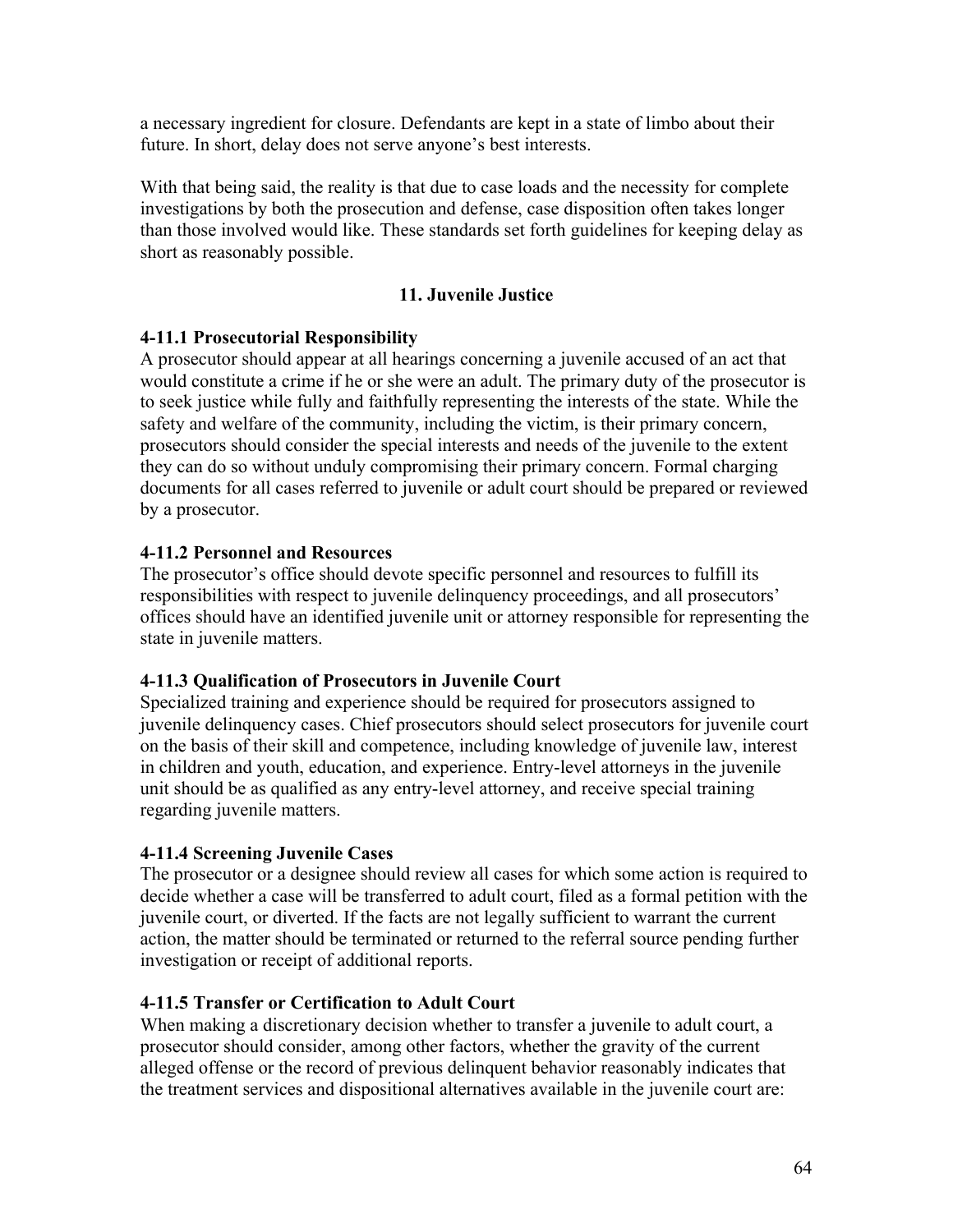a necessary ingredient for closure. Defendants are kept in a state of limbo about their future. In short, delay does not serve anyone's best interests.

With that being said, the reality is that due to case loads and the necessity for complete investigations by both the prosecution and defense, case disposition often takes longer than those involved would like. These standards set forth guidelines for keeping delay as short as reasonably possible.

## 11. Juvenile Justice

### 4-11.1 Prosecutorial Responsibility

A prosecutor should appear at all hearings concerning a juvenile accused of an act that would constitute a crime if he or she were an adult. The primary duty of the prosecutor is to seek justice while fully and faithfully representing the interests of the state. While the safety and welfare of the community, including the victim, is their primary concern, prosecutors should consider the special interests and needs of the juvenile to the extent they can do so without unduly compromising their primary concern. Formal charging documents for all cases referred to juvenile or adult court should be prepared or reviewed by a prosecutor.

### 4-11.2 Personnel and Resources

The prosecutor's office should devote specific personnel and resources to fulfill its responsibilities with respect to juvenile delinquency proceedings, and all prosecutors' offices should have an identified juvenile unit or attorney responsible for representing the state in juvenile matters.

### 4-11.3 Qualification of Prosecutors in Juvenile Court

Specialized training and experience should be required for prosecutors assigned to juvenile delinquency cases. Chief prosecutors should select prosecutors for juvenile court on the basis of their skill and competence, including knowledge of juvenile law, interest in children and youth, education, and experience. Entry-level attorneys in the juvenile unit should be as qualified as any entry-level attorney, and receive special training regarding juvenile matters.

### 4-11.4 Screening Juvenile Cases

The prosecutor or a designee should review all cases for which some action is required to decide whether a case will be transferred to adult court, filed as a formal petition with the juvenile court, or diverted. If the facts are not legally sufficient to warrant the current action, the matter should be terminated or returned to the referral source pending further investigation or receipt of additional reports.

### 4-11.5 Transfer or Certification to Adult Court

When making a discretionary decision whether to transfer a juvenile to adult court, a prosecutor should consider, among other factors, whether the gravity of the current alleged offense or the record of previous delinquent behavior reasonably indicates that the treatment services and dispositional alternatives available in the juvenile court are: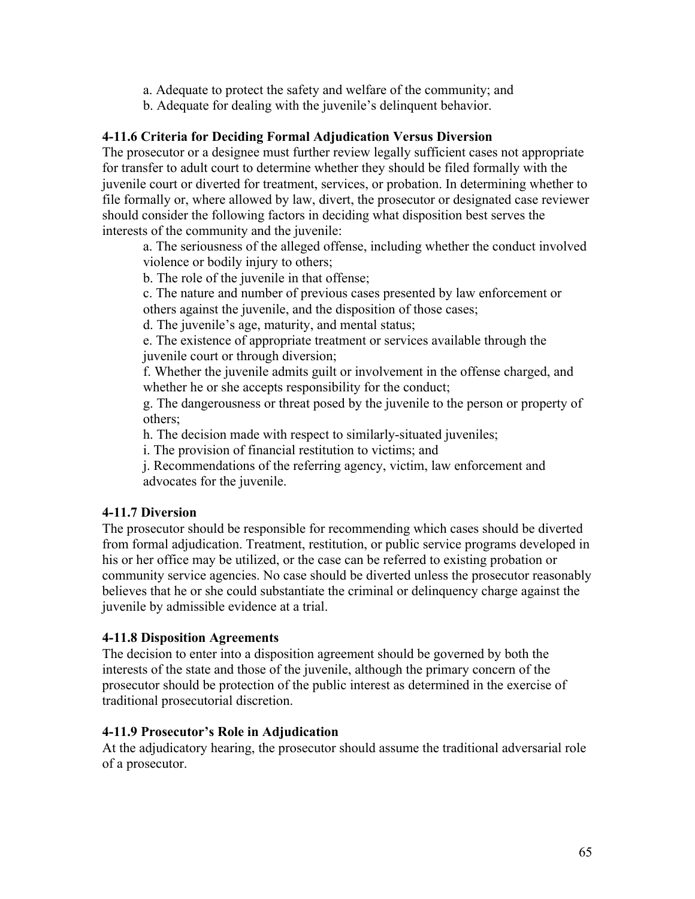a. Adequate to protect the safety and welfare of the community; and
b. Adequate for dealing with the juvenile's delinquent behavior.

**4-11.6 Criteria for Deciding Formal Adjudication Versus Diversion**

The prosecutor or a designee must further review legally sufficient cases not appropriate for transfer to adult court to determine whether they should be filed formally with the juvenile court or diverted for treatment, services, or probation. In determining whether to file formally or, where allowed by law, divert, the prosecutor or designated case reviewer should consider the following factors in deciding what disposition best serves the interests of the community and the juvenile:

a. The seriousness of the alleged offense, including whether the conduct involved violence or bodily injury to others;
b. The role of the juvenile in that offense;
c. The nature and number of previous cases presented by law enforcement or others against the juvenile, and the disposition of those cases;
d. The juvenile's age, maturity, and mental status;
e. The existence of appropriate treatment or services available through the juvenile court or through diversion;
f. Whether the juvenile admits guilt or involvement in the offense charged, and whether he or she accepts responsibility for the conduct;
g. The dangerousness or threat posed by the juvenile to the person or property of others;
h. The decision made with respect to similarly-situated juveniles;
i. The provision of financial restitution to victims; and
j. Recommendations of the referring agency, victim, law enforcement and advocates for the juvenile.

**4-11.7 Diversion**

The prosecutor should be responsible for recommending which cases should be diverted from formal adjudication. Treatment, restitution, or public service programs developed in his or her office may be utilized, or the case can be referred to existing probation or community service agencies. No case should be diverted unless the prosecutor reasonably believes that he or she could substantiate the criminal or delinquency charge against the juvenile by admissible evidence at a trial.

**4-11.8 Disposition Agreements**

The decision to enter into a disposition agreement should be governed by both the interests of the state and those of the juvenile, although the primary concern of the prosecutor should be protection of the public interest as determined in the exercise of traditional prosecutorial discretion.

**4-11.9 Prosecutor's Role in Adjudication**

At the adjudicatory hearing, the prosecutor should assume the traditional adversarial role of a prosecutor.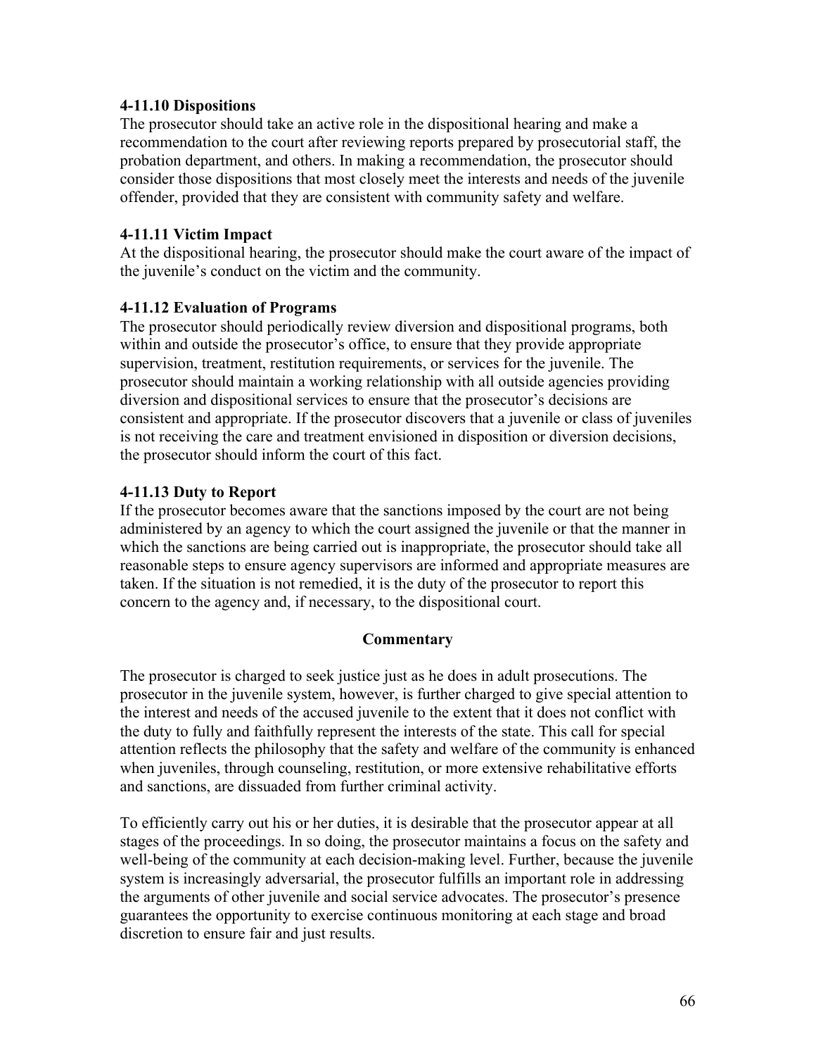#### 4-11.10 Dispositions

The prosecutor should take an active role in the dispositional hearing and make a recommendation to the court after reviewing reports prepared by prosecutorial staff, the probation department, and others. In making a recommendation, the prosecutor should consider those dispositions that most closely meet the interests and needs of the juvenile offender, provided that they are consistent with community safety and welfare.

#### 4-11.11 Victim Impact

At the dispositional hearing, the prosecutor should make the court aware of the impact of the juvenile's conduct on the victim and the community.

#### 4-11.12 Evaluation of Programs

The prosecutor should periodically review diversion and dispositional programs, both within and outside the prosecutor's office, to ensure that they provide appropriate supervision, treatment, restitution requirements, or services for the juvenile. The prosecutor should maintain a working relationship with all outside agencies providing diversion and dispositional services to ensure that the prosecutor's decisions are consistent and appropriate. If the prosecutor discovers that a juvenile or class of juveniles is not receiving the care and treatment envisioned in disposition or diversion decisions, the prosecutor should inform the court of this fact.

#### 4-11.13 Duty to Report

If the prosecutor becomes aware that the sanctions imposed by the court are not being administered by an agency to which the court assigned the juvenile or that the manner in which the sanctions are being carried out is inappropriate, the prosecutor should take all reasonable steps to ensure agency supervisors are informed and appropriate measures are taken. If the situation is not remedied, it is the duty of the prosecutor to report this concern to the agency and, if necessary, to the dispositional court.

**Commentary**

The prosecutor is charged to seek justice just as he does in adult prosecutions. The prosecutor in the juvenile system, however, is further charged to give special attention to the interest and needs of the accused juvenile to the extent that it does not conflict with the duty to fully and faithfully represent the interests of the state. This call for special attention reflects the philosophy that the safety and welfare of the community is enhanced when juveniles, through counseling, restitution, or more extensive rehabilitative efforts and sanctions, are dissuaded from further criminal activity.

To efficiently carry out his or her duties, it is desirable that the prosecutor appear at all stages of the proceedings. In so doing, the prosecutor maintains a focus on the safety and well-being of the community at each decision-making level. Further, because the juvenile system is increasingly adversarial, the prosecutor fulfills an important role in addressing the arguments of other juvenile and social service advocates. The prosecutor's presence guarantees the opportunity to exercise continuous monitoring at each stage and broad discretion to ensure fair and just results.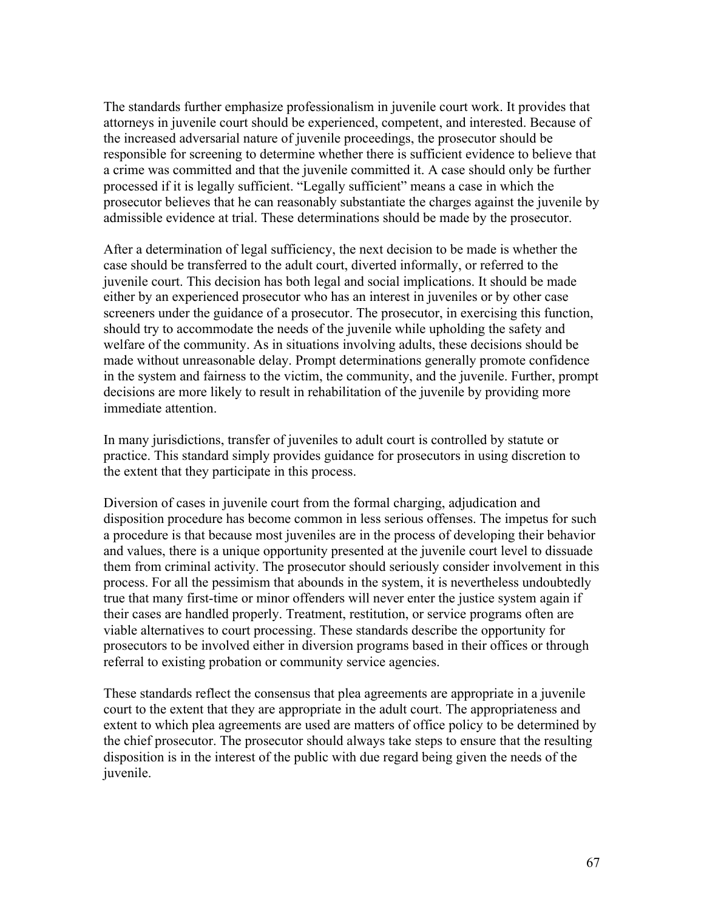The standards further emphasize professionalism in juvenile court work. It provides that attorneys in juvenile court should be experienced, competent, and interested. Because of the increased adversarial nature of juvenile proceedings, the prosecutor should be responsible for screening to determine whether there is sufficient evidence to believe that a crime was committed and that the juvenile committed it. A case should only be further processed if it is legally sufficient. "Legally sufficient" means a case in which the prosecutor believes that he can reasonably substantiate the charges against the juvenile by admissible evidence at trial. These determinations should be made by the prosecutor.

After a determination of legal sufficiency, the next decision to be made is whether the case should be transferred to the adult court, diverted informally, or referred to the juvenile court. This decision has both legal and social implications. It should be made either by an experienced prosecutor who has an interest in juveniles or by other case screeners under the guidance of a prosecutor. The prosecutor, in exercising this function, should try to accommodate the needs of the juvenile while upholding the safety and welfare of the community. As in situations involving adults, these decisions should be made without unreasonable delay. Prompt determinations generally promote confidence in the system and fairness to the victim, the community, and the juvenile. Further, prompt decisions are more likely to result in rehabilitation of the juvenile by providing more immediate attention.

In many jurisdictions, transfer of juveniles to adult court is controlled by statute or practice. This standard simply provides guidance for prosecutors in using discretion to the extent that they participate in this process.

Diversion of cases in juvenile court from the formal charging, adjudication and disposition procedure has become common in less serious offenses. The impetus for such a procedure is that because most juveniles are in the process of developing their behavior and values, there is a unique opportunity presented at the juvenile court level to dissuade them from criminal activity. The prosecutor should seriously consider involvement in this process. For all the pessimism that abounds in the system, it is nevertheless undoubtedly true that many first-time or minor offenders will never enter the justice system again if their cases are handled properly. Treatment, restitution, or service programs often are viable alternatives to court processing. These standards describe the opportunity for prosecutors to be involved either in diversion programs based in their offices or through referral to existing probation or community service agencies.

These standards reflect the consensus that plea agreements are appropriate in a juvenile court to the extent that they are appropriate in the adult court. The appropriateness and extent to which plea agreements are used are matters of office policy to be determined by the chief prosecutor. The prosecutor should always take steps to ensure that the resulting disposition is in the interest of the public with due regard being given the needs of the juvenile.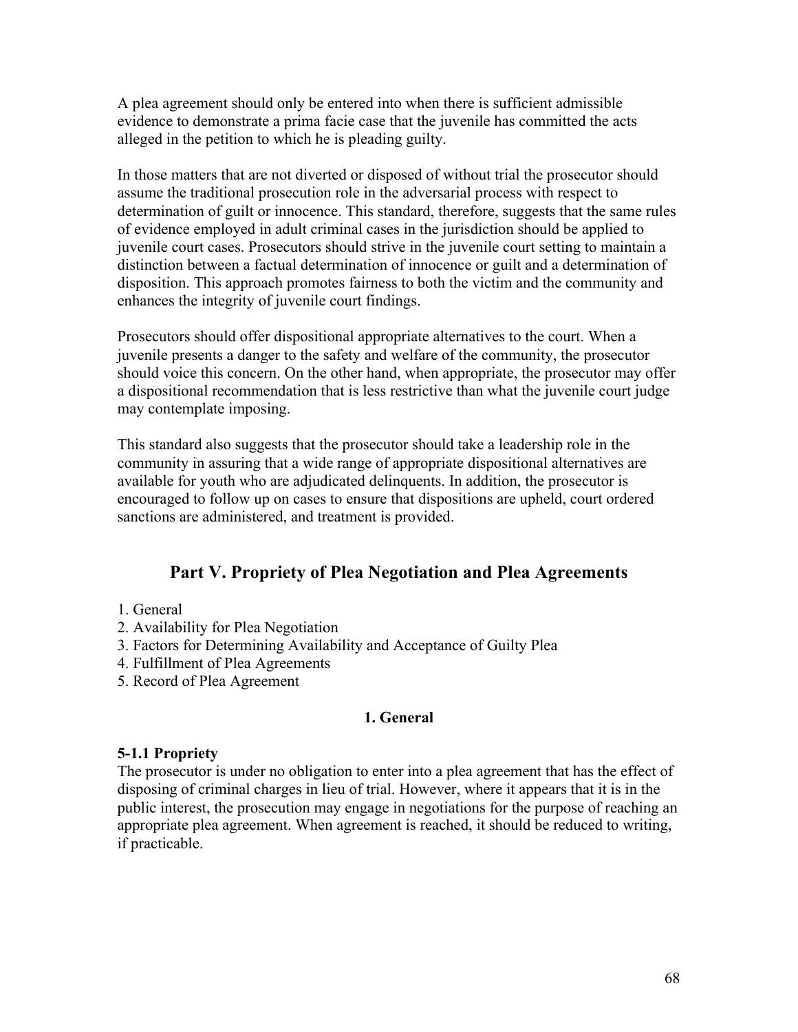A plea agreement should only be entered into when there is sufficient admissible evidence to demonstrate a prima facie case that the juvenile has committed the acts alleged in the petition to which he is pleading guilty.

In those matters that are not diverted or disposed of without trial the prosecutor should assume the traditional prosecution role in the adversarial process with respect to determination of guilt or innocence. This standard, therefore, suggests that the same rules of evidence employed in adult criminal cases in the jurisdiction should be applied to juvenile court cases. Prosecutors should strive in the juvenile court setting to maintain a distinction between a factual determination of innocence or guilt and a determination of disposition. This approach promotes fairness to both the victim and the community and enhances the integrity of juvenile court findings.

Prosecutors should offer dispositional appropriate alternatives to the court. When a juvenile presents a danger to the safety and welfare of the community, the prosecutor should voice this concern. On the other hand, when appropriate, the prosecutor may offer a dispositional recommendation that is less restrictive than what the juvenile court judge may contemplate imposing.

This standard also suggests that the prosecutor should take a leadership role in the community in assuring that a wide range of appropriate dispositional alternatives are available for youth who are adjudicated delinquents. In addition, the prosecutor is encouraged to follow up on cases to ensure that dispositions are upheld, court ordered sanctions are administered, and treatment is provided.

## Part V. Propriety of Plea Negotiation and Plea Agreements

1. General
2. Availability for Plea Negotiation
3. Factors for Determining Availability and Acceptance of Guilty Plea
4. Fulfillment of Plea Agreements
5. Record of Plea Agreement

### 1. General

**5-1.1 Propriety**

The prosecutor is under no obligation to enter into a plea agreement that has the effect of disposing of criminal charges in lieu of trial. However, where it appears that it is in the public interest, the prosecution may engage in negotiations for the purpose of reaching an appropriate plea agreement. When agreement is reached, it should be reduced to writing, if practicable.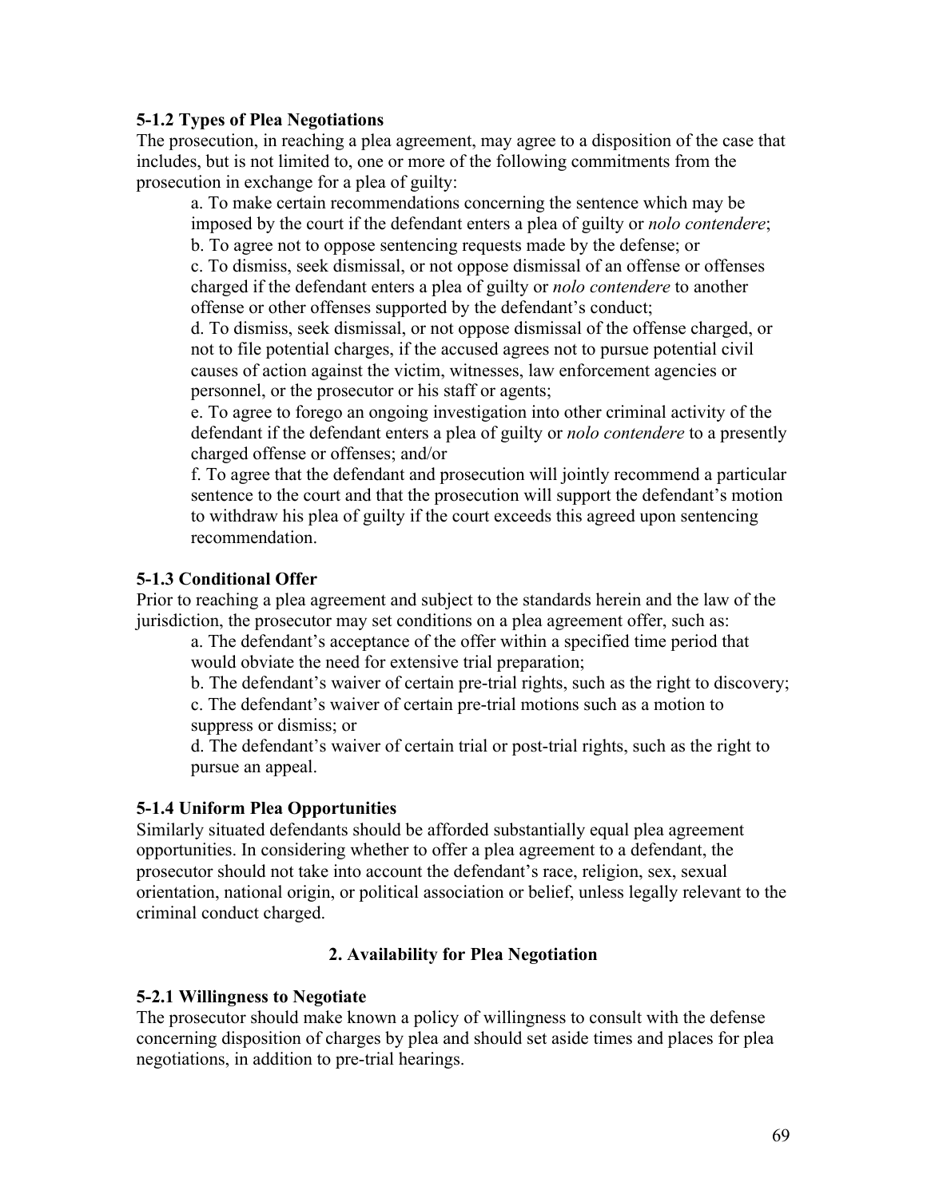**5-1.2 Types of Plea Negotiations**

The prosecution, in reaching a plea agreement, may agree to a disposition of the case that includes, but is not limited to, one or more of the following commitments from the prosecution in exchange for a plea of guilty:

a. To make certain recommendations concerning the sentence which may be imposed by the court if the defendant enters a plea of guilty or *nolo contendere*;

b. To agree not to oppose sentencing requests made by the defense; or

c. To dismiss, seek dismissal, or not oppose dismissal of an offense or offenses charged if the defendant enters a plea of guilty or *nolo contendere* to another offense or other offenses supported by the defendant's conduct;

d. To dismiss, seek dismissal, or not oppose dismissal of the offense charged, or not to file potential charges, if the accused agrees not to pursue potential civil causes of action against the victim, witnesses, law enforcement agencies or personnel, or the prosecutor or his staff or agents;

e. To agree to forego an ongoing investigation into other criminal activity of the defendant if the defendant enters a plea of guilty or *nolo contendere* to a presently charged offense or offenses; and/or

f. To agree that the defendant and prosecution will jointly recommend a particular sentence to the court and that the prosecution will support the defendant's motion to withdraw his plea of guilty if the court exceeds this agreed upon sentencing recommendation.

**5-1.3 Conditional Offer**

Prior to reaching a plea agreement and subject to the standards herein and the law of the jurisdiction, the prosecutor may set conditions on a plea agreement offer, such as:

a. The defendant's acceptance of the offer within a specified time period that would obviate the need for extensive trial preparation;

b. The defendant's waiver of certain pre-trial rights, such as the right to discovery;

c. The defendant's waiver of certain pre-trial motions such as a motion to suppress or dismiss; or

d. The defendant's waiver of certain trial or post-trial rights, such as the right to pursue an appeal.

**5-1.4 Uniform Plea Opportunities**

Similarly situated defendants should be afforded substantially equal plea agreement opportunities. In considering whether to offer a plea agreement to a defendant, the prosecutor should not take into account the defendant's race, religion, sex, sexual orientation, national origin, or political association or belief, unless legally relevant to the criminal conduct charged.

## 2. Availability for Plea Negotiation

**5-2.1 Willingness to Negotiate**

The prosecutor should make known a policy of willingness to consult with the defense concerning disposition of charges by plea and should set aside times and places for plea negotiations, in addition to pre-trial hearings.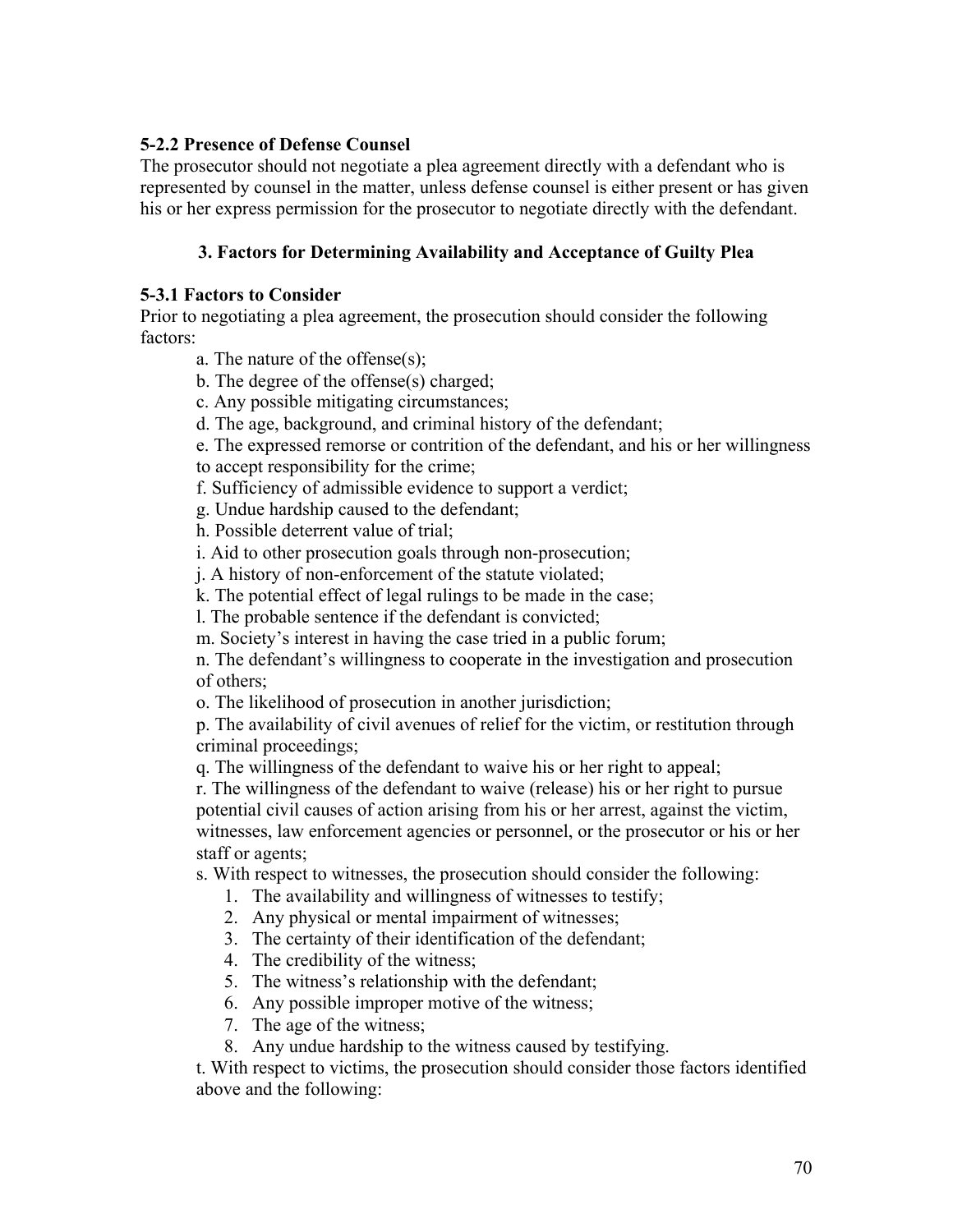**5-2.2 Presence of Defense Counsel**

The prosecutor should not negotiate a plea agreement directly with a defendant who is represented by counsel in the matter, unless defense counsel is either present or has given his or her express permission for the prosecutor to negotiate directly with the defendant.

### 3. Factors for Determining Availability and Acceptance of Guilty Plea

**5-3.1 Factors to Consider**

Prior to negotiating a plea agreement, the prosecution should consider the following factors:

a. The nature of the offense(s);

b. The degree of the offense(s) charged;

c. Any possible mitigating circumstances;

d. The age, background, and criminal history of the defendant;

e. The expressed remorse or contrition of the defendant, and his or her willingness to accept responsibility for the crime;

f. Sufficiency of admissible evidence to support a verdict;

g. Undue hardship caused to the defendant;

h. Possible deterrent value of trial;

i. Aid to other prosecution goals through non-prosecution;

j. A history of non-enforcement of the statute violated;

k. The potential effect of legal rulings to be made in the case;

l. The probable sentence if the defendant is convicted;

m. Society's interest in having the case tried in a public forum;

n. The defendant's willingness to cooperate in the investigation and prosecution of others;

o. The likelihood of prosecution in another jurisdiction;

p. The availability of civil avenues of relief for the victim, or restitution through criminal proceedings;

q. The willingness of the defendant to waive his or her right to appeal;

r. The willingness of the defendant to waive (release) his or her right to pursue potential civil causes of action arising from his or her arrest, against the victim, witnesses, law enforcement agencies or personnel, or the prosecutor or his or her staff or agents;

s. With respect to witnesses, the prosecution should consider the following:

1. The availability and willingness of witnesses to testify;
2. Any physical or mental impairment of witnesses;
3. The certainty of their identification of the defendant;
4. The credibility of the witness;
5. The witness's relationship with the defendant;
6. Any possible improper motive of the witness;
7. The age of the witness;
8. Any undue hardship to the witness caused by testifying.

t. With respect to victims, the prosecution should consider those factors identified above and the following: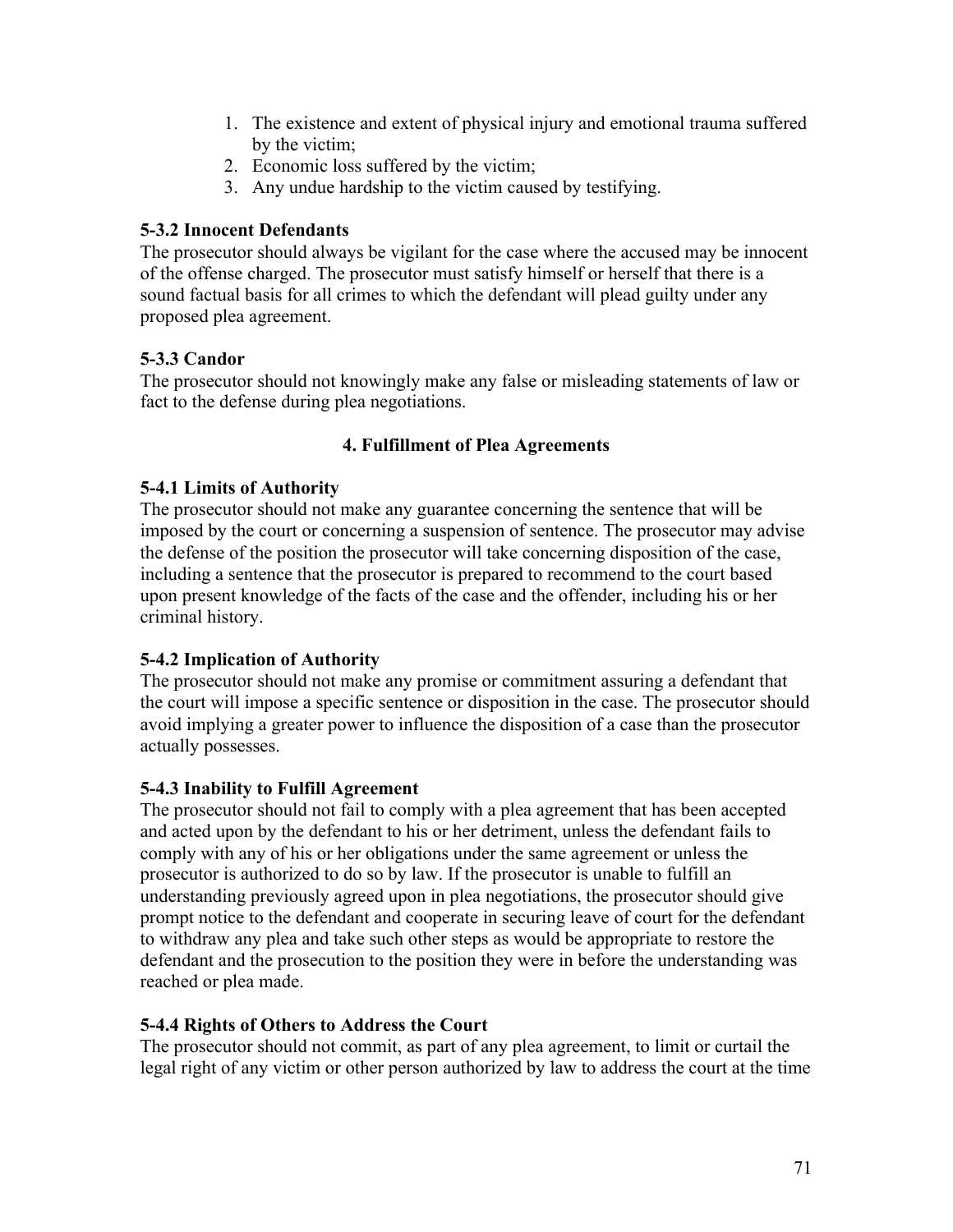1. The existence and extent of physical injury and emotional trauma suffered by the victim;
2. Economic loss suffered by the victim;
3. Any undue hardship to the victim caused by testifying.

**5-3.2 Innocent Defendants**
The prosecutor should always be vigilant for the case where the accused may be innocent of the offense charged. The prosecutor must satisfy himself or herself that there is a sound factual basis for all crimes to which the defendant will plead guilty under any proposed plea agreement.

**5-3.3 Candor**
The prosecutor should not knowingly make any false or misleading statements of law or fact to the defense during plea negotiations.

**4. Fulfillment of Plea Agreements**

**5-4.1 Limits of Authority**
The prosecutor should not make any guarantee concerning the sentence that will be imposed by the court or concerning a suspension of sentence. The prosecutor may advise the defense of the position the prosecutor will take concerning disposition of the case, including a sentence that the prosecutor is prepared to recommend to the court based upon present knowledge of the facts of the case and the offender, including his or her criminal history.

**5-4.2 Implication of Authority**
The prosecutor should not make any promise or commitment assuring a defendant that the court will impose a specific sentence or disposition in the case. The prosecutor should avoid implying a greater power to influence the disposition of a case than the prosecutor actually possesses.

**5-4.3 Inability to Fulfill Agreement**
The prosecutor should not fail to comply with a plea agreement that has been accepted and acted upon by the defendant to his or her detriment, unless the defendant fails to comply with any of his or her obligations under the same agreement or unless the prosecutor is authorized to do so by law. If the prosecutor is unable to fulfill an understanding previously agreed upon in plea negotiations, the prosecutor should give prompt notice to the defendant and cooperate in securing leave of court for the defendant to withdraw any plea and take such other steps as would be appropriate to restore the defendant and the prosecution to the position they were in before the understanding was reached or plea made.

**5-4.4 Rights of Others to Address the Court**
The prosecutor should not commit, as part of any plea agreement, to limit or curtail the legal right of any victim or other person authorized by law to address the court at the time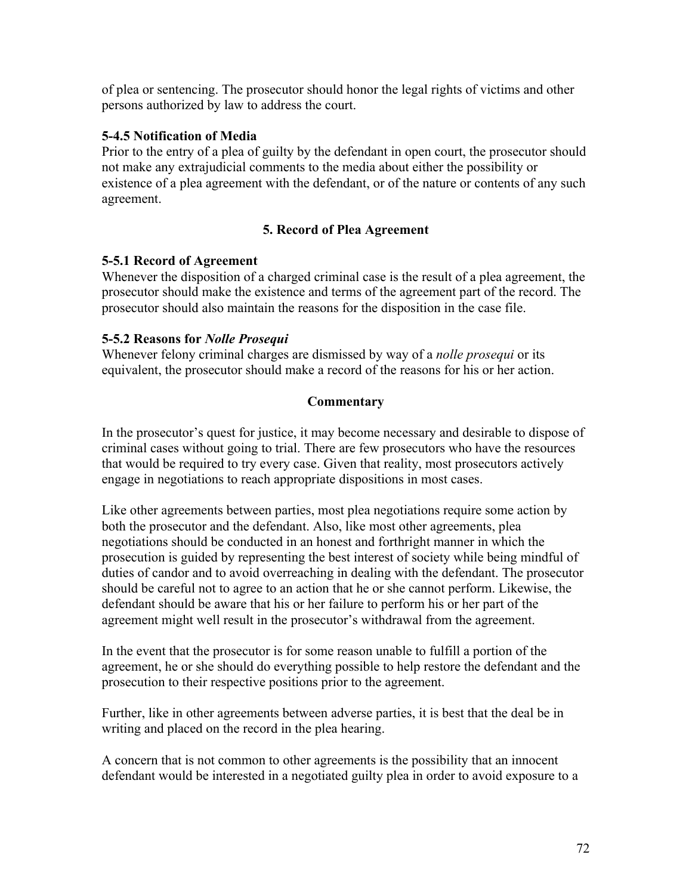of plea or sentencing. The prosecutor should honor the legal rights of victims and other persons authorized by law to address the court.

**5-4.5 Notification of Media**
Prior to the entry of a plea of guilty by the defendant in open court, the prosecutor should not make any extrajudicial comments to the media about either the possibility or existence of a plea agreement with the defendant, or of the nature or contents of any such agreement.

### 5. Record of Plea Agreement

**5-5.1 Record of Agreement**
Whenever the disposition of a charged criminal case is the result of a plea agreement, the prosecutor should make the existence and terms of the agreement part of the record. The prosecutor should also maintain the reasons for the disposition in the case file.

**5-5.2 Reasons for *Nolle Prosequi***
Whenever felony criminal charges are dismissed by way of a *nolle prosequi* or its equivalent, the prosecutor should make a record of the reasons for his or her action.

### Commentary

In the prosecutor's quest for justice, it may become necessary and desirable to dispose of criminal cases without going to trial. There are few prosecutors who have the resources that would be required to try every case. Given that reality, most prosecutors actively engage in negotiations to reach appropriate dispositions in most cases.

Like other agreements between parties, most plea negotiations require some action by both the prosecutor and the defendant. Also, like most other agreements, plea negotiations should be conducted in an honest and forthright manner in which the prosecution is guided by representing the best interest of society while being mindful of duties of candor and to avoid overreaching in dealing with the defendant. The prosecutor should be careful not to agree to an action that he or she cannot perform. Likewise, the defendant should be aware that his or her failure to perform his or her part of the agreement might well result in the prosecutor's withdrawal from the agreement.

In the event that the prosecutor is for some reason unable to fulfill a portion of the agreement, he or she should do everything possible to help restore the defendant and the prosecution to their respective positions prior to the agreement.

Further, like in other agreements between adverse parties, it is best that the deal be in writing and placed on the record in the plea hearing.

A concern that is not common to other agreements is the possibility that an innocent defendant would be interested in a negotiated guilty plea in order to avoid exposure to a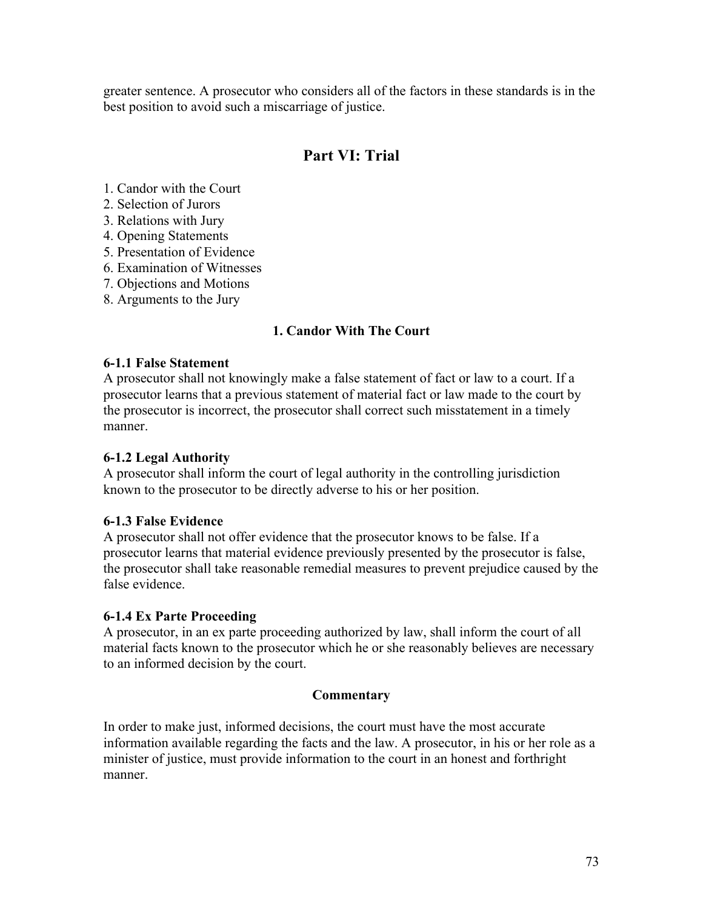greater sentence. A prosecutor who considers all of the factors in these standards is in the best position to avoid such a miscarriage of justice.

## Part VI: Trial

1. Candor with the Court
2. Selection of Jurors
3. Relations with Jury
4. Opening Statements
5. Presentation of Evidence
6. Examination of Witnesses
7. Objections and Motions
8. Arguments to the Jury

### 1. Candor With The Court

**6-1.1 False Statement**
A prosecutor shall not knowingly make a false statement of fact or law to a court. If a prosecutor learns that a previous statement of material fact or law made to the court by the prosecutor is incorrect, the prosecutor shall correct such misstatement in a timely manner.

**6-1.2 Legal Authority**
A prosecutor shall inform the court of legal authority in the controlling jurisdiction known to the prosecutor to be directly adverse to his or her position.

**6-1.3 False Evidence**
A prosecutor shall not offer evidence that the prosecutor knows to be false. If a prosecutor learns that material evidence previously presented by the prosecutor is false, the prosecutor shall take reasonable remedial measures to prevent prejudice caused by the false evidence.

**6-1.4 Ex Parte Proceeding**
A prosecutor, in an ex parte proceeding authorized by law, shall inform the court of all material facts known to the prosecutor which he or she reasonably believes are necessary to an informed decision by the court.

**Commentary**

In order to make just, informed decisions, the court must have the most accurate information available regarding the facts and the law. A prosecutor, in his or her role as a minister of justice, must provide information to the court in an honest and forthright manner.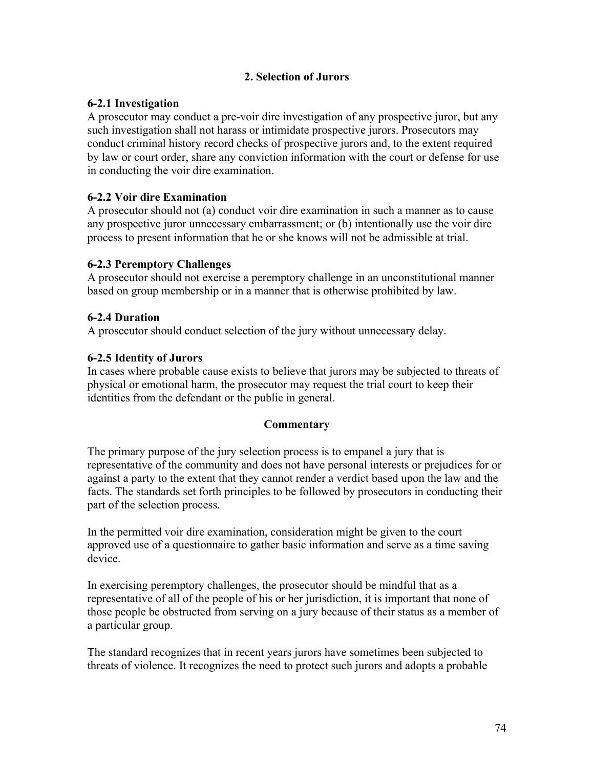## 2. Selection of Jurors

### 6-2.1 Investigation

A prosecutor may conduct a pre-voir dire investigation of any prospective juror, but any such investigation shall not harass or intimidate prospective jurors. Prosecutors may conduct criminal history record checks of prospective jurors and, to the extent required by law or court order, share any conviction information with the court or defense for use in conducting the voir dire examination.

### 6-2.2 Voir dire Examination

A prosecutor should not (a) conduct voir dire examination in such a manner as to cause any prospective juror unnecessary embarrassment; or (b) intentionally use the voir dire process to present information that he or she knows will not be admissible at trial.

### 6-2.3 Peremptory Challenges

A prosecutor should not exercise a peremptory challenge in an unconstitutional manner based on group membership or in a manner that is otherwise prohibited by law.

### 6-2.4 Duration

A prosecutor should conduct selection of the jury without unnecessary delay.

### 6-2.5 Identity of Jurors

In cases where probable cause exists to believe that jurors may be subjected to threats of physical or emotional harm, the prosecutor may request the trial court to keep their identities from the defendant or the public in general.

#### Commentary

The primary purpose of the jury selection process is to empanel a jury that is representative of the community and does not have personal interests or prejudices for or against a party to the extent that they cannot render a verdict based upon the law and the facts. The standards set forth principles to be followed by prosecutors in conducting their part of the selection process.

In the permitted voir dire examination, consideration might be given to the court approved use of a questionnaire to gather basic information and serve as a time saving device.

In exercising peremptory challenges, the prosecutor should be mindful that as a representative of all of the people of his or her jurisdiction, it is important that none of those people be obstructed from serving on a jury because of their status as a member of a particular group.

The standard recognizes that in recent years jurors have sometimes been subjected to threats of violence. It recognizes the need to protect such jurors and adopts a probable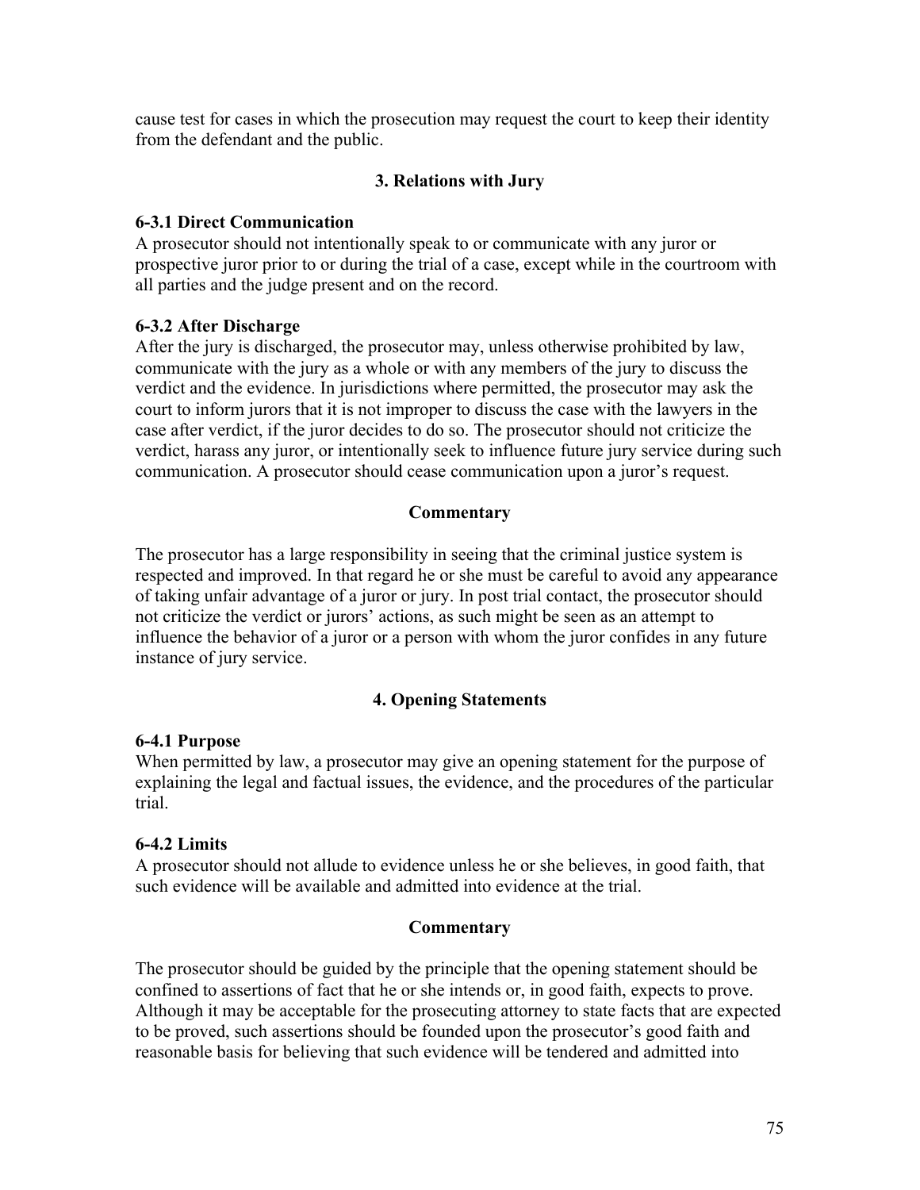cause test for cases in which the prosecution may request the court to keep their identity from the defendant and the public.

### 3. Relations with Jury

**6-3.1 Direct Communication**
A prosecutor should not intentionally speak to or communicate with any juror or prospective juror prior to or during the trial of a case, except while in the courtroom with all parties and the judge present and on the record.

**6-3.2 After Discharge**
After the jury is discharged, the prosecutor may, unless otherwise prohibited by law, communicate with the jury as a whole or with any members of the jury to discuss the verdict and the evidence. In jurisdictions where permitted, the prosecutor may ask the court to inform jurors that it is not improper to discuss the case with the lawyers in the case after verdict, if the juror decides to do so. The prosecutor should not criticize the verdict, harass any juror, or intentionally seek to influence future jury service during such communication. A prosecutor should cease communication upon a juror's request.

**Commentary**

The prosecutor has a large responsibility in seeing that the criminal justice system is respected and improved. In that regard he or she must be careful to avoid any appearance of taking unfair advantage of a juror or jury. In post trial contact, the prosecutor should not criticize the verdict or jurors' actions, as such might be seen as an attempt to influence the behavior of a juror or a person with whom the juror confides in any future instance of jury service.

### 4. Opening Statements

**6-4.1 Purpose**
When permitted by law, a prosecutor may give an opening statement for the purpose of explaining the legal and factual issues, the evidence, and the procedures of the particular trial.

**6-4.2 Limits**
A prosecutor should not allude to evidence unless he or she believes, in good faith, that such evidence will be available and admitted into evidence at the trial.

**Commentary**

The prosecutor should be guided by the principle that the opening statement should be confined to assertions of fact that he or she intends or, in good faith, expects to prove. Although it may be acceptable for the prosecuting attorney to state facts that are expected to be proved, such assertions should be founded upon the prosecutor's good faith and reasonable basis for believing that such evidence will be tendered and admitted into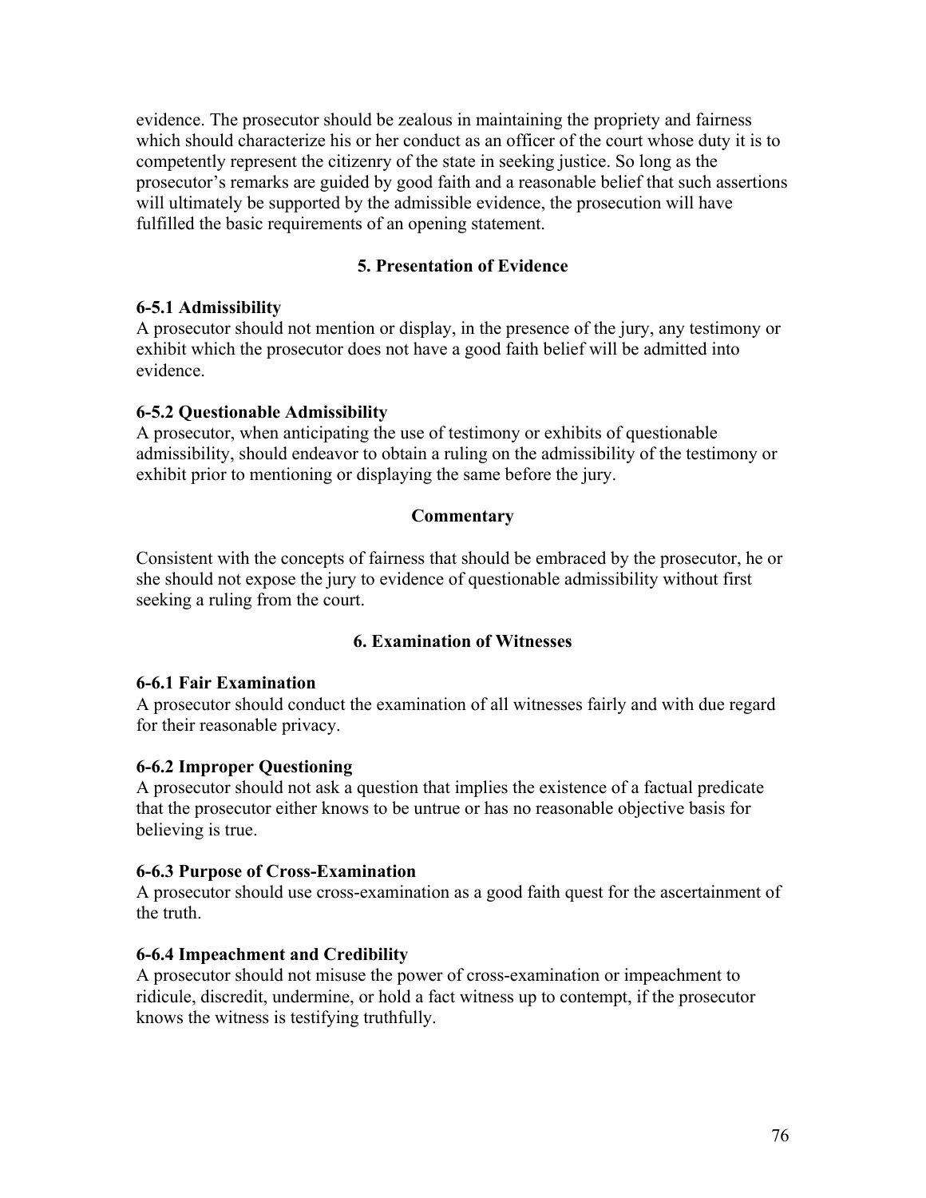evidence. The prosecutor should be zealous in maintaining the propriety and fairness which should characterize his or her conduct as an officer of the court whose duty it is to competently represent the citizenry of the state in seeking justice. So long as the prosecutor's remarks are guided by good faith and a reasonable belief that such assertions will ultimately be supported by the admissible evidence, the prosecution will have fulfilled the basic requirements of an opening statement.

## 5. Presentation of Evidence

**6-5.1 Admissibility**
A prosecutor should not mention or display, in the presence of the jury, any testimony or exhibit which the prosecutor does not have a good faith belief will be admitted into evidence.

**6-5.2 Questionable Admissibility**
A prosecutor, when anticipating the use of testimony or exhibits of questionable admissibility, should endeavor to obtain a ruling on the admissibility of the testimony or exhibit prior to mentioning or displaying the same before the jury.

**Commentary**

Consistent with the concepts of fairness that should be embraced by the prosecutor, he or she should not expose the jury to evidence of questionable admissibility without first seeking a ruling from the court.

## 6. Examination of Witnesses

**6-6.1 Fair Examination**
A prosecutor should conduct the examination of all witnesses fairly and with due regard for their reasonable privacy.

**6-6.2 Improper Questioning**
A prosecutor should not ask a question that implies the existence of a factual predicate that the prosecutor either knows to be untrue or has no reasonable objective basis for believing is true.

**6-6.3 Purpose of Cross-Examination**
A prosecutor should use cross-examination as a good faith quest for the ascertainment of the truth.

**6-6.4 Impeachment and Credibility**
A prosecutor should not misuse the power of cross-examination or impeachment to ridicule, discredit, undermine, or hold a fact witness up to contempt, if the prosecutor knows the witness is testifying truthfully.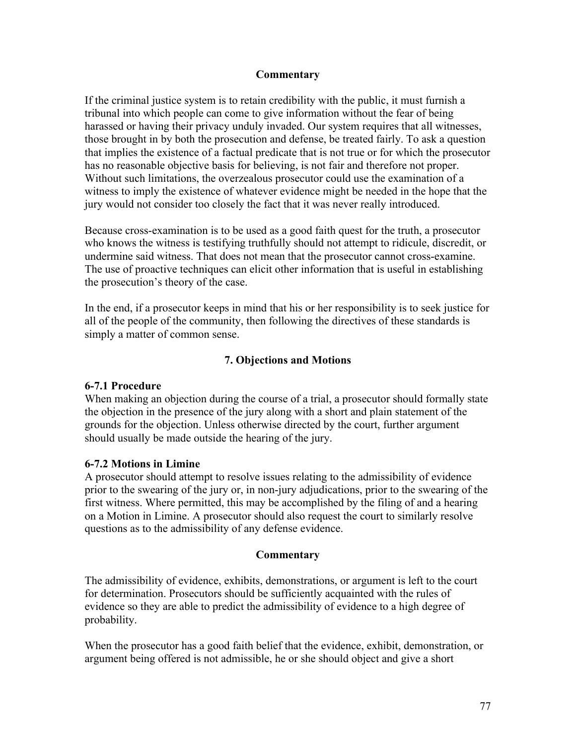### Commentary

If the criminal justice system is to retain credibility with the public, it must furnish a tribunal into which people can come to give information without the fear of being harassed or having their privacy unduly invaded. Our system requires that all witnesses, those brought in by both the prosecution and defense, be treated fairly. To ask a question that implies the existence of a factual predicate that is not true or for which the prosecutor has no reasonable objective basis for believing, is not fair and therefore not proper. Without such limitations, the overzealous prosecutor could use the examination of a witness to imply the existence of whatever evidence might be needed in the hope that the jury would not consider too closely the fact that it was never really introduced.

Because cross-examination is to be used as a good faith quest for the truth, a prosecutor who knows the witness is testifying truthfully should not attempt to ridicule, discredit, or undermine said witness. That does not mean that the prosecutor cannot cross-examine. The use of proactive techniques can elicit other information that is useful in establishing the prosecution's theory of the case.

In the end, if a prosecutor keeps in mind that his or her responsibility is to seek justice for all of the people of the community, then following the directives of these standards is simply a matter of common sense.

## 7. Objections and Motions

**6-7.1 Procedure**
When making an objection during the course of a trial, a prosecutor should formally state the objection in the presence of the jury along with a short and plain statement of the grounds for the objection. Unless otherwise directed by the court, further argument should usually be made outside the hearing of the jury.

**6-7.2 Motions in Limine**
A prosecutor should attempt to resolve issues relating to the admissibility of evidence prior to the swearing of the jury or, in non-jury adjudications, prior to the swearing of the first witness. Where permitted, this may be accomplished by the filing of and a hearing on a Motion in Limine. A prosecutor should also request the court to similarly resolve questions as to the admissibility of any defense evidence.

### Commentary

The admissibility of evidence, exhibits, demonstrations, or argument is left to the court for determination. Prosecutors should be sufficiently acquainted with the rules of evidence so they are able to predict the admissibility of evidence to a high degree of probability.

When the prosecutor has a good faith belief that the evidence, exhibit, demonstration, or argument being offered is not admissible, he or she should object and give a short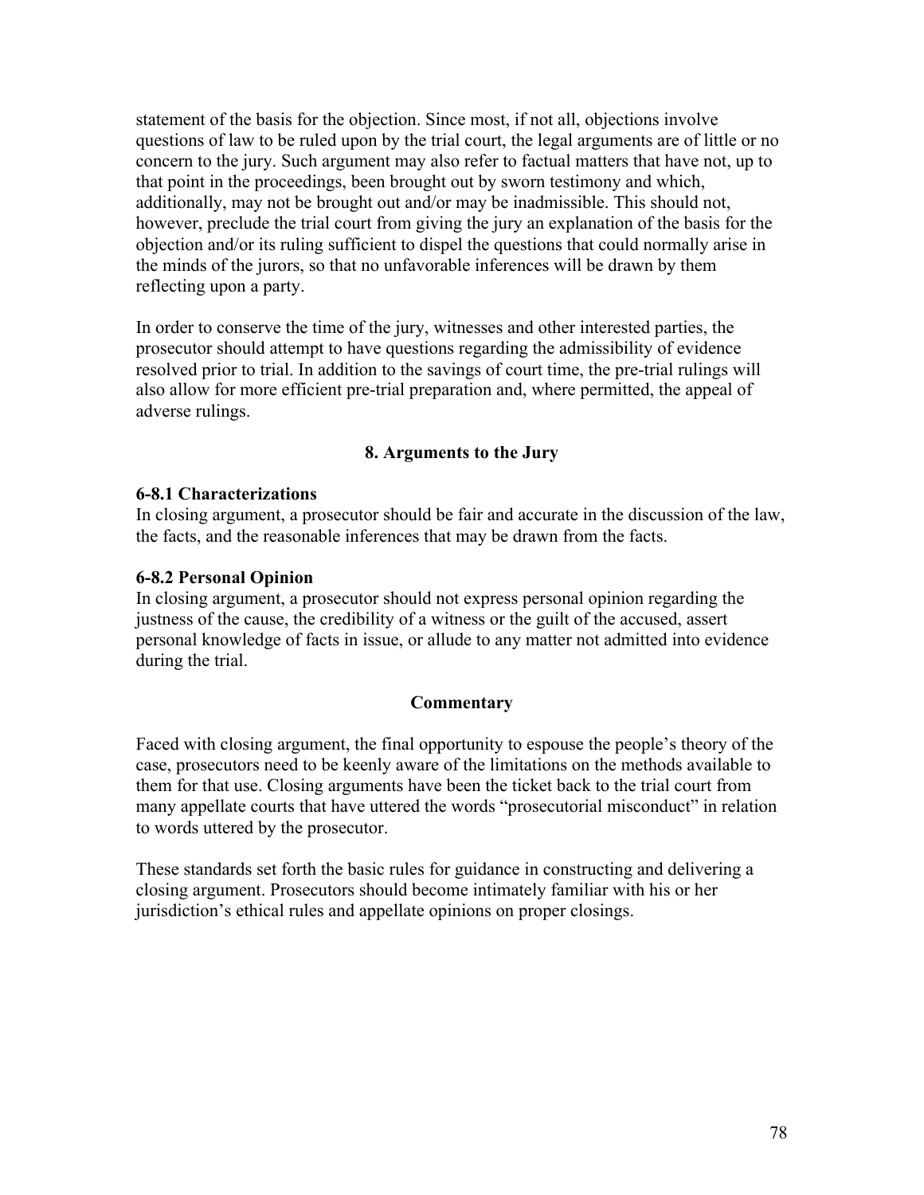statement of the basis for the objection. Since most, if not all, objections involve questions of law to be ruled upon by the trial court, the legal arguments are of little or no concern to the jury. Such argument may also refer to factual matters that have not, up to that point in the proceedings, been brought out by sworn testimony and which, additionally, may not be brought out and/or may be inadmissible. This should not, however, preclude the trial court from giving the jury an explanation of the basis for the objection and/or its ruling sufficient to dispel the questions that could normally arise in the minds of the jurors, so that no unfavorable inferences will be drawn by them reflecting upon a party.

In order to conserve the time of the jury, witnesses and other interested parties, the prosecutor should attempt to have questions regarding the admissibility of evidence resolved prior to trial. In addition to the savings of court time, the pre-trial rulings will also allow for more efficient pre-trial preparation and, where permitted, the appeal of adverse rulings.

## 8. Arguments to the Jury

### 6-8.1 Characterizations

In closing argument, a prosecutor should be fair and accurate in the discussion of the law, the facts, and the reasonable inferences that may be drawn from the facts.

### 6-8.2 Personal Opinion

In closing argument, a prosecutor should not express personal opinion regarding the justness of the cause, the credibility of a witness or the guilt of the accused, assert personal knowledge of facts in issue, or allude to any matter not admitted into evidence during the trial.

**Commentary**

Faced with closing argument, the final opportunity to espouse the people's theory of the case, prosecutors need to be keenly aware of the limitations on the methods available to them for that use. Closing arguments have been the ticket back to the trial court from many appellate courts that have uttered the words "prosecutorial misconduct" in relation to words uttered by the prosecutor.

These standards set forth the basic rules for guidance in constructing and delivering a closing argument. Prosecutors should become intimately familiar with his or her jurisdiction's ethical rules and appellate opinions on proper closings.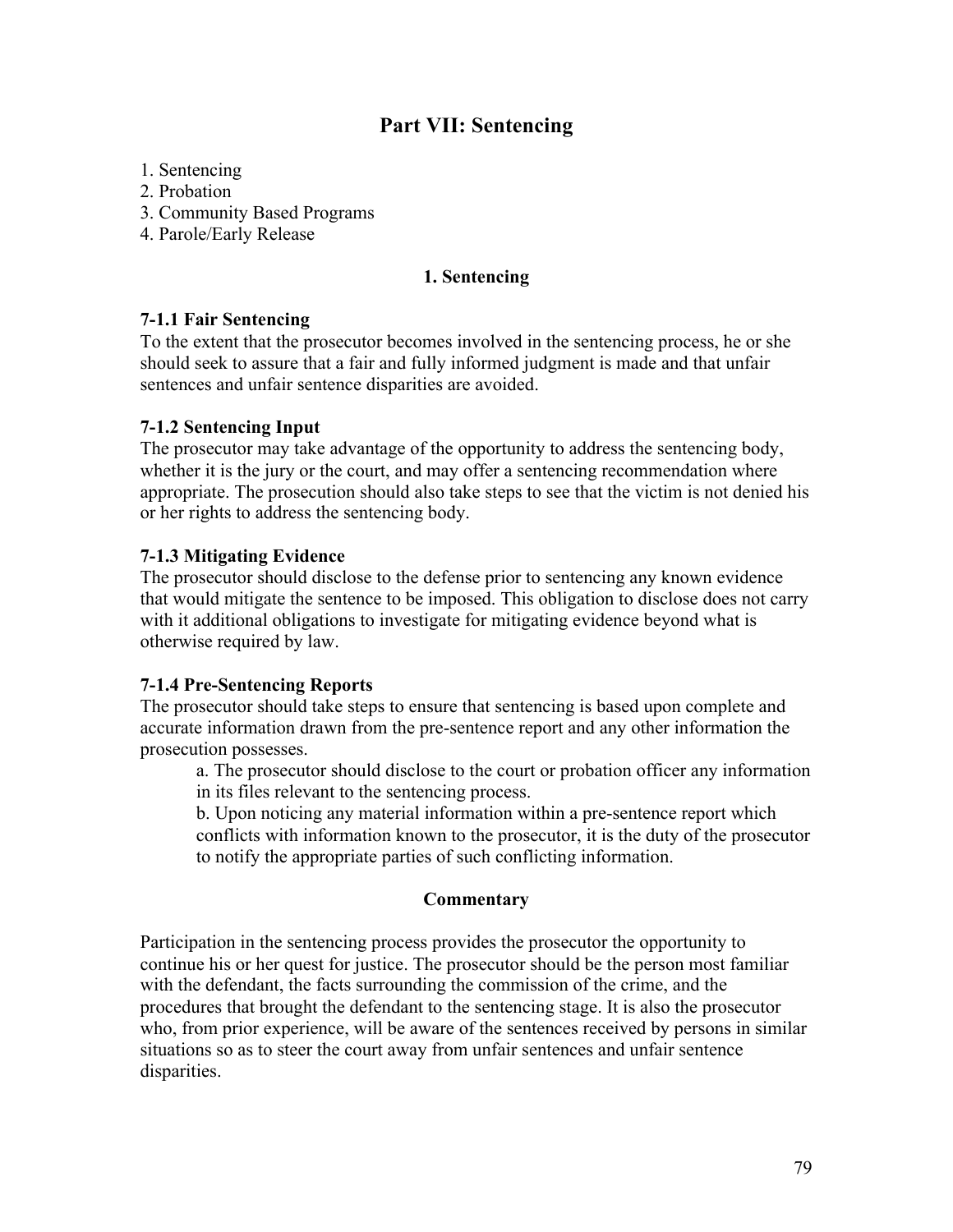# Part VII: Sentencing

1. Sentencing
2. Probation
3. Community Based Programs
4. Parole/Early Release

## 1. Sentencing

### 7-1.1 Fair Sentencing

To the extent that the prosecutor becomes involved in the sentencing process, he or she should seek to assure that a fair and fully informed judgment is made and that unfair sentences and unfair sentence disparities are avoided.

### 7-1.2 Sentencing Input

The prosecutor may take advantage of the opportunity to address the sentencing body, whether it is the jury or the court, and may offer a sentencing recommendation where appropriate. The prosecution should also take steps to see that the victim is not denied his or her rights to address the sentencing body.

### 7-1.3 Mitigating Evidence

The prosecutor should disclose to the defense prior to sentencing any known evidence that would mitigate the sentence to be imposed. This obligation to disclose does not carry with it additional obligations to investigate for mitigating evidence beyond what is otherwise required by law.

### 7-1.4 Pre-Sentencing Reports

The prosecutor should take steps to ensure that sentencing is based upon complete and accurate information drawn from the pre-sentence report and any other information the prosecution possesses.

a. The prosecutor should disclose to the court or probation officer any information in its files relevant to the sentencing process.

b. Upon noticing any material information within a pre-sentence report which conflicts with information known to the prosecutor, it is the duty of the prosecutor to notify the appropriate parties of such conflicting information.

#### Commentary

Participation in the sentencing process provides the prosecutor the opportunity to continue his or her quest for justice. The prosecutor should be the person most familiar with the defendant, the facts surrounding the commission of the crime, and the procedures that brought the defendant to the sentencing stage. It is also the prosecutor who, from prior experience, will be aware of the sentences received by persons in similar situations so as to steer the court away from unfair sentences and unfair sentence disparities.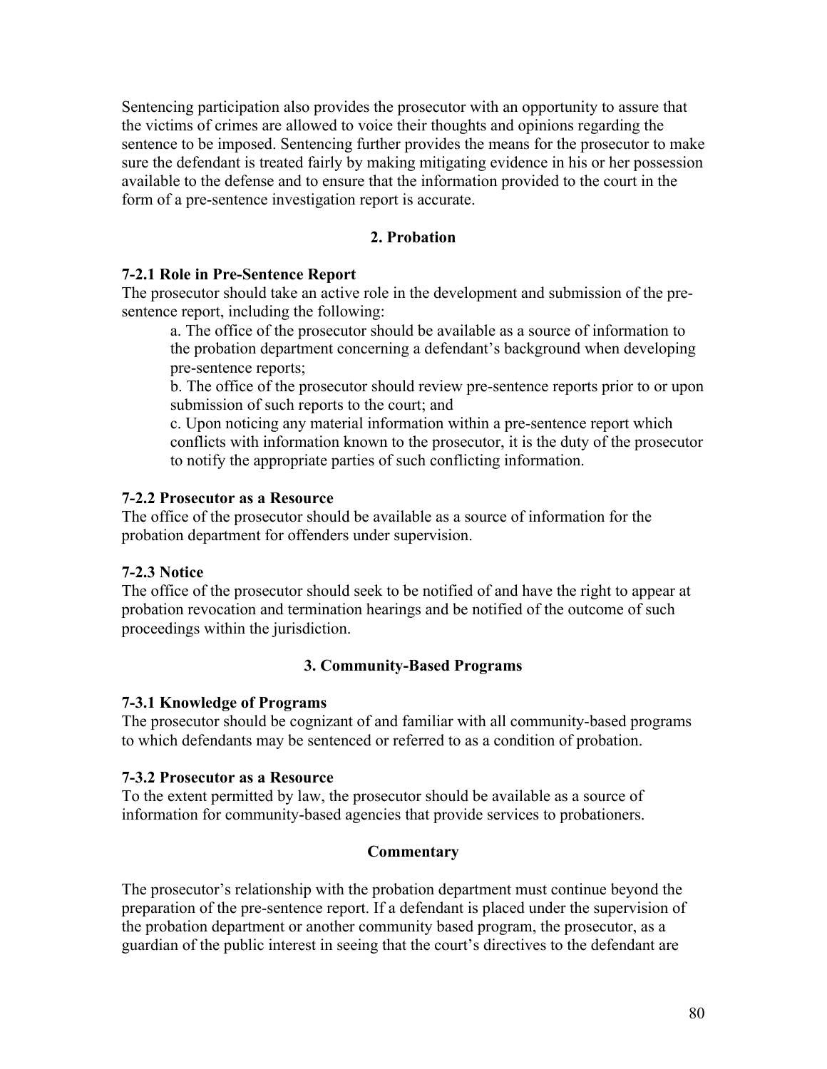Sentencing participation also provides the prosecutor with an opportunity to assure that the victims of crimes are allowed to voice their thoughts and opinions regarding the sentence to be imposed. Sentencing further provides the means for the prosecutor to make sure the defendant is treated fairly by making mitigating evidence in his or her possession available to the defense and to ensure that the information provided to the court in the form of a pre-sentence investigation report is accurate.

## 2. Probation

### 7-2.1 Role in Pre-Sentence Report

The prosecutor should take an active role in the development and submission of the pre-sentence report, including the following:

a. The office of the prosecutor should be available as a source of information to the probation department concerning a defendant's background when developing pre-sentence reports;

b. The office of the prosecutor should review pre-sentence reports prior to or upon submission of such reports to the court; and

c. Upon noticing any material information within a pre-sentence report which conflicts with information known to the prosecutor, it is the duty of the prosecutor to notify the appropriate parties of such conflicting information.

### 7-2.2 Prosecutor as a Resource

The office of the prosecutor should be available as a source of information for the probation department for offenders under supervision.

### 7-2.3 Notice

The office of the prosecutor should seek to be notified of and have the right to appear at probation revocation and termination hearings and be notified of the outcome of such proceedings within the jurisdiction.

## 3. Community-Based Programs

### 7-3.1 Knowledge of Programs

The prosecutor should be cognizant of and familiar with all community-based programs to which defendants may be sentenced or referred to as a condition of probation.

### 7-3.2 Prosecutor as a Resource

To the extent permitted by law, the prosecutor should be available as a source of information for community-based agencies that provide services to probationers.

## Commentary

The prosecutor's relationship with the probation department must continue beyond the preparation of the pre-sentence report. If a defendant is placed under the supervision of the probation department or another community based program, the prosecutor, as a guardian of the public interest in seeing that the court's directives to the defendant are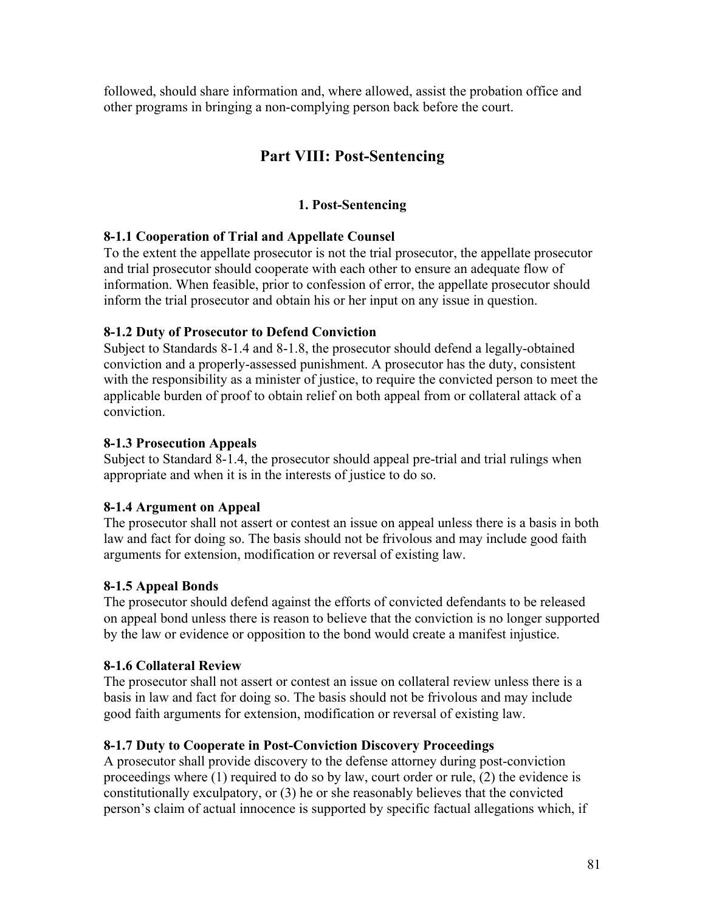followed, should share information and, where allowed, assist the probation office and other programs in bringing a non-complying person back before the court.

# Part VIII: Post-Sentencing

## 1. Post-Sentencing

**8-1.1 Cooperation of Trial and Appellate Counsel**
To the extent the appellate prosecutor is not the trial prosecutor, the appellate prosecutor and trial prosecutor should cooperate with each other to ensure an adequate flow of information. When feasible, prior to confession of error, the appellate prosecutor should inform the trial prosecutor and obtain his or her input on any issue in question.

**8-1.2 Duty of Prosecutor to Defend Conviction**
Subject to Standards 8-1.4 and 8-1.8, the prosecutor should defend a legally-obtained conviction and a properly-assessed punishment. A prosecutor has the duty, consistent with the responsibility as a minister of justice, to require the convicted person to meet the applicable burden of proof to obtain relief on both appeal from or collateral attack of a conviction.

**8-1.3 Prosecution Appeals**
Subject to Standard 8-1.4, the prosecutor should appeal pre-trial and trial rulings when appropriate and when it is in the interests of justice to do so.

**8-1.4 Argument on Appeal**
The prosecutor shall not assert or contest an issue on appeal unless there is a basis in both law and fact for doing so. The basis should not be frivolous and may include good faith arguments for extension, modification or reversal of existing law.

**8-1.5 Appeal Bonds**
The prosecutor should defend against the efforts of convicted defendants to be released on appeal bond unless there is reason to believe that the conviction is no longer supported by the law or evidence or opposition to the bond would create a manifest injustice.

**8-1.6 Collateral Review**
The prosecutor shall not assert or contest an issue on collateral review unless there is a basis in law and fact for doing so. The basis should not be frivolous and may include good faith arguments for extension, modification or reversal of existing law.

**8-1.7 Duty to Cooperate in Post-Conviction Discovery Proceedings**
A prosecutor shall provide discovery to the defense attorney during post-conviction proceedings where (1) required to do so by law, court order or rule, (2) the evidence is constitutionally exculpatory, or (3) he or she reasonably believes that the convicted person's claim of actual innocence is supported by specific factual allegations which, if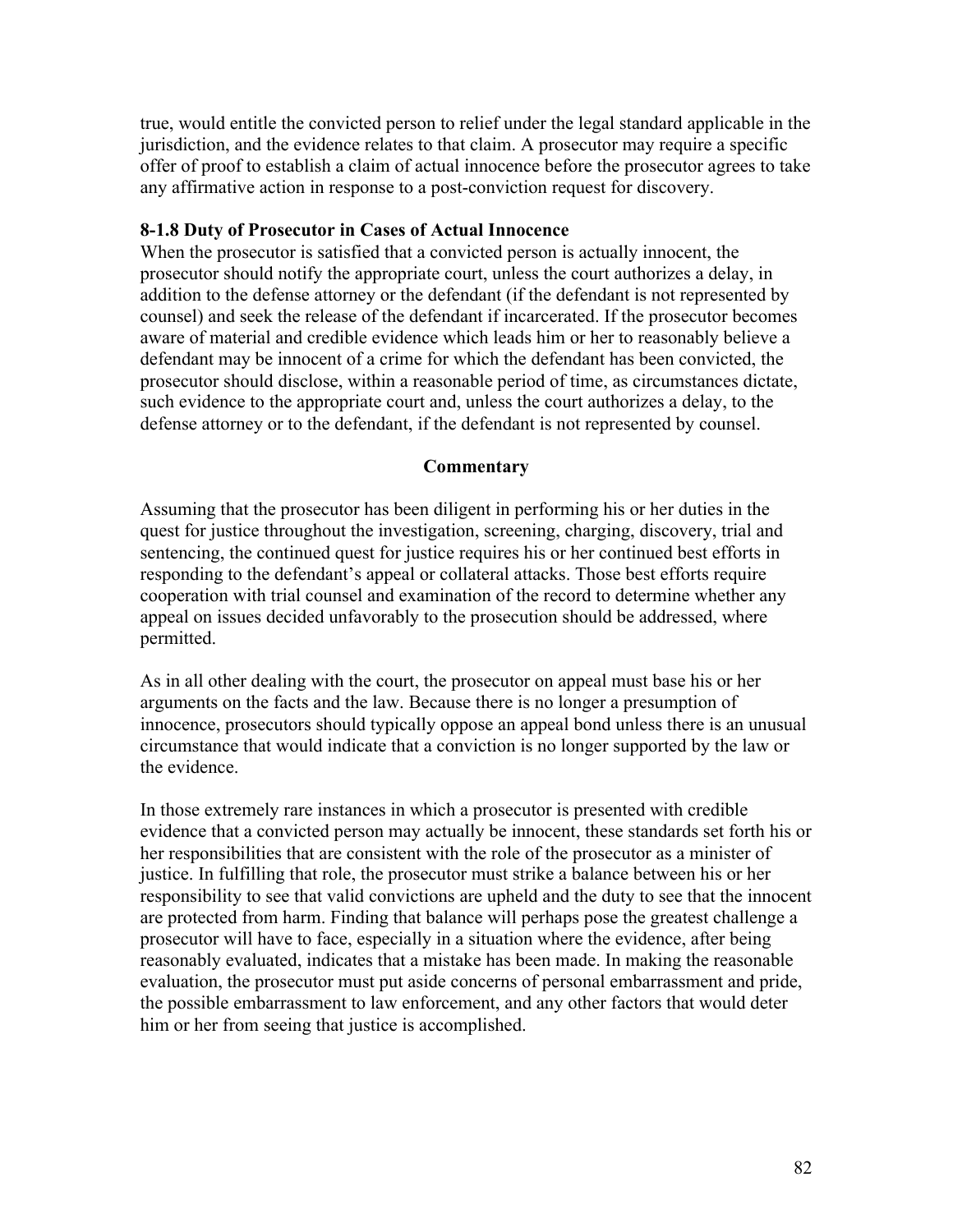true, would entitle the convicted person to relief under the legal standard applicable in the jurisdiction, and the evidence relates to that claim. A prosecutor may require a specific offer of proof to establish a claim of actual innocence before the prosecutor agrees to take any affirmative action in response to a post-conviction request for discovery.

**8-1.8 Duty of Prosecutor in Cases of Actual Innocence**

When the prosecutor is satisfied that a convicted person is actually innocent, the prosecutor should notify the appropriate court, unless the court authorizes a delay, in addition to the defense attorney or the defendant (if the defendant is not represented by counsel) and seek the release of the defendant if incarcerated. If the prosecutor becomes aware of material and credible evidence which leads him or her to reasonably believe a defendant may be innocent of a crime for which the defendant has been convicted, the prosecutor should disclose, within a reasonable period of time, as circumstances dictate, such evidence to the appropriate court and, unless the court authorizes a delay, to the defense attorney or to the defendant, if the defendant is not represented by counsel.

**Commentary**

Assuming that the prosecutor has been diligent in performing his or her duties in the quest for justice throughout the investigation, screening, charging, discovery, trial and sentencing, the continued quest for justice requires his or her continued best efforts in responding to the defendant's appeal or collateral attacks. Those best efforts require cooperation with trial counsel and examination of the record to determine whether any appeal on issues decided unfavorably to the prosecution should be addressed, where permitted.

As in all other dealing with the court, the prosecutor on appeal must base his or her arguments on the facts and the law. Because there is no longer a presumption of innocence, prosecutors should typically oppose an appeal bond unless there is an unusual circumstance that would indicate that a conviction is no longer supported by the law or the evidence.

In those extremely rare instances in which a prosecutor is presented with credible evidence that a convicted person may actually be innocent, these standards set forth his or her responsibilities that are consistent with the role of the prosecutor as a minister of justice. In fulfilling that role, the prosecutor must strike a balance between his or her responsibility to see that valid convictions are upheld and the duty to see that the innocent are protected from harm. Finding that balance will perhaps pose the greatest challenge a prosecutor will have to face, especially in a situation where the evidence, after being reasonably evaluated, indicates that a mistake has been made. In making the reasonable evaluation, the prosecutor must put aside concerns of personal embarrassment and pride, the possible embarrassment to law enforcement, and any other factors that would deter him or her from seeing that justice is accomplished.